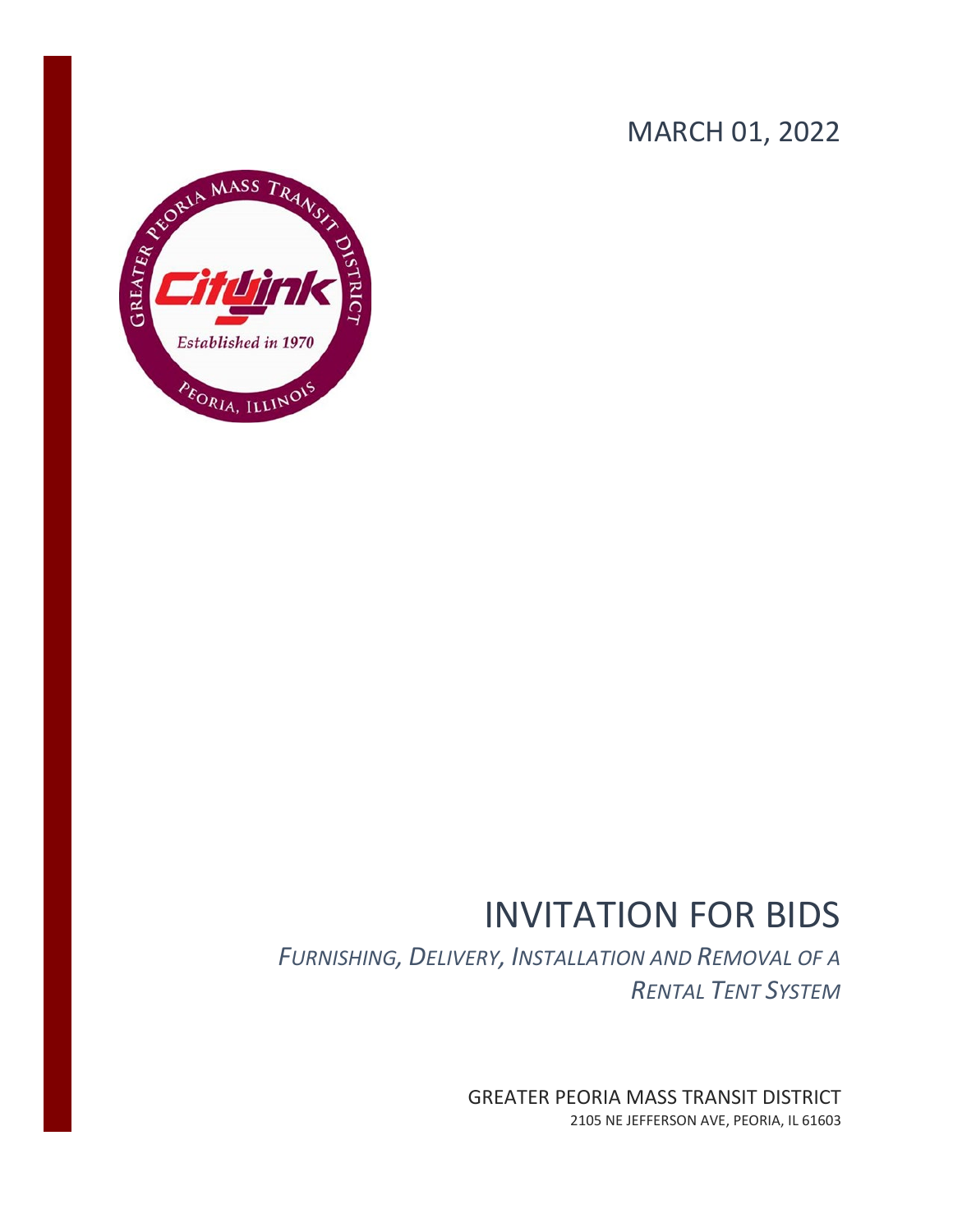MARCH 01, 2022

# INVITATION FOR BIDS

*FURNISHING, DELIVERY, INSTALLATION AND REMOVAL OF A RENTAL TENT SYSTEM*

GREATER PEORIA MASS TRANSIT DISTRICT

2105 NE JEFFERSON AVE, PEORIA, IL 61603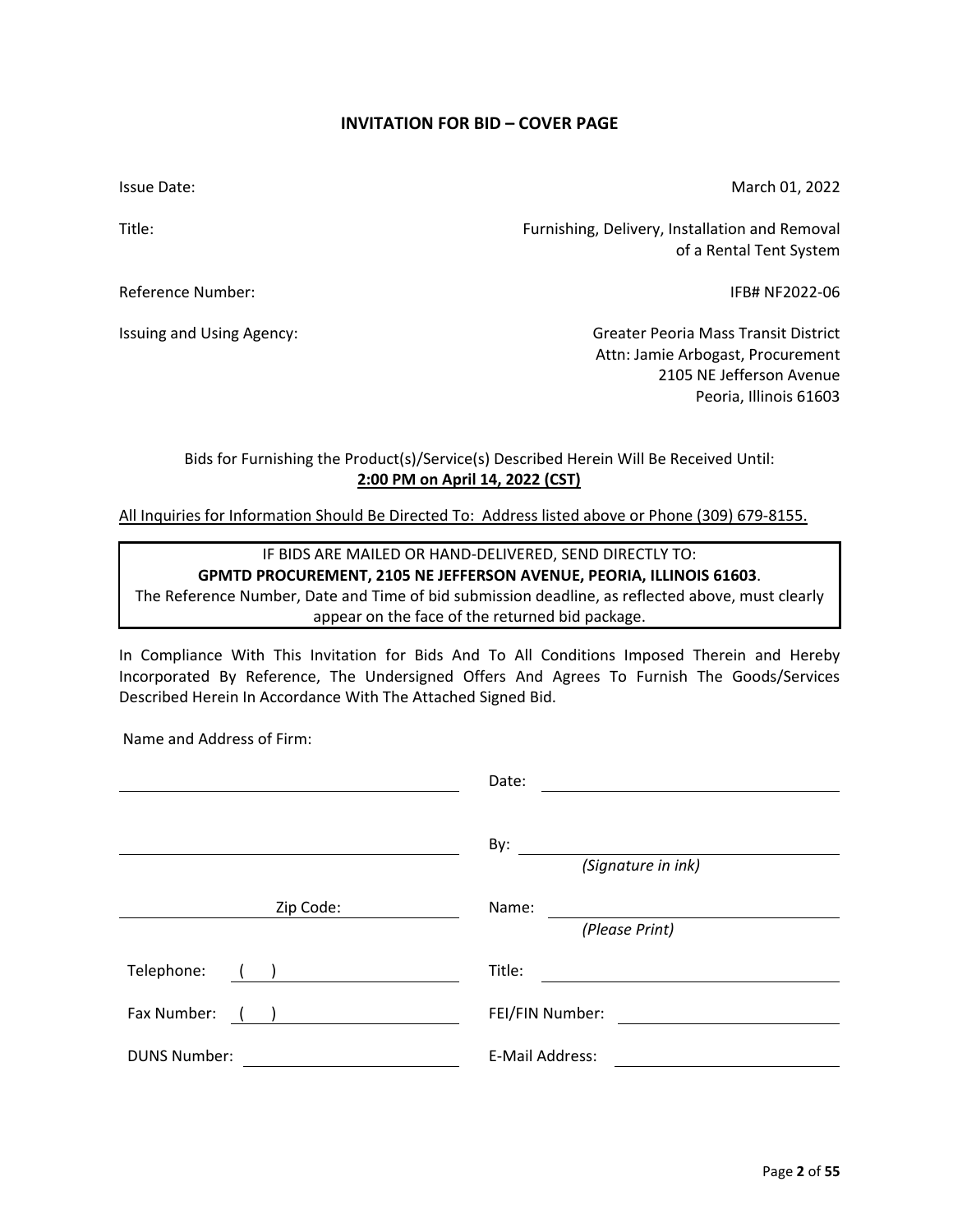# INVITATION FOR BID – COVER PAGE

| | |
|---|---|
| Issue Date: | March 01, 2022 |
| Title: | Furnishing, Delivery, Installation and Removal of a Rental Tent System |
| Reference Number: | IFB# NF2022-06 |
| Issuing and Using Agency: | Greater Peoria Mass Transit District<br>Attn: Jamie Arbogast, Procurement<br>2105 NE Jefferson Avenue<br>Peoria, Illinois 61603 |

Bids for Furnishing the Product(s)/Service(s) Described Herein Will Be Received Until:
**2:00 PM on April 14, 2022 (CST)**

All Inquiries for Information Should Be Directed To: Address listed above or Phone (309) 679-8155.

> IF BIDS ARE MAILED OR HAND-DELIVERED, SEND DIRECTLY TO:
> **GPMTD PROCUREMENT, 2105 NE JEFFERSON AVENUE, PEORIA, ILLINOIS 61603**.
> The Reference Number, Date and Time of bid submission deadline, as reflected above, must clearly appear on the face of the returned bid package.

In Compliance With This Invitation for Bids And To All Conditions Imposed Therein and Hereby Incorporated By Reference, The Undersigned Offers And Agrees To Furnish The Goods/Services Described Herein In Accordance With The Attached Signed Bid.

Name and Address of Firm:

| | |
|---|---|
| ______________________________ | Date: ______________________________ |
| ______________________________ | By: ______________________________ *(Signature in ink)* |
| ______________ Zip Code: ______________ | Name: ______________________________ *(Please Print)* |
| Telephone: ( ) ______________________ | Title: ______________________________ |
| Fax Number: ( ) ______________________ | FEI/FIN Number: ______________________ |
| DUNS Number: ______________________ | E-Mail Address: ______________________ |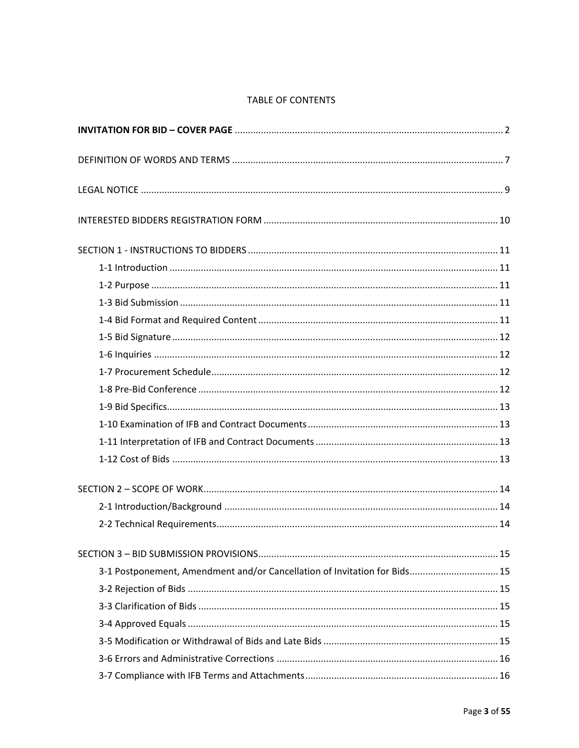# TABLE OF CONTENTS

**INVITATION FOR BID – COVER PAGE** ...... 2

DEFINITION OF WORDS AND TERMS ...... 7

LEGAL NOTICE ...... 9

INTERESTED BIDDERS REGISTRATION FORM ...... 10

SECTION 1 - INSTRUCTIONS TO BIDDERS ...... 11

- 1-1 Introduction ...... 11
- 1-2 Purpose ...... 11
- 1-3 Bid Submission ...... 11
- 1-4 Bid Format and Required Content ...... 11
- 1-5 Bid Signature ...... 12
- 1-6 Inquiries ...... 12
- 1-7 Procurement Schedule ...... 12
- 1-8 Pre-Bid Conference ...... 12
- 1-9 Bid Specifics ...... 13
- 1-10 Examination of IFB and Contract Documents ...... 13
- 1-11 Interpretation of IFB and Contract Documents ...... 13
- 1-12 Cost of Bids ...... 13

SECTION 2 – SCOPE OF WORK ...... 14

- 2-1 Introduction/Background ...... 14
- 2-2 Technical Requirements ...... 14

SECTION 3 – BID SUBMISSION PROVISIONS ...... 15

- 3-1 Postponement, Amendment and/or Cancellation of Invitation for Bids ...... 15
- 3-2 Rejection of Bids ...... 15
- 3-3 Clarification of Bids ...... 15
- 3-4 Approved Equals ...... 15
- 3-5 Modification or Withdrawal of Bids and Late Bids ...... 15
- 3-6 Errors and Administrative Corrections ...... 16
- 3-7 Compliance with IFB Terms and Attachments ...... 16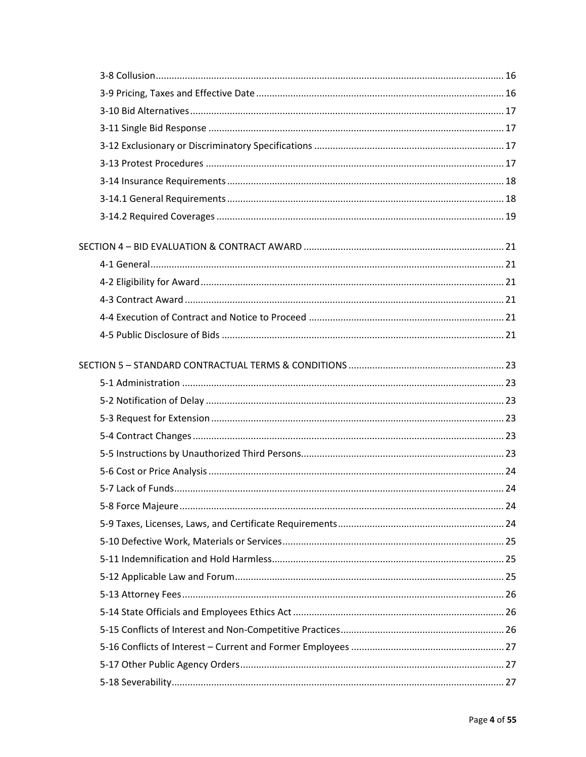3-8 Collusion ........ 16
3-9 Pricing, Taxes and Effective Date ........ 16
3-10 Bid Alternatives ........ 17
3-11 Single Bid Response ........ 17
3-12 Exclusionary or Discriminatory Specifications ........ 17
3-13 Protest Procedures ........ 17
3-14 Insurance Requirements ........ 18
3-14.1 General Requirements ........ 18
3-14.2 Required Coverages ........ 19

SECTION 4 – BID EVALUATION & CONTRACT AWARD ........ 21
4-1 General ........ 21
4-2 Eligibility for Award ........ 21
4-3 Contract Award ........ 21
4-4 Execution of Contract and Notice to Proceed ........ 21
4-5 Public Disclosure of Bids ........ 21

SECTION 5 – STANDARD CONTRACTUAL TERMS & CONDITIONS ........ 23
5-1 Administration ........ 23
5-2 Notification of Delay ........ 23
5-3 Request for Extension ........ 23
5-4 Contract Changes ........ 23
5-5 Instructions by Unauthorized Third Persons ........ 23
5-6 Cost or Price Analysis ........ 24
5-7 Lack of Funds ........ 24
5-8 Force Majeure ........ 24
5-9 Taxes, Licenses, Laws, and Certificate Requirements ........ 24
5-10 Defective Work, Materials or Services ........ 25
5-11 Indemnification and Hold Harmless ........ 25
5-12 Applicable Law and Forum ........ 25
5-13 Attorney Fees ........ 26
5-14 State Officials and Employees Ethics Act ........ 26
5-15 Conflicts of Interest and Non-Competitive Practices ........ 26
5-16 Conflicts of Interest – Current and Former Employees ........ 27
5-17 Other Public Agency Orders ........ 27
5-18 Severability ........ 27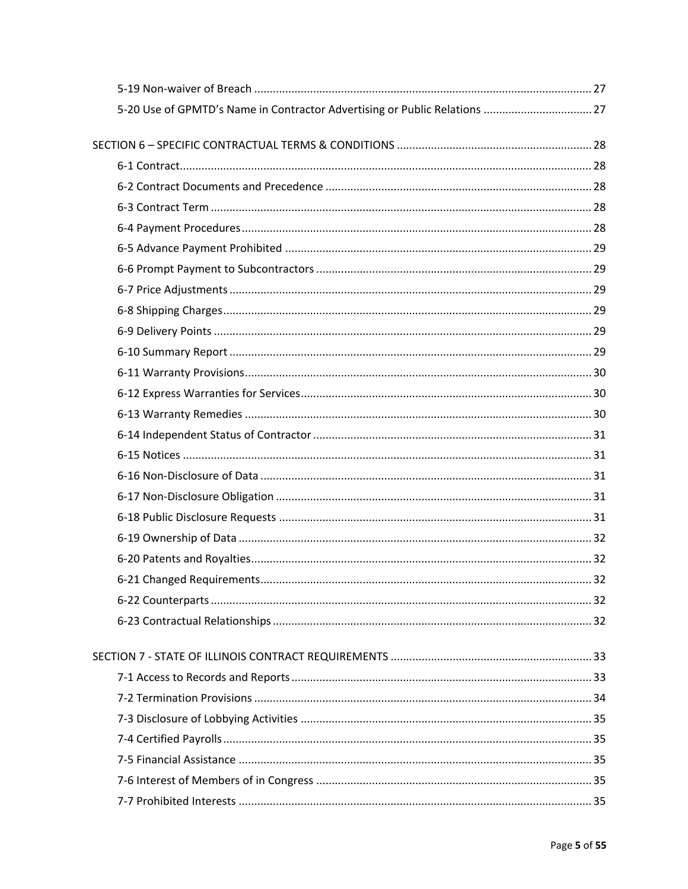5-19 Non-waiver of Breach ........ 27
5-20 Use of GPMTD's Name in Contractor Advertising or Public Relations ........ 27

SECTION 6 – SPECIFIC CONTRACTUAL TERMS & CONDITIONS ........ 28
- 6-1 Contract ........ 28
- 6-2 Contract Documents and Precedence ........ 28
- 6-3 Contract Term ........ 28
- 6-4 Payment Procedures ........ 28
- 6-5 Advance Payment Prohibited ........ 29
- 6-6 Prompt Payment to Subcontractors ........ 29
- 6-7 Price Adjustments ........ 29
- 6-8 Shipping Charges ........ 29
- 6-9 Delivery Points ........ 29
- 6-10 Summary Report ........ 29
- 6-11 Warranty Provisions ........ 30
- 6-12 Express Warranties for Services ........ 30
- 6-13 Warranty Remedies ........ 30
- 6-14 Independent Status of Contractor ........ 31
- 6-15 Notices ........ 31
- 6-16 Non-Disclosure of Data ........ 31
- 6-17 Non-Disclosure Obligation ........ 31
- 6-18 Public Disclosure Requests ........ 31
- 6-19 Ownership of Data ........ 32
- 6-20 Patents and Royalties ........ 32
- 6-21 Changed Requirements ........ 32
- 6-22 Counterparts ........ 32
- 6-23 Contractual Relationships ........ 32

SECTION 7 - STATE OF ILLINOIS CONTRACT REQUIREMENTS ........ 33
- 7-1 Access to Records and Reports ........ 33
- 7-2 Termination Provisions ........ 34
- 7-3 Disclosure of Lobbying Activities ........ 35
- 7-4 Certified Payrolls ........ 35
- 7-5 Financial Assistance ........ 35
- 7-6 Interest of Members of in Congress ........ 35
- 7-7 Prohibited Interests ........ 35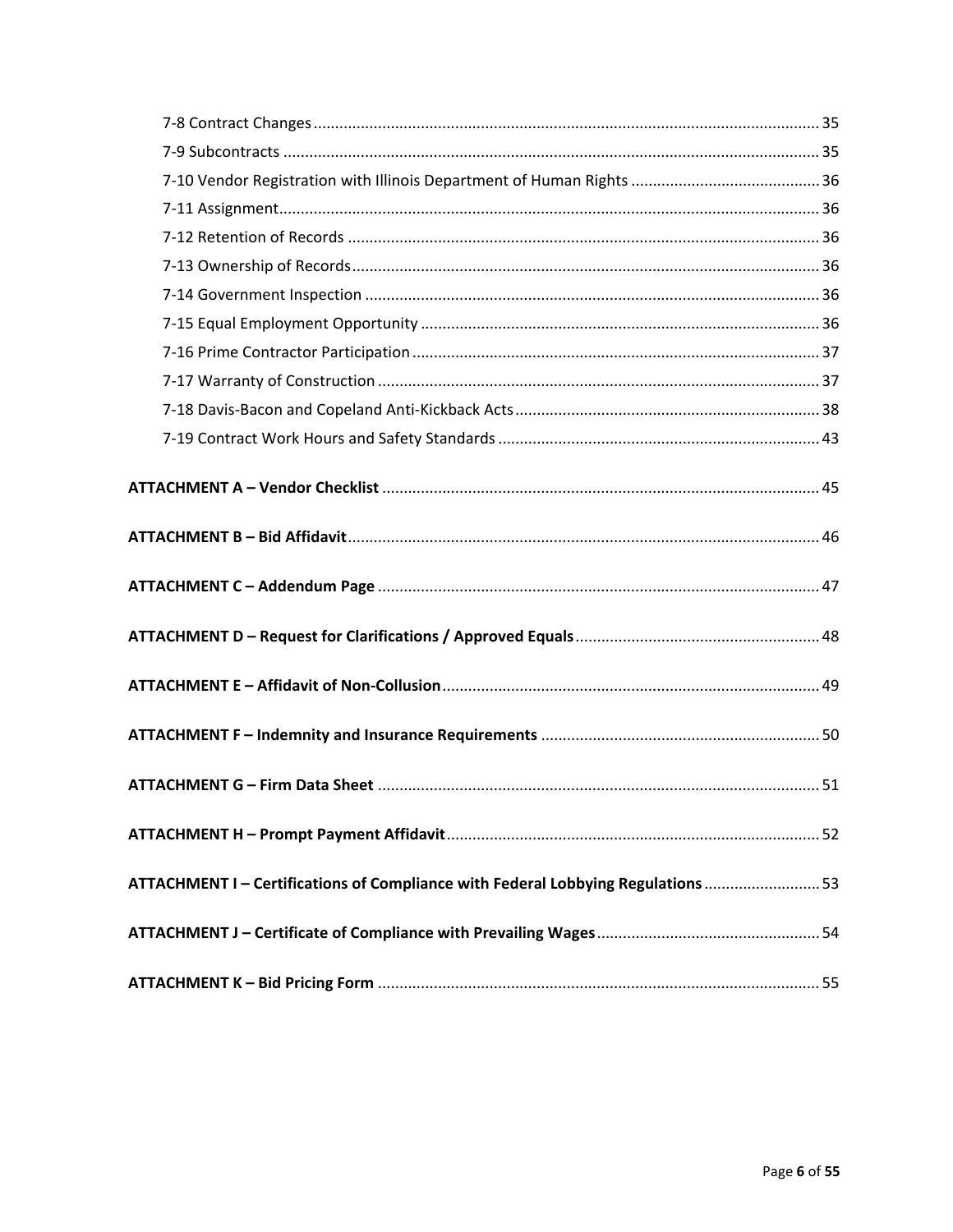7-8 Contract Changes ..... 35
7-9 Subcontracts ..... 35
7-10 Vendor Registration with Illinois Department of Human Rights ..... 36
7-11 Assignment ..... 36
7-12 Retention of Records ..... 36
7-13 Ownership of Records ..... 36
7-14 Government Inspection ..... 36
7-15 Equal Employment Opportunity ..... 36
7-16 Prime Contractor Participation ..... 37
7-17 Warranty of Construction ..... 37
7-18 Davis-Bacon and Copeland Anti-Kickback Acts ..... 38
7-19 Contract Work Hours and Safety Standards ..... 43

**ATTACHMENT A – Vendor Checklist** ..... 45

**ATTACHMENT B – Bid Affidavit** ..... 46

**ATTACHMENT C – Addendum Page** ..... 47

**ATTACHMENT D – Request for Clarifications / Approved Equals** ..... 48

**ATTACHMENT E – Affidavit of Non-Collusion** ..... 49

**ATTACHMENT F – Indemnity and Insurance Requirements** ..... 50

**ATTACHMENT G – Firm Data Sheet** ..... 51

**ATTACHMENT H – Prompt Payment Affidavit** ..... 52

**ATTACHMENT I – Certifications of Compliance with Federal Lobbying Regulations** ..... 53

**ATTACHMENT J – Certificate of Compliance with Prevailing Wages** ..... 54

**ATTACHMENT K – Bid Pricing Form** ..... 55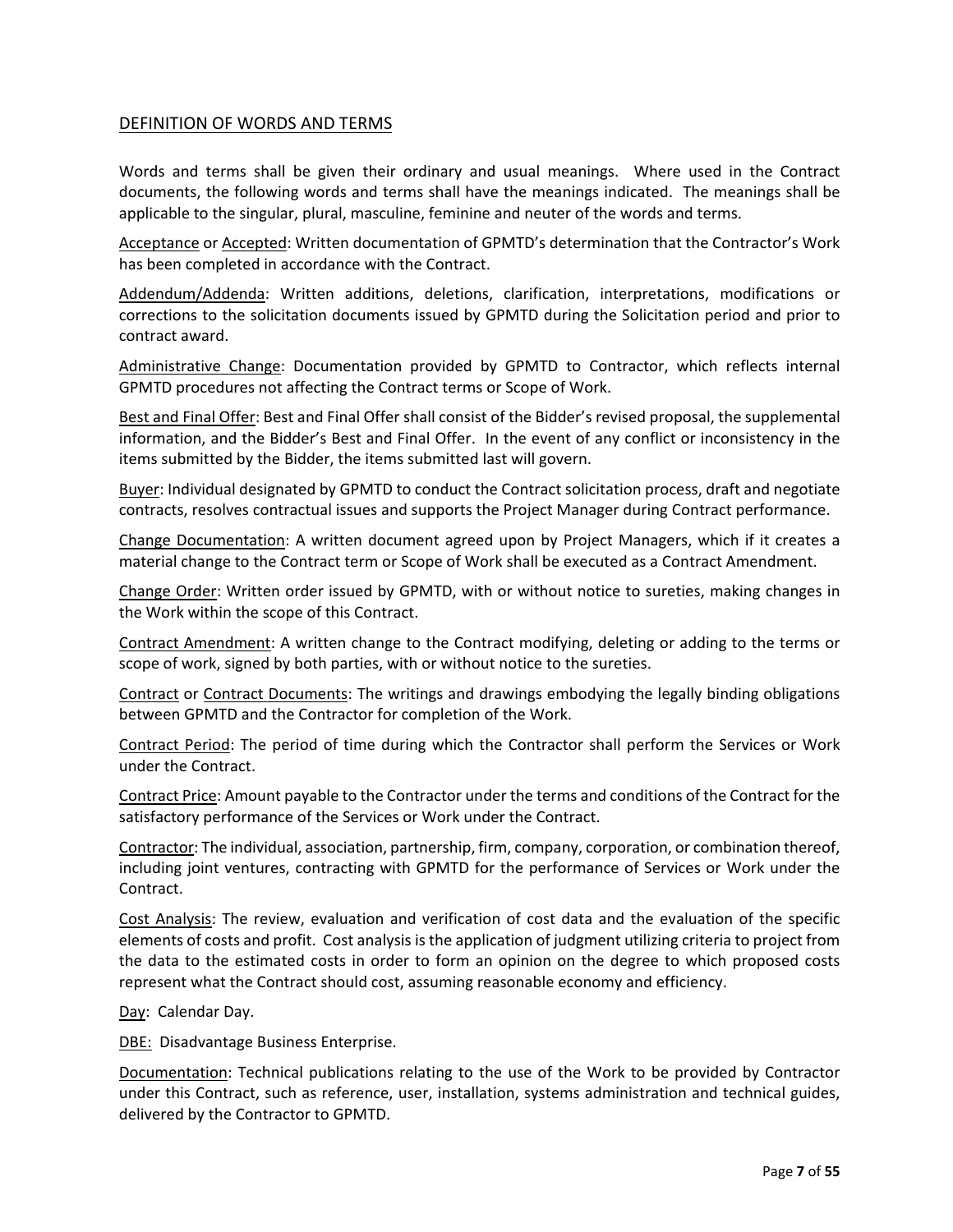## DEFINITION OF WORDS AND TERMS

Words and terms shall be given their ordinary and usual meanings. Where used in the Contract documents, the following words and terms shall have the meanings indicated. The meanings shall be applicable to the singular, plural, masculine, feminine and neuter of the words and terms.

<u>Acceptance</u> or <u>Accepted</u>: Written documentation of GPMTD's determination that the Contractor's Work has been completed in accordance with the Contract.

<u>Addendum/Addenda</u>: Written additions, deletions, clarification, interpretations, modifications or corrections to the solicitation documents issued by GPMTD during the Solicitation period and prior to contract award.

<u>Administrative Change</u>: Documentation provided by GPMTD to Contractor, which reflects internal GPMTD procedures not affecting the Contract terms or Scope of Work.

<u>Best and Final Offer</u>: Best and Final Offer shall consist of the Bidder's revised proposal, the supplemental information, and the Bidder's Best and Final Offer. In the event of any conflict or inconsistency in the items submitted by the Bidder, the items submitted last will govern.

<u>Buyer</u>: Individual designated by GPMTD to conduct the Contract solicitation process, draft and negotiate contracts, resolves contractual issues and supports the Project Manager during Contract performance.

<u>Change Documentation</u>: A written document agreed upon by Project Managers, which if it creates a material change to the Contract term or Scope of Work shall be executed as a Contract Amendment.

<u>Change Order</u>: Written order issued by GPMTD, with or without notice to sureties, making changes in the Work within the scope of this Contract.

<u>Contract Amendment</u>: A written change to the Contract modifying, deleting or adding to the terms or scope of work, signed by both parties, with or without notice to the sureties.

<u>Contract</u> or <u>Contract Documents</u>: The writings and drawings embodying the legally binding obligations between GPMTD and the Contractor for completion of the Work.

<u>Contract Period</u>: The period of time during which the Contractor shall perform the Services or Work under the Contract.

<u>Contract Price</u>: Amount payable to the Contractor under the terms and conditions of the Contract for the satisfactory performance of the Services or Work under the Contract.

<u>Contractor</u>: The individual, association, partnership, firm, company, corporation, or combination thereof, including joint ventures, contracting with GPMTD for the performance of Services or Work under the Contract.

<u>Cost Analysis</u>: The review, evaluation and verification of cost data and the evaluation of the specific elements of costs and profit. Cost analysis is the application of judgment utilizing criteria to project from the data to the estimated costs in order to form an opinion on the degree to which proposed costs represent what the Contract should cost, assuming reasonable economy and efficiency.

<u>Day</u>: Calendar Day.

<u>DBE:</u> Disadvantage Business Enterprise.

<u>Documentation</u>: Technical publications relating to the use of the Work to be provided by Contractor under this Contract, such as reference, user, installation, systems administration and technical guides, delivered by the Contractor to GPMTD.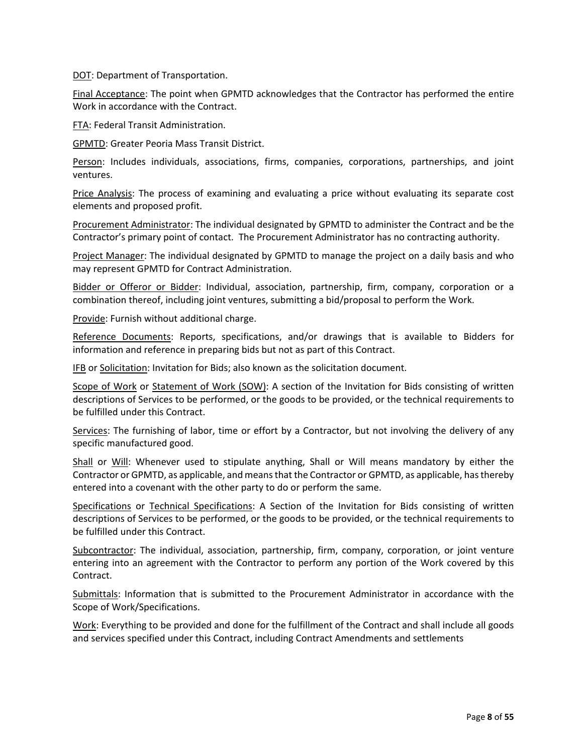DOT: Department of Transportation.

Final Acceptance: The point when GPMTD acknowledges that the Contractor has performed the entire Work in accordance with the Contract.

FTA: Federal Transit Administration.

GPMTD: Greater Peoria Mass Transit District.

Person: Includes individuals, associations, firms, companies, corporations, partnerships, and joint ventures.

Price Analysis: The process of examining and evaluating a price without evaluating its separate cost elements and proposed profit.

Procurement Administrator: The individual designated by GPMTD to administer the Contract and be the Contractor's primary point of contact. The Procurement Administrator has no contracting authority.

Project Manager: The individual designated by GPMTD to manage the project on a daily basis and who may represent GPMTD for Contract Administration.

Bidder or Offeror or Bidder: Individual, association, partnership, firm, company, corporation or a combination thereof, including joint ventures, submitting a bid/proposal to perform the Work.

Provide: Furnish without additional charge.

Reference Documents: Reports, specifications, and/or drawings that is available to Bidders for information and reference in preparing bids but not as part of this Contract.

IFB or Solicitation: Invitation for Bids; also known as the solicitation document.

Scope of Work or Statement of Work (SOW): A section of the Invitation for Bids consisting of written descriptions of Services to be performed, or the goods to be provided, or the technical requirements to be fulfilled under this Contract.

Services: The furnishing of labor, time or effort by a Contractor, but not involving the delivery of any specific manufactured good.

Shall or Will: Whenever used to stipulate anything, Shall or Will means mandatory by either the Contractor or GPMTD, as applicable, and means that the Contractor or GPMTD, as applicable, has thereby entered into a covenant with the other party to do or perform the same.

Specifications or Technical Specifications: A Section of the Invitation for Bids consisting of written descriptions of Services to be performed, or the goods to be provided, or the technical requirements to be fulfilled under this Contract.

Subcontractor: The individual, association, partnership, firm, company, corporation, or joint venture entering into an agreement with the Contractor to perform any portion of the Work covered by this Contract.

Submittals: Information that is submitted to the Procurement Administrator in accordance with the Scope of Work/Specifications.

Work: Everything to be provided and done for the fulfillment of the Contract and shall include all goods and services specified under this Contract, including Contract Amendments and settlements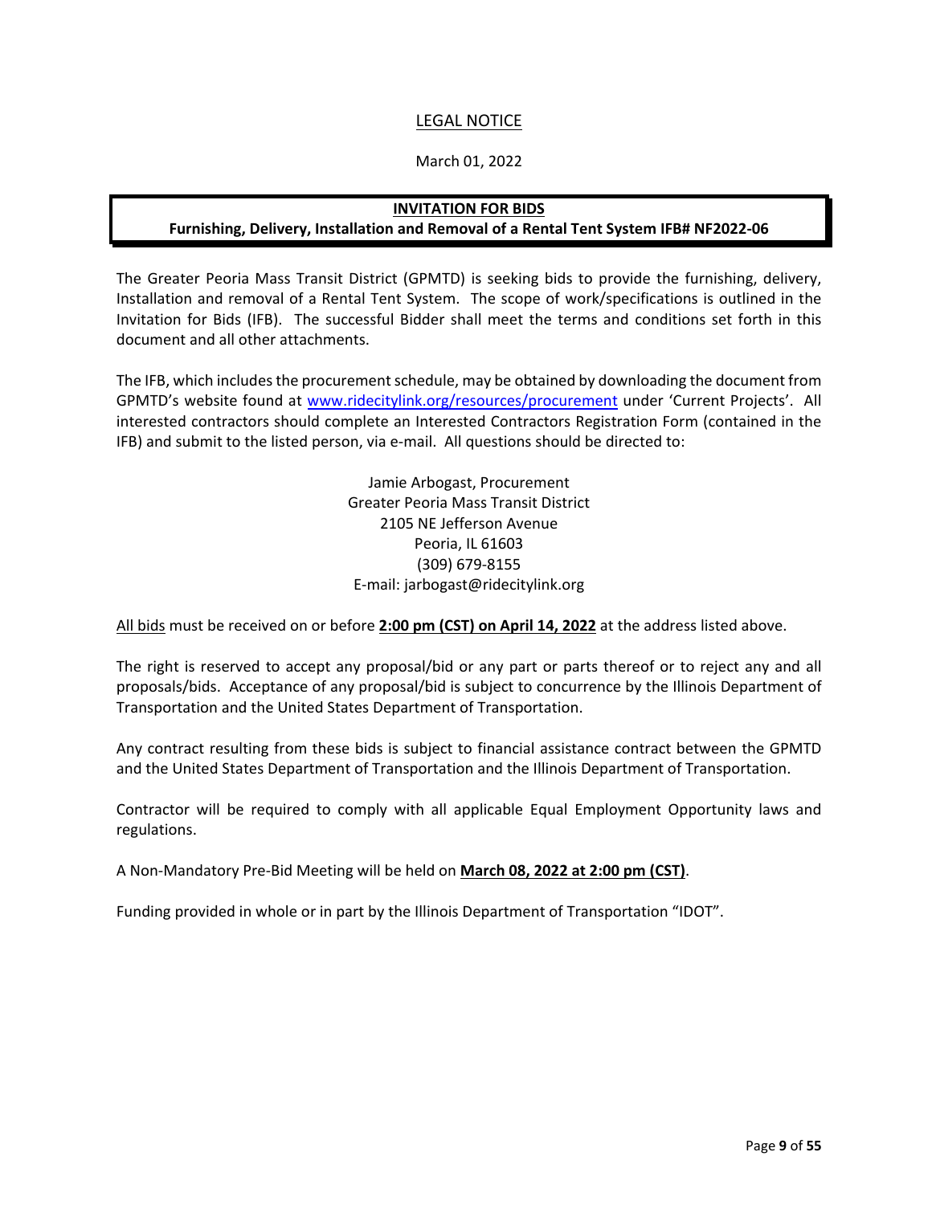# LEGAL NOTICE

March 01, 2022

**INVITATION FOR BIDS**
**Furnishing, Delivery, Installation and Removal of a Rental Tent System IFB# NF2022-06**

The Greater Peoria Mass Transit District (GPMTD) is seeking bids to provide the furnishing, delivery, Installation and removal of a Rental Tent System. The scope of work/specifications is outlined in the Invitation for Bids (IFB). The successful Bidder shall meet the terms and conditions set forth in this document and all other attachments.

The IFB, which includes the procurement schedule, may be obtained by downloading the document from GPMTD's website found at www.ridecitylink.org/resources/procurement under 'Current Projects'. All interested contractors should complete an Interested Contractors Registration Form (contained in the IFB) and submit to the listed person, via e-mail. All questions should be directed to:

Jamie Arbogast, Procurement
Greater Peoria Mass Transit District
2105 NE Jefferson Avenue
Peoria, IL 61603
(309) 679-8155
E-mail: jarbogast@ridecitylink.org

All bids must be received on or before **2:00 pm (CST) on April 14, 2022** at the address listed above.

The right is reserved to accept any proposal/bid or any part or parts thereof or to reject any and all proposals/bids. Acceptance of any proposal/bid is subject to concurrence by the Illinois Department of Transportation and the United States Department of Transportation.

Any contract resulting from these bids is subject to financial assistance contract between the GPMTD and the United States Department of Transportation and the Illinois Department of Transportation.

Contractor will be required to comply with all applicable Equal Employment Opportunity laws and regulations.

A Non-Mandatory Pre-Bid Meeting will be held on **March 08, 2022 at 2:00 pm (CST)**.

Funding provided in whole or in part by the Illinois Department of Transportation "IDOT".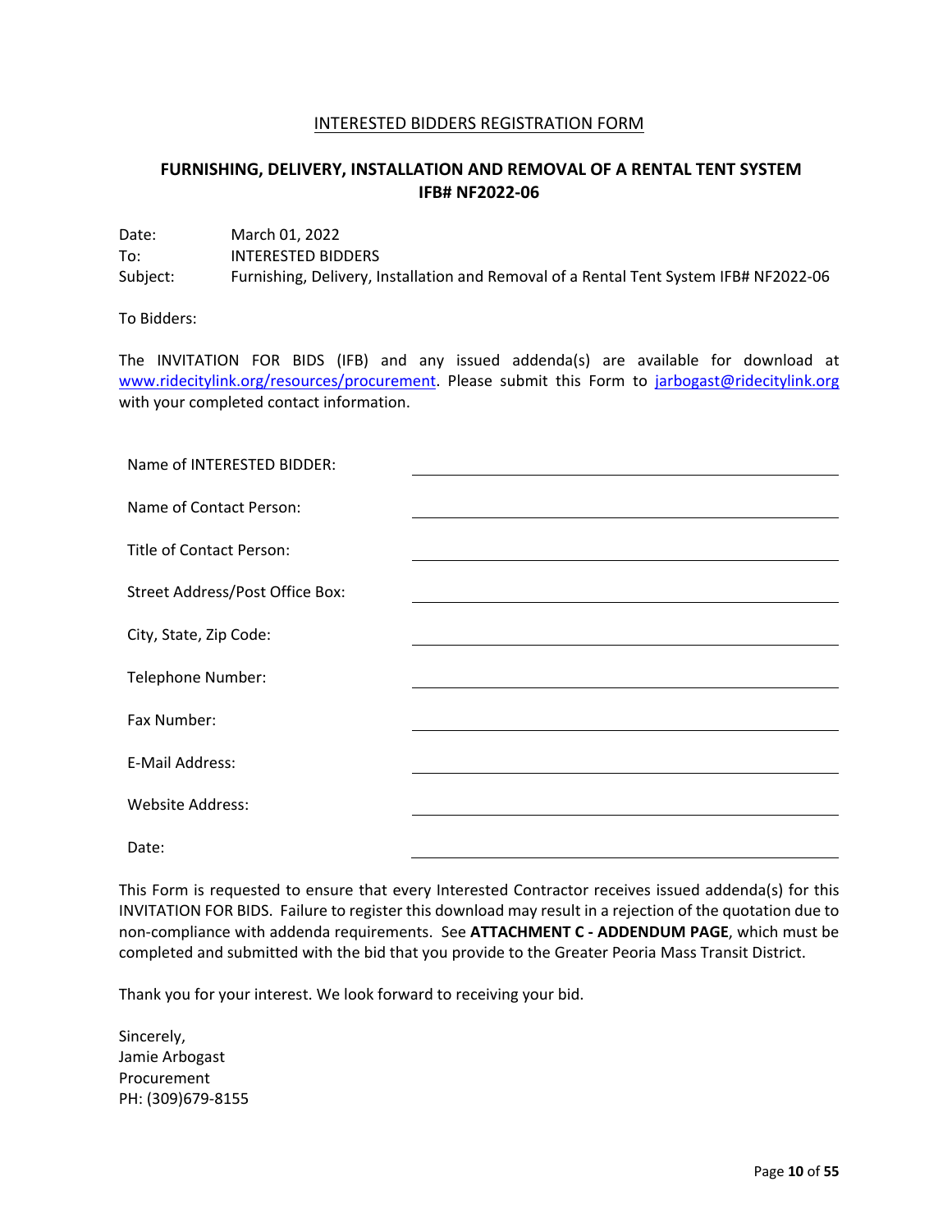INTERESTED BIDDERS REGISTRATION FORM

## FURNISHING, DELIVERY, INSTALLATION AND REMOVAL OF A RENTAL TENT SYSTEM IFB# NF2022-06

| | |
|---|---|
| Date: | March 01, 2022 |
| To: | INTERESTED BIDDERS |
| Subject: | Furnishing, Delivery, Installation and Removal of a Rental Tent System IFB# NF2022-06 |

To Bidders:

The INVITATION FOR BIDS (IFB) and any issued addenda(s) are available for download at www.ridecitylink.org/resources/procurement. Please submit this Form to jarbogast@ridecitylink.org with your completed contact information.

| | |
|---|---|
| Name of INTERESTED BIDDER: | ______________________________ |
| Name of Contact Person: | ______________________________ |
| Title of Contact Person: | ______________________________ |
| Street Address/Post Office Box: | ______________________________ |
| City, State, Zip Code: | ______________________________ |
| Telephone Number: | ______________________________ |
| Fax Number: | ______________________________ |
| E-Mail Address: | ______________________________ |
| Website Address: | ______________________________ |
| Date: | ______________________________ |

This Form is requested to ensure that every Interested Contractor receives issued addenda(s) for this INVITATION FOR BIDS. Failure to register this download may result in a rejection of the quotation due to non-compliance with addenda requirements. See **ATTACHMENT C - ADDENDUM PAGE**, which must be completed and submitted with the bid that you provide to the Greater Peoria Mass Transit District.

Thank you for your interest. We look forward to receiving your bid.

Sincerely,
Jamie Arbogast
Procurement
PH: (309)679-8155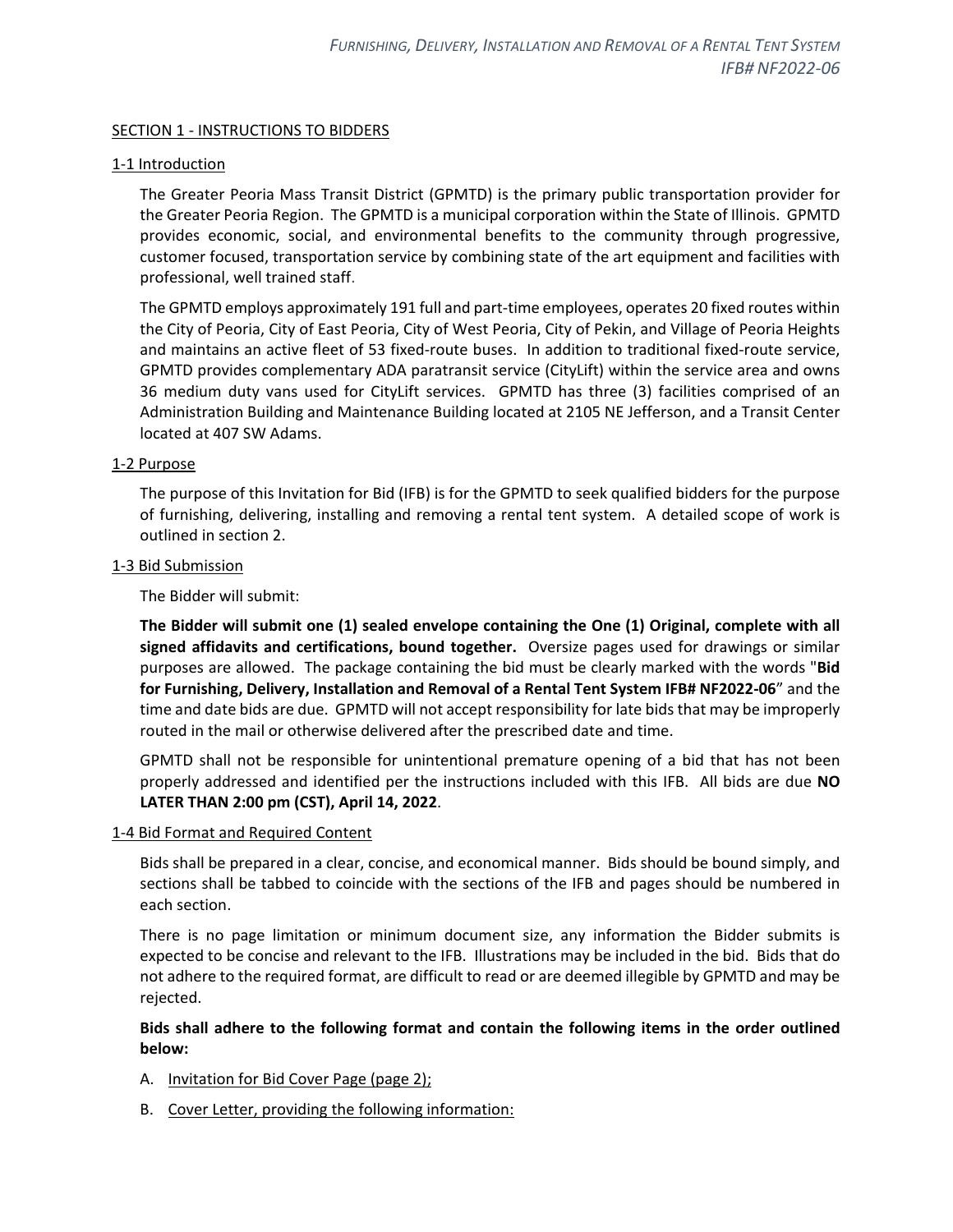## SECTION 1 - INSTRUCTIONS TO BIDDERS

### 1-1 Introduction

The Greater Peoria Mass Transit District (GPMTD) is the primary public transportation provider for the Greater Peoria Region. The GPMTD is a municipal corporation within the State of Illinois. GPMTD provides economic, social, and environmental benefits to the community through progressive, customer focused, transportation service by combining state of the art equipment and facilities with professional, well trained staff.

The GPMTD employs approximately 191 full and part-time employees, operates 20 fixed routes within the City of Peoria, City of East Peoria, City of West Peoria, City of Pekin, and Village of Peoria Heights and maintains an active fleet of 53 fixed-route buses. In addition to traditional fixed-route service, GPMTD provides complementary ADA paratransit service (CityLift) within the service area and owns 36 medium duty vans used for CityLift services. GPMTD has three (3) facilities comprised of an Administration Building and Maintenance Building located at 2105 NE Jefferson, and a Transit Center located at 407 SW Adams.

### 1-2 Purpose

The purpose of this Invitation for Bid (IFB) is for the GPMTD to seek qualified bidders for the purpose of furnishing, delivering, installing and removing a rental tent system. A detailed scope of work is outlined in section 2.

### 1-3 Bid Submission

The Bidder will submit:

**The Bidder will submit one (1) sealed envelope containing the One (1) Original, complete with all signed affidavits and certifications, bound together.** Oversize pages used for drawings or similar purposes are allowed. The package containing the bid must be clearly marked with the words "**Bid for Furnishing, Delivery, Installation and Removal of a Rental Tent System IFB# NF2022-06**" and the time and date bids are due. GPMTD will not accept responsibility for late bids that may be improperly routed in the mail or otherwise delivered after the prescribed date and time.

GPMTD shall not be responsible for unintentional premature opening of a bid that has not been properly addressed and identified per the instructions included with this IFB. All bids are due **NO LATER THAN 2:00 pm (CST), April 14, 2022**.

### 1-4 Bid Format and Required Content

Bids shall be prepared in a clear, concise, and economical manner. Bids should be bound simply, and sections shall be tabbed to coincide with the sections of the IFB and pages should be numbered in each section.

There is no page limitation or minimum document size, any information the Bidder submits is expected to be concise and relevant to the IFB. Illustrations may be included in the bid. Bids that do not adhere to the required format, are difficult to read or are deemed illegible by GPMTD and may be rejected.

**Bids shall adhere to the following format and contain the following items in the order outlined below:**

A. Invitation for Bid Cover Page (page 2);

B. Cover Letter, providing the following information: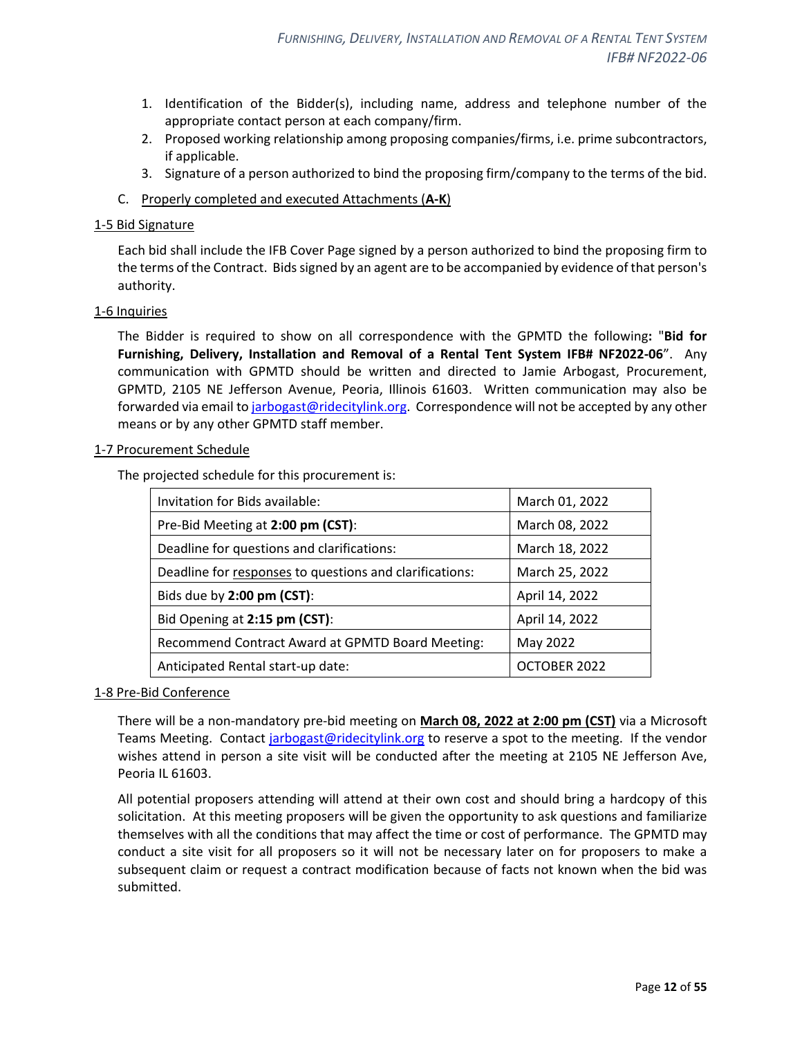1. Identification of the Bidder(s), including name, address and telephone number of the appropriate contact person at each company/firm.
2. Proposed working relationship among proposing companies/firms, i.e. prime subcontractors, if applicable.
3. Signature of a person authorized to bind the proposing firm/company to the terms of the bid.

C. Properly completed and executed Attachments (**A-K**)

## 1-5 Bid Signature

Each bid shall include the IFB Cover Page signed by a person authorized to bind the proposing firm to the terms of the Contract. Bids signed by an agent are to be accompanied by evidence of that person's authority.

## 1-6 Inquiries

The Bidder is required to show on all correspondence with the GPMTD the following**:** "**Bid for Furnishing, Delivery, Installation and Removal of a Rental Tent System IFB# NF2022-06**". Any communication with GPMTD should be written and directed to Jamie Arbogast, Procurement, GPMTD, 2105 NE Jefferson Avenue, Peoria, Illinois 61603. Written communication may also be forwarded via email to jarbogast@ridecitylink.org. Correspondence will not be accepted by any other means or by any other GPMTD staff member.

## 1-7 Procurement Schedule

The projected schedule for this procurement is:

| | |
|---|---|
| Invitation for Bids available: | March 01, 2022 |
| Pre-Bid Meeting at **2:00 pm (CST)**: | March 08, 2022 |
| Deadline for questions and clarifications: | March 18, 2022 |
| Deadline for responses to questions and clarifications: | March 25, 2022 |
| Bids due by **2:00 pm (CST)**: | April 14, 2022 |
| Bid Opening at **2:15 pm (CST)**: | April 14, 2022 |
| Recommend Contract Award at GPMTD Board Meeting: | May 2022 |
| Anticipated Rental start-up date: | OCTOBER 2022 |

## 1-8 Pre-Bid Conference

There will be a non-mandatory pre-bid meeting on **March 08, 2022 at 2:00 pm (CST)** via a Microsoft Teams Meeting. Contact jarbogast@ridecitylink.org to reserve a spot to the meeting. If the vendor wishes attend in person a site visit will be conducted after the meeting at 2105 NE Jefferson Ave, Peoria IL 61603.

All potential proposers attending will attend at their own cost and should bring a hardcopy of this solicitation. At this meeting proposers will be given the opportunity to ask questions and familiarize themselves with all the conditions that may affect the time or cost of performance. The GPMTD may conduct a site visit for all proposers so it will not be necessary later on for proposers to make a subsequent claim or request a contract modification because of facts not known when the bid was submitted.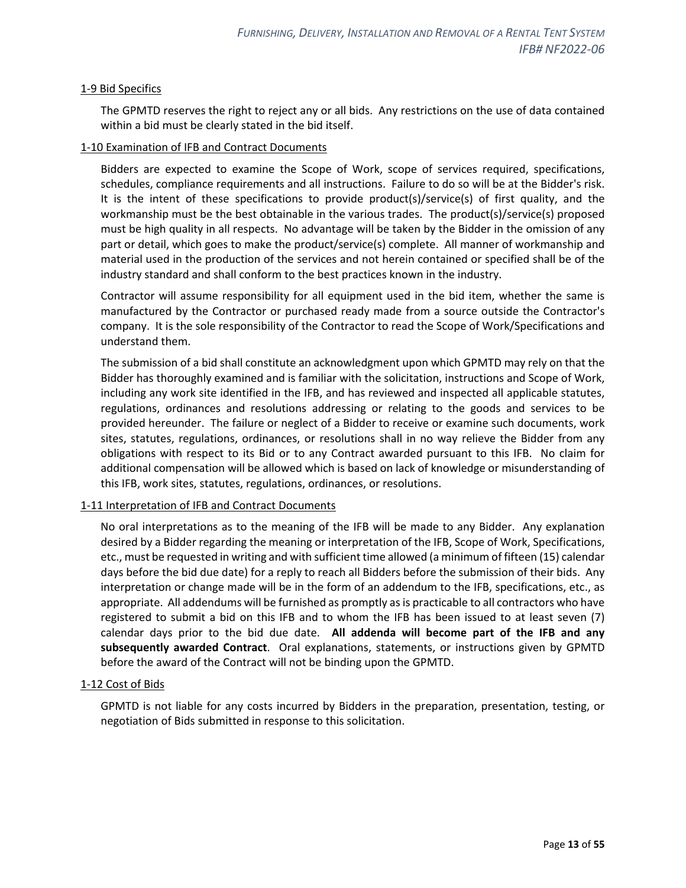## 1-9 Bid Specifics

The GPMTD reserves the right to reject any or all bids. Any restrictions on the use of data contained within a bid must be clearly stated in the bid itself.

## 1-10 Examination of IFB and Contract Documents

Bidders are expected to examine the Scope of Work, scope of services required, specifications, schedules, compliance requirements and all instructions. Failure to do so will be at the Bidder's risk. It is the intent of these specifications to provide product(s)/service(s) of first quality, and the workmanship must be the best obtainable in the various trades. The product(s)/service(s) proposed must be high quality in all respects. No advantage will be taken by the Bidder in the omission of any part or detail, which goes to make the product/service(s) complete. All manner of workmanship and material used in the production of the services and not herein contained or specified shall be of the industry standard and shall conform to the best practices known in the industry.

Contractor will assume responsibility for all equipment used in the bid item, whether the same is manufactured by the Contractor or purchased ready made from a source outside the Contractor's company. It is the sole responsibility of the Contractor to read the Scope of Work/Specifications and understand them.

The submission of a bid shall constitute an acknowledgment upon which GPMTD may rely on that the Bidder has thoroughly examined and is familiar with the solicitation, instructions and Scope of Work, including any work site identified in the IFB, and has reviewed and inspected all applicable statutes, regulations, ordinances and resolutions addressing or relating to the goods and services to be provided hereunder. The failure or neglect of a Bidder to receive or examine such documents, work sites, statutes, regulations, ordinances, or resolutions shall in no way relieve the Bidder from any obligations with respect to its Bid or to any Contract awarded pursuant to this IFB. No claim for additional compensation will be allowed which is based on lack of knowledge or misunderstanding of this IFB, work sites, statutes, regulations, ordinances, or resolutions.

## 1-11 Interpretation of IFB and Contract Documents

No oral interpretations as to the meaning of the IFB will be made to any Bidder. Any explanation desired by a Bidder regarding the meaning or interpretation of the IFB, Scope of Work, Specifications, etc., must be requested in writing and with sufficient time allowed (a minimum of fifteen (15) calendar days before the bid due date) for a reply to reach all Bidders before the submission of their bids. Any interpretation or change made will be in the form of an addendum to the IFB, specifications, etc., as appropriate. All addendums will be furnished as promptly as is practicable to all contractors who have registered to submit a bid on this IFB and to whom the IFB has been issued to at least seven (7) calendar days prior to the bid due date. **All addenda will become part of the IFB and any subsequently awarded Contract**. Oral explanations, statements, or instructions given by GPMTD before the award of the Contract will not be binding upon the GPMTD.

## 1-12 Cost of Bids

GPMTD is not liable for any costs incurred by Bidders in the preparation, presentation, testing, or negotiation of Bids submitted in response to this solicitation.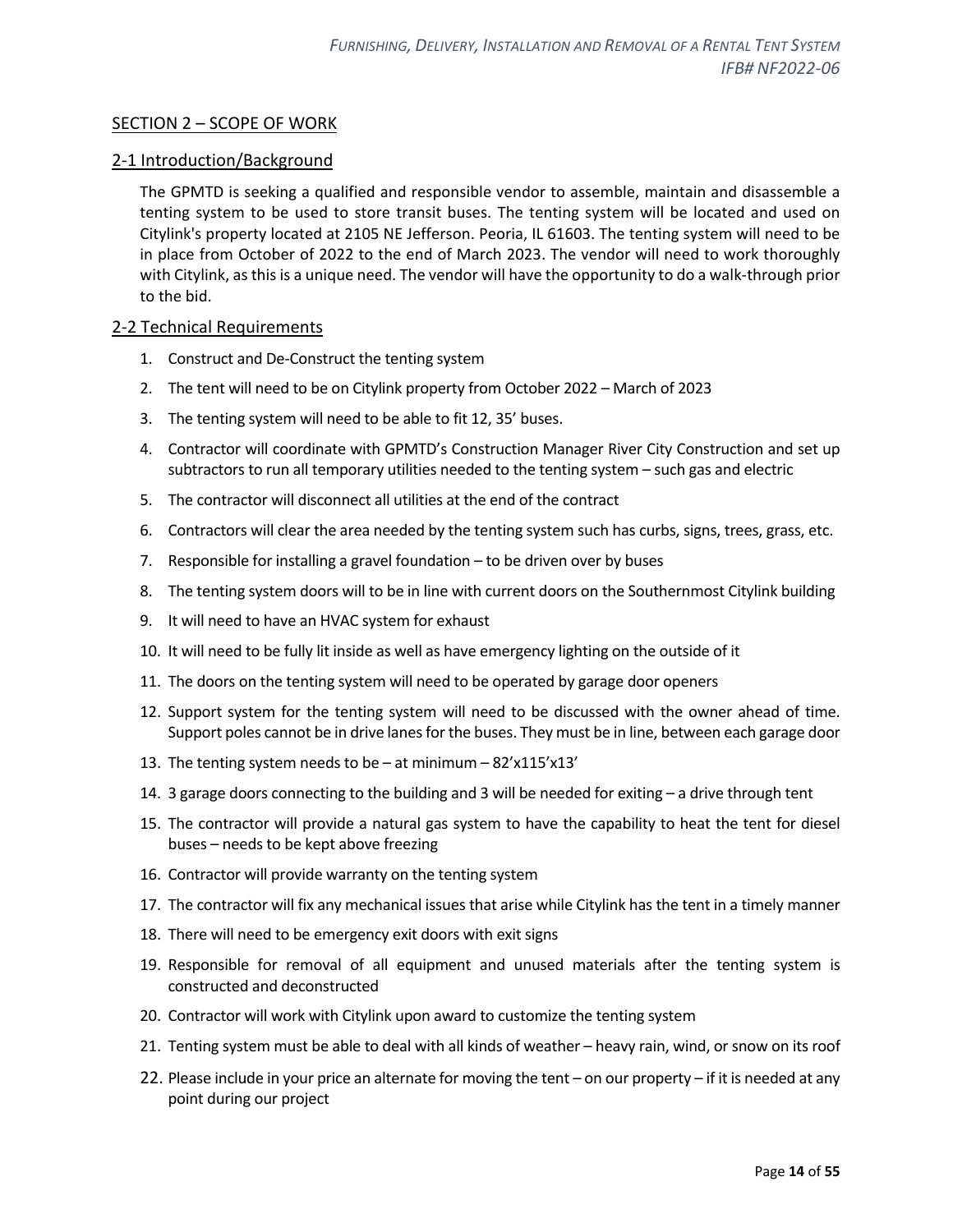## SECTION 2 – SCOPE OF WORK

### 2-1 Introduction/Background

The GPMTD is seeking a qualified and responsible vendor to assemble, maintain and disassemble a tenting system to be used to store transit buses. The tenting system will be located and used on Citylink's property located at 2105 NE Jefferson. Peoria, IL 61603. The tenting system will need to be in place from October of 2022 to the end of March 2023. The vendor will need to work thoroughly with Citylink, as this is a unique need. The vendor will have the opportunity to do a walk-through prior to the bid.

### 2-2 Technical Requirements

1. Construct and De-Construct the tenting system
2. The tent will need to be on Citylink property from October 2022 – March of 2023
3. The tenting system will need to be able to fit 12, 35' buses.
4. Contractor will coordinate with GPMTD's Construction Manager River City Construction and set up subtractors to run all temporary utilities needed to the tenting system – such gas and electric
5. The contractor will disconnect all utilities at the end of the contract
6. Contractors will clear the area needed by the tenting system such has curbs, signs, trees, grass, etc.
7. Responsible for installing a gravel foundation – to be driven over by buses
8. The tenting system doors will to be in line with current doors on the Southernmost Citylink building
9. It will need to have an HVAC system for exhaust
10. It will need to be fully lit inside as well as have emergency lighting on the outside of it
11. The doors on the tenting system will need to be operated by garage door openers
12. Support system for the tenting system will need to be discussed with the owner ahead of time. Support poles cannot be in drive lanes for the buses. They must be in line, between each garage door
13. The tenting system needs to be – at minimum – 82'x115'x13'
14. 3 garage doors connecting to the building and 3 will be needed for exiting – a drive through tent
15. The contractor will provide a natural gas system to have the capability to heat the tent for diesel buses – needs to be kept above freezing
16. Contractor will provide warranty on the tenting system
17. The contractor will fix any mechanical issues that arise while Citylink has the tent in a timely manner
18. There will need to be emergency exit doors with exit signs
19. Responsible for removal of all equipment and unused materials after the tenting system is constructed and deconstructed
20. Contractor will work with Citylink upon award to customize the tenting system
21. Tenting system must be able to deal with all kinds of weather – heavy rain, wind, or snow on its roof
22. Please include in your price an alternate for moving the tent – on our property – if it is needed at any point during our project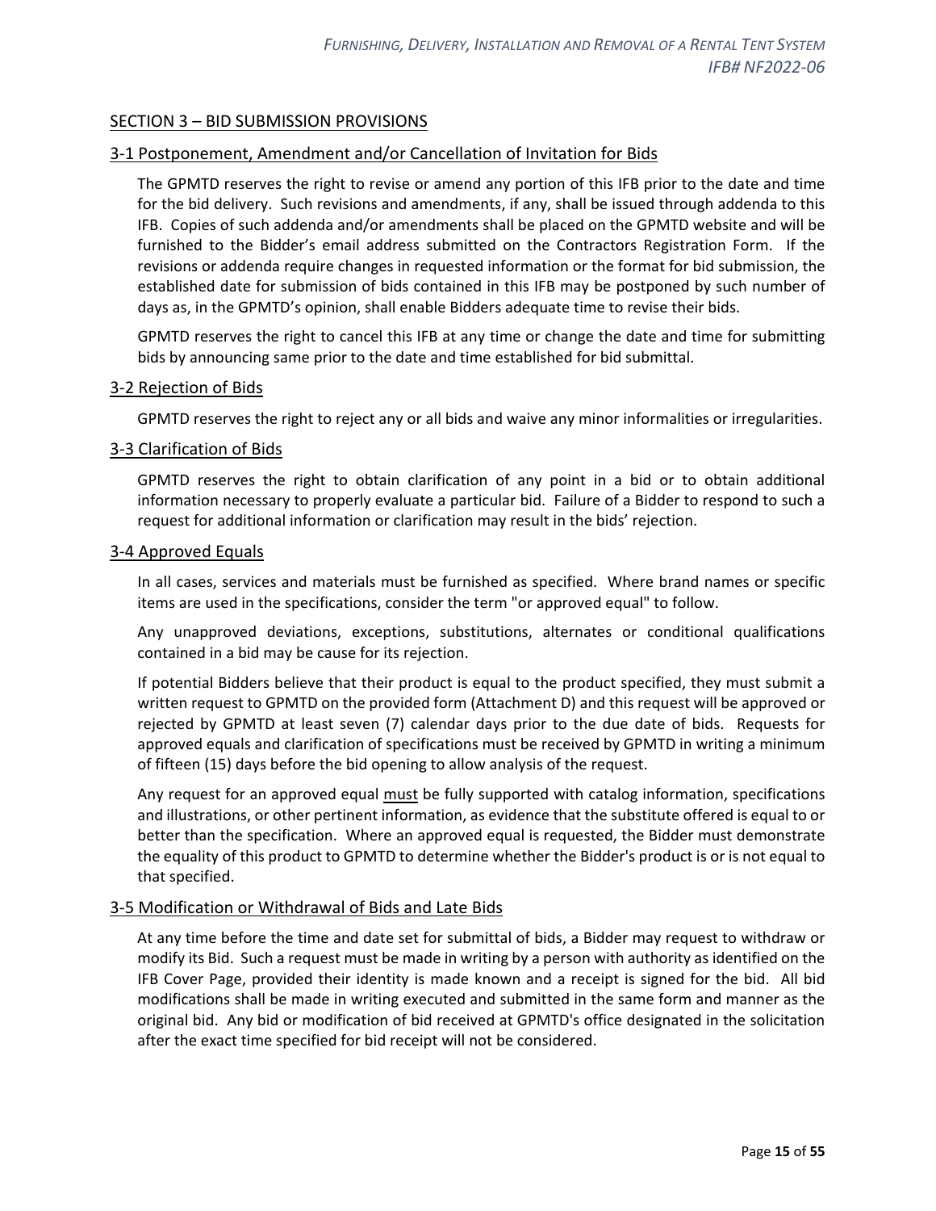## SECTION 3 – BID SUBMISSION PROVISIONS

### 3-1 Postponement, Amendment and/or Cancellation of Invitation for Bids

The GPMTD reserves the right to revise or amend any portion of this IFB prior to the date and time for the bid delivery. Such revisions and amendments, if any, shall be issued through addenda to this IFB. Copies of such addenda and/or amendments shall be placed on the GPMTD website and will be furnished to the Bidder's email address submitted on the Contractors Registration Form. If the revisions or addenda require changes in requested information or the format for bid submission, the established date for submission of bids contained in this IFB may be postponed by such number of days as, in the GPMTD's opinion, shall enable Bidders adequate time to revise their bids.

GPMTD reserves the right to cancel this IFB at any time or change the date and time for submitting bids by announcing same prior to the date and time established for bid submittal.

### 3-2 Rejection of Bids

GPMTD reserves the right to reject any or all bids and waive any minor informalities or irregularities.

### 3-3 Clarification of Bids

GPMTD reserves the right to obtain clarification of any point in a bid or to obtain additional information necessary to properly evaluate a particular bid. Failure of a Bidder to respond to such a request for additional information or clarification may result in the bids' rejection.

### 3-4 Approved Equals

In all cases, services and materials must be furnished as specified. Where brand names or specific items are used in the specifications, consider the term "or approved equal" to follow.

Any unapproved deviations, exceptions, substitutions, alternates or conditional qualifications contained in a bid may be cause for its rejection.

If potential Bidders believe that their product is equal to the product specified, they must submit a written request to GPMTD on the provided form (Attachment D) and this request will be approved or rejected by GPMTD at least seven (7) calendar days prior to the due date of bids. Requests for approved equals and clarification of specifications must be received by GPMTD in writing a minimum of fifteen (15) days before the bid opening to allow analysis of the request.

Any request for an approved equal must be fully supported with catalog information, specifications and illustrations, or other pertinent information, as evidence that the substitute offered is equal to or better than the specification. Where an approved equal is requested, the Bidder must demonstrate the equality of this product to GPMTD to determine whether the Bidder's product is or is not equal to that specified.

### 3-5 Modification or Withdrawal of Bids and Late Bids

At any time before the time and date set for submittal of bids, a Bidder may request to withdraw or modify its Bid. Such a request must be made in writing by a person with authority as identified on the IFB Cover Page, provided their identity is made known and a receipt is signed for the bid. All bid modifications shall be made in writing executed and submitted in the same form and manner as the original bid. Any bid or modification of bid received at GPMTD's office designated in the solicitation after the exact time specified for bid receipt will not be considered.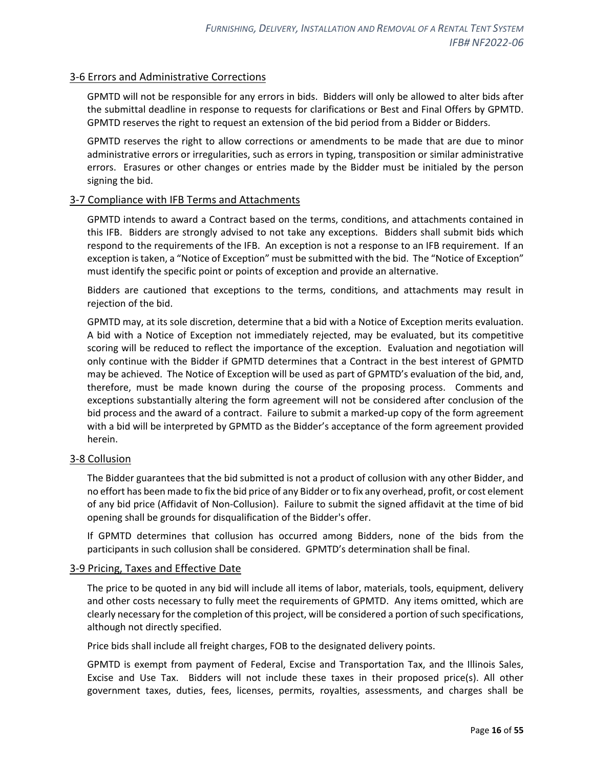## 3-6 Errors and Administrative Corrections

GPMTD will not be responsible for any errors in bids. Bidders will only be allowed to alter bids after the submittal deadline in response to requests for clarifications or Best and Final Offers by GPMTD. GPMTD reserves the right to request an extension of the bid period from a Bidder or Bidders.

GPMTD reserves the right to allow corrections or amendments to be made that are due to minor administrative errors or irregularities, such as errors in typing, transposition or similar administrative errors. Erasures or other changes or entries made by the Bidder must be initialed by the person signing the bid.

## 3-7 Compliance with IFB Terms and Attachments

GPMTD intends to award a Contract based on the terms, conditions, and attachments contained in this IFB. Bidders are strongly advised to not take any exceptions. Bidders shall submit bids which respond to the requirements of the IFB. An exception is not a response to an IFB requirement. If an exception is taken, a "Notice of Exception" must be submitted with the bid. The "Notice of Exception" must identify the specific point or points of exception and provide an alternative.

Bidders are cautioned that exceptions to the terms, conditions, and attachments may result in rejection of the bid.

GPMTD may, at its sole discretion, determine that a bid with a Notice of Exception merits evaluation. A bid with a Notice of Exception not immediately rejected, may be evaluated, but its competitive scoring will be reduced to reflect the importance of the exception. Evaluation and negotiation will only continue with the Bidder if GPMTD determines that a Contract in the best interest of GPMTD may be achieved. The Notice of Exception will be used as part of GPMTD's evaluation of the bid, and, therefore, must be made known during the course of the proposing process. Comments and exceptions substantially altering the form agreement will not be considered after conclusion of the bid process and the award of a contract. Failure to submit a marked-up copy of the form agreement with a bid will be interpreted by GPMTD as the Bidder's acceptance of the form agreement provided herein.

## 3-8 Collusion

The Bidder guarantees that the bid submitted is not a product of collusion with any other Bidder, and no effort has been made to fix the bid price of any Bidder or to fix any overhead, profit, or cost element of any bid price (Affidavit of Non-Collusion). Failure to submit the signed affidavit at the time of bid opening shall be grounds for disqualification of the Bidder's offer.

If GPMTD determines that collusion has occurred among Bidders, none of the bids from the participants in such collusion shall be considered. GPMTD's determination shall be final.

## 3-9 Pricing, Taxes and Effective Date

The price to be quoted in any bid will include all items of labor, materials, tools, equipment, delivery and other costs necessary to fully meet the requirements of GPMTD. Any items omitted, which are clearly necessary for the completion of this project, will be considered a portion of such specifications, although not directly specified.

Price bids shall include all freight charges, FOB to the designated delivery points.

GPMTD is exempt from payment of Federal, Excise and Transportation Tax, and the Illinois Sales, Excise and Use Tax. Bidders will not include these taxes in their proposed price(s). All other government taxes, duties, fees, licenses, permits, royalties, assessments, and charges shall be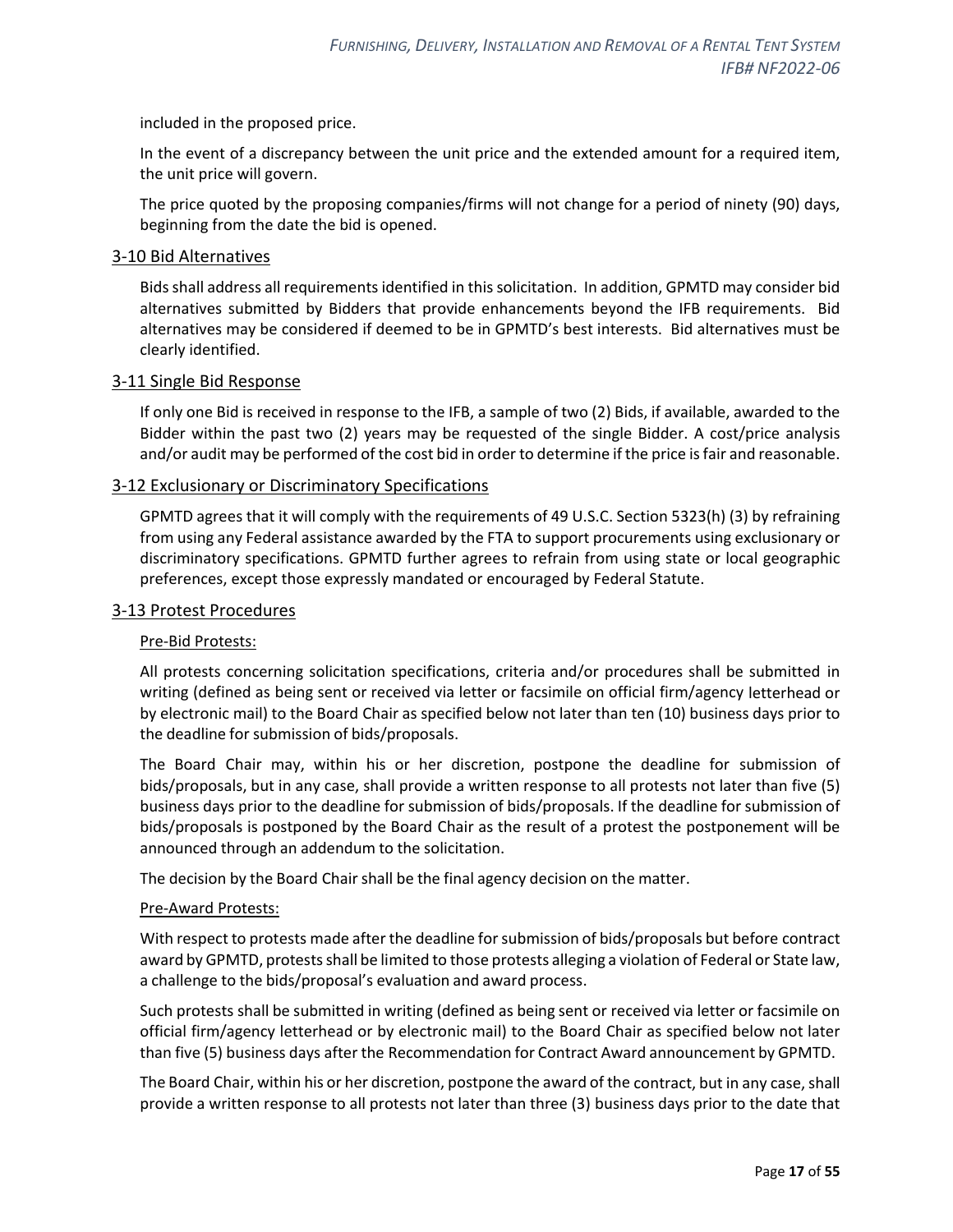included in the proposed price.

In the event of a discrepancy between the unit price and the extended amount for a required item, the unit price will govern.

The price quoted by the proposing companies/firms will not change for a period of ninety (90) days, beginning from the date the bid is opened.

## 3-10 Bid Alternatives

Bids shall address all requirements identified in this solicitation. In addition, GPMTD may consider bid alternatives submitted by Bidders that provide enhancements beyond the IFB requirements. Bid alternatives may be considered if deemed to be in GPMTD's best interests. Bid alternatives must be clearly identified.

## 3-11 Single Bid Response

If only one Bid is received in response to the IFB, a sample of two (2) Bids, if available, awarded to the Bidder within the past two (2) years may be requested of the single Bidder. A cost/price analysis and/or audit may be performed of the cost bid in order to determine if the price is fair and reasonable.

## 3-12 Exclusionary or Discriminatory Specifications

GPMTD agrees that it will comply with the requirements of 49 U.S.C. Section 5323(h) (3) by refraining from using any Federal assistance awarded by the FTA to support procurements using exclusionary or discriminatory specifications. GPMTD further agrees to refrain from using state or local geographic preferences, except those expressly mandated or encouraged by Federal Statute.

## 3-13 Protest Procedures

### Pre-Bid Protests:

All protests concerning solicitation specifications, criteria and/or procedures shall be submitted in writing (defined as being sent or received via letter or facsimile on official firm/agency letterhead or by electronic mail) to the Board Chair as specified below not later than ten (10) business days prior to the deadline for submission of bids/proposals.

The Board Chair may, within his or her discretion, postpone the deadline for submission of bids/proposals, but in any case, shall provide a written response to all protests not later than five (5) business days prior to the deadline for submission of bids/proposals. If the deadline for submission of bids/proposals is postponed by the Board Chair as the result of a protest the postponement will be announced through an addendum to the solicitation.

The decision by the Board Chair shall be the final agency decision on the matter.

### Pre-Award Protests:

With respect to protests made after the deadline for submission of bids/proposals but before contract award by GPMTD, protests shall be limited to those protests alleging a violation of Federal or State law, a challenge to the bids/proposal's evaluation and award process.

Such protests shall be submitted in writing (defined as being sent or received via letter or facsimile on official firm/agency letterhead or by electronic mail) to the Board Chair as specified below not later than five (5) business days after the Recommendation for Contract Award announcement by GPMTD.

The Board Chair, within his or her discretion, postpone the award of the contract, but in any case, shall provide a written response to all protests not later than three (3) business days prior to the date that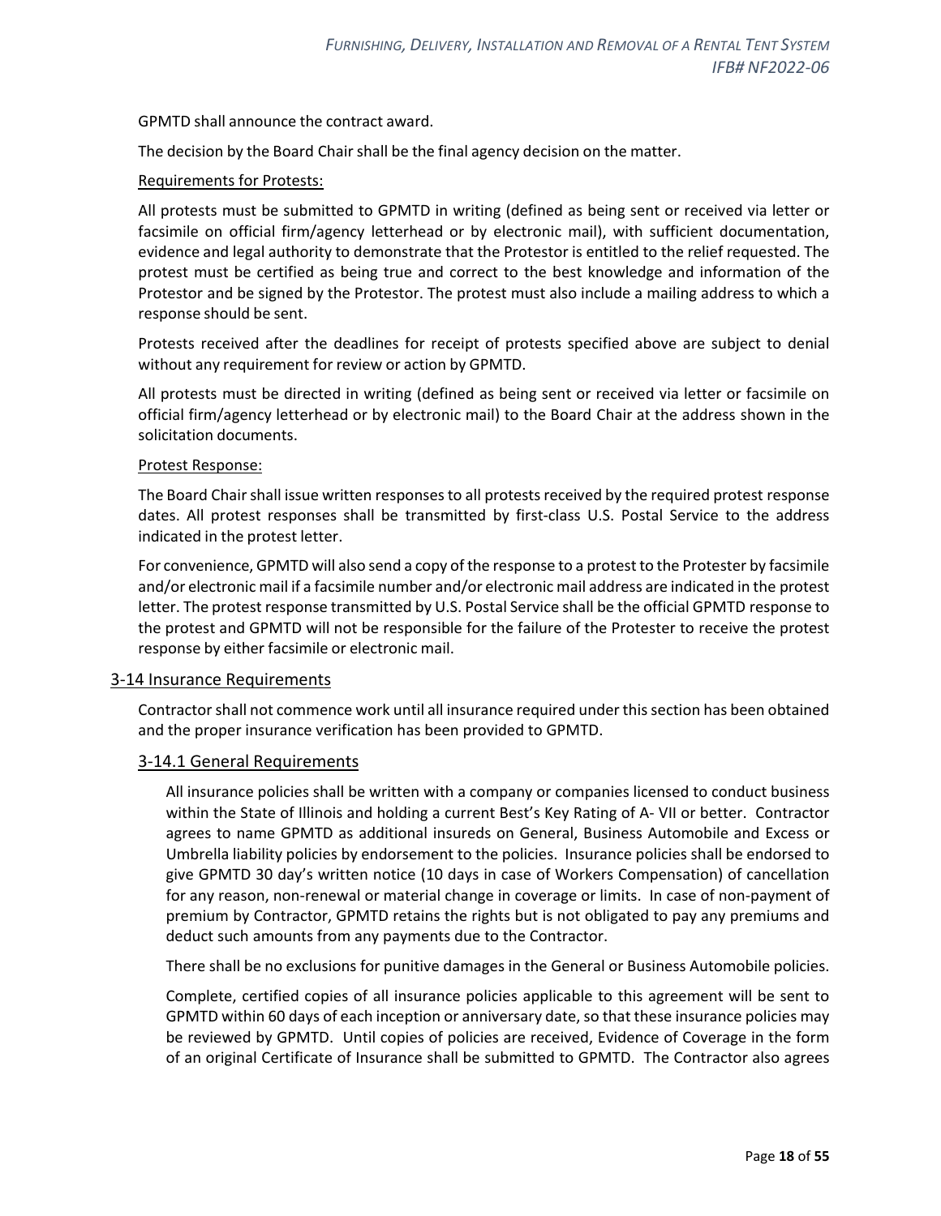GPMTD shall announce the contract award.

The decision by the Board Chair shall be the final agency decision on the matter.

Requirements for Protests:

All protests must be submitted to GPMTD in writing (defined as being sent or received via letter or facsimile on official firm/agency letterhead or by electronic mail), with sufficient documentation, evidence and legal authority to demonstrate that the Protestor is entitled to the relief requested. The protest must be certified as being true and correct to the best knowledge and information of the Protestor and be signed by the Protestor. The protest must also include a mailing address to which a response should be sent.

Protests received after the deadlines for receipt of protests specified above are subject to denial without any requirement for review or action by GPMTD.

All protests must be directed in writing (defined as being sent or received via letter or facsimile on official firm/agency letterhead or by electronic mail) to the Board Chair at the address shown in the solicitation documents.

Protest Response:

The Board Chair shall issue written responses to all protests received by the required protest response dates. All protest responses shall be transmitted by first-class U.S. Postal Service to the address indicated in the protest letter.

For convenience, GPMTD will also send a copy of the response to a protest to the Protester by facsimile and/or electronic mail if a facsimile number and/or electronic mail address are indicated in the protest letter. The protest response transmitted by U.S. Postal Service shall be the official GPMTD response to the protest and GPMTD will not be responsible for the failure of the Protester to receive the protest response by either facsimile or electronic mail.

## 3-14 Insurance Requirements

Contractor shall not commence work until all insurance required under this section has been obtained and the proper insurance verification has been provided to GPMTD.

### 3-14.1 General Requirements

All insurance policies shall be written with a company or companies licensed to conduct business within the State of Illinois and holding a current Best's Key Rating of A- VII or better. Contractor agrees to name GPMTD as additional insureds on General, Business Automobile and Excess or Umbrella liability policies by endorsement to the policies. Insurance policies shall be endorsed to give GPMTD 30 day's written notice (10 days in case of Workers Compensation) of cancellation for any reason, non-renewal or material change in coverage or limits. In case of non-payment of premium by Contractor, GPMTD retains the rights but is not obligated to pay any premiums and deduct such amounts from any payments due to the Contractor.

There shall be no exclusions for punitive damages in the General or Business Automobile policies.

Complete, certified copies of all insurance policies applicable to this agreement will be sent to GPMTD within 60 days of each inception or anniversary date, so that these insurance policies may be reviewed by GPMTD. Until copies of policies are received, Evidence of Coverage in the form of an original Certificate of Insurance shall be submitted to GPMTD. The Contractor also agrees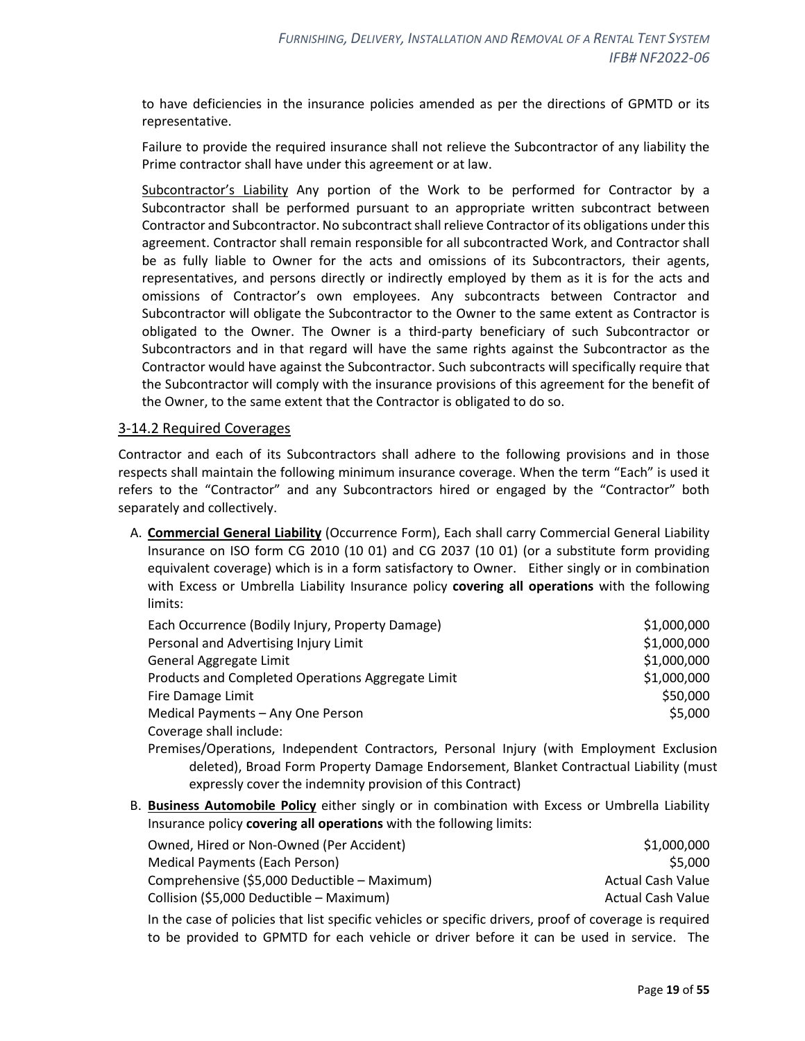to have deficiencies in the insurance policies amended as per the directions of GPMTD or its representative.

Failure to provide the required insurance shall not relieve the Subcontractor of any liability the Prime contractor shall have under this agreement or at law.

Subcontractor's Liability Any portion of the Work to be performed for Contractor by a Subcontractor shall be performed pursuant to an appropriate written subcontract between Contractor and Subcontractor. No subcontract shall relieve Contractor of its obligations under this agreement. Contractor shall remain responsible for all subcontracted Work, and Contractor shall be as fully liable to Owner for the acts and omissions of its Subcontractors, their agents, representatives, and persons directly or indirectly employed by them as it is for the acts and omissions of Contractor's own employees. Any subcontracts between Contractor and Subcontractor will obligate the Subcontractor to the Owner to the same extent as Contractor is obligated to the Owner. The Owner is a third-party beneficiary of such Subcontractor or Subcontractors and in that regard will have the same rights against the Subcontractor as the Contractor would have against the Subcontractor. Such subcontracts will specifically require that the Subcontractor will comply with the insurance provisions of this agreement for the benefit of the Owner, to the same extent that the Contractor is obligated to do so.

## 3-14.2 Required Coverages

Contractor and each of its Subcontractors shall adhere to the following provisions and in those respects shall maintain the following minimum insurance coverage. When the term "Each" is used it refers to the "Contractor" and any Subcontractors hired or engaged by the "Contractor" both separately and collectively.

A. **Commercial General Liability** (Occurrence Form), Each shall carry Commercial General Liability Insurance on ISO form CG 2010 (10 01) and CG 2037 (10 01) (or a substitute form providing equivalent coverage) which is in a form satisfactory to Owner. Either singly or in combination with Excess or Umbrella Liability Insurance policy **covering all operations** with the following limits:

| | |
|---|---|
| Each Occurrence (Bodily Injury, Property Damage) | $1,000,000 |
| Personal and Advertising Injury Limit | $1,000,000 |
| General Aggregate Limit | $1,000,000 |
| Products and Completed Operations Aggregate Limit | $1,000,000 |
| Fire Damage Limit | $50,000 |
| Medical Payments – Any One Person | $5,000 |

Coverage shall include:

Premises/Operations, Independent Contractors, Personal Injury (with Employment Exclusion deleted), Broad Form Property Damage Endorsement, Blanket Contractual Liability (must expressly cover the indemnity provision of this Contract)

B. **Business Automobile Policy** either singly or in combination with Excess or Umbrella Liability Insurance policy **covering all operations** with the following limits:

| | |
|---|---|
| Owned, Hired or Non-Owned (Per Accident) | $1,000,000 |
| Medical Payments (Each Person) | $5,000 |
| Comprehensive ($5,000 Deductible – Maximum) | Actual Cash Value |
| Collision ($5,000 Deductible – Maximum) | Actual Cash Value |

In the case of policies that list specific vehicles or specific drivers, proof of coverage is required to be provided to GPMTD for each vehicle or driver before it can be used in service. The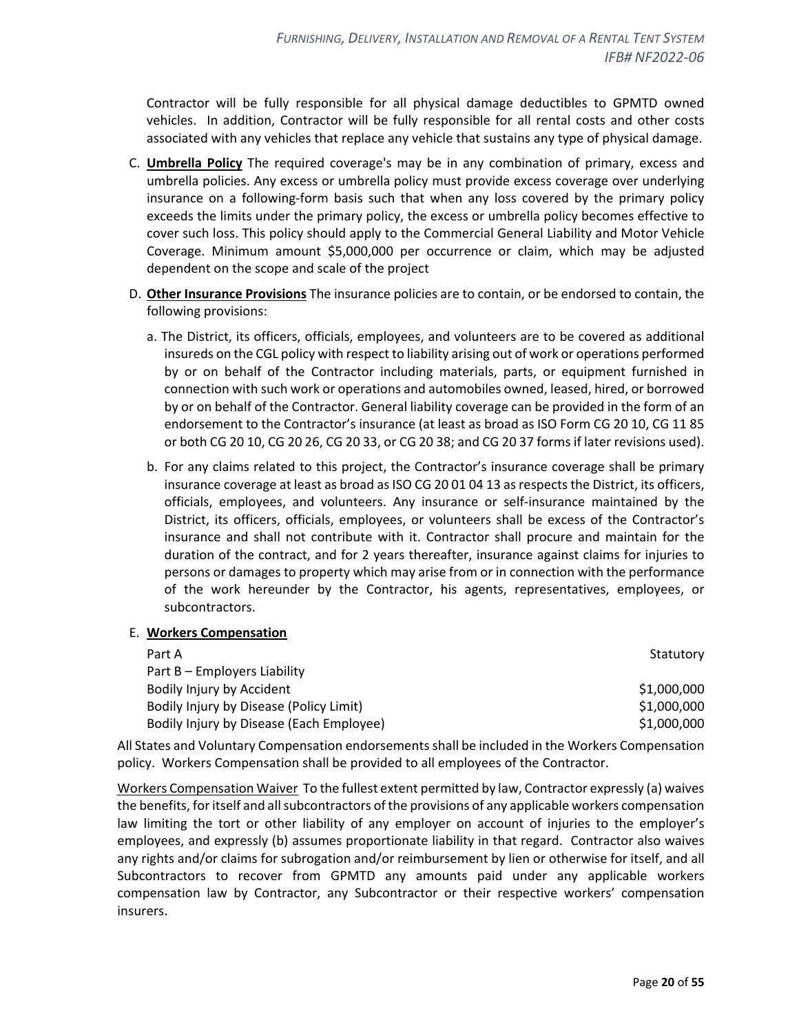Contractor will be fully responsible for all physical damage deductibles to GPMTD owned vehicles. In addition, Contractor will be fully responsible for all rental costs and other costs associated with any vehicles that replace any vehicle that sustains any type of physical damage.

C. **Umbrella Policy** The required coverage's may be in any combination of primary, excess and umbrella policies. Any excess or umbrella policy must provide excess coverage over underlying insurance on a following-form basis such that when any loss covered by the primary policy exceeds the limits under the primary policy, the excess or umbrella policy becomes effective to cover such loss. This policy should apply to the Commercial General Liability and Motor Vehicle Coverage. Minimum amount $5,000,000 per occurrence or claim, which may be adjusted dependent on the scope and scale of the project

D. **Other Insurance Provisions** The insurance policies are to contain, or be endorsed to contain, the following provisions:

   a. The District, its officers, officials, employees, and volunteers are to be covered as additional insureds on the CGL policy with respect to liability arising out of work or operations performed by or on behalf of the Contractor including materials, parts, or equipment furnished in connection with such work or operations and automobiles owned, leased, hired, or borrowed by or on behalf of the Contractor. General liability coverage can be provided in the form of an endorsement to the Contractor's insurance (at least as broad as ISO Form CG 20 10, CG 11 85 or both CG 20 10, CG 20 26, CG 20 33, or CG 20 38; and CG 20 37 forms if later revisions used).

   b. For any claims related to this project, the Contractor's insurance coverage shall be primary insurance coverage at least as broad as ISO CG 20 01 04 13 as respects the District, its officers, officials, employees, and volunteers. Any insurance or self-insurance maintained by the District, its officers, officials, employees, or volunteers shall be excess of the Contractor's insurance and shall not contribute with it. Contractor shall procure and maintain for the duration of the contract, and for 2 years thereafter, insurance against claims for injuries to persons or damages to property which may arise from or in connection with the performance of the work hereunder by the Contractor, his agents, representatives, employees, or subcontractors.

E. **Workers Compensation**

| | |
|---|---|
| Part A | Statutory |
| Part B – Employers Liability | |
| Bodily Injury by Accident | $1,000,000 |
| Bodily Injury by Disease (Policy Limit) | $1,000,000 |
| Bodily Injury by Disease (Each Employee) | $1,000,000 |

All States and Voluntary Compensation endorsements shall be included in the Workers Compensation policy. Workers Compensation shall be provided to all employees of the Contractor.

Workers Compensation Waiver To the fullest extent permitted by law, Contractor expressly (a) waives the benefits, for itself and all subcontractors of the provisions of any applicable workers compensation law limiting the tort or other liability of any employer on account of injuries to the employer's employees, and expressly (b) assumes proportionate liability in that regard. Contractor also waives any rights and/or claims for subrogation and/or reimbursement by lien or otherwise for itself, and all Subcontractors to recover from GPMTD any amounts paid under any applicable workers compensation law by Contractor, any Subcontractor or their respective workers' compensation insurers.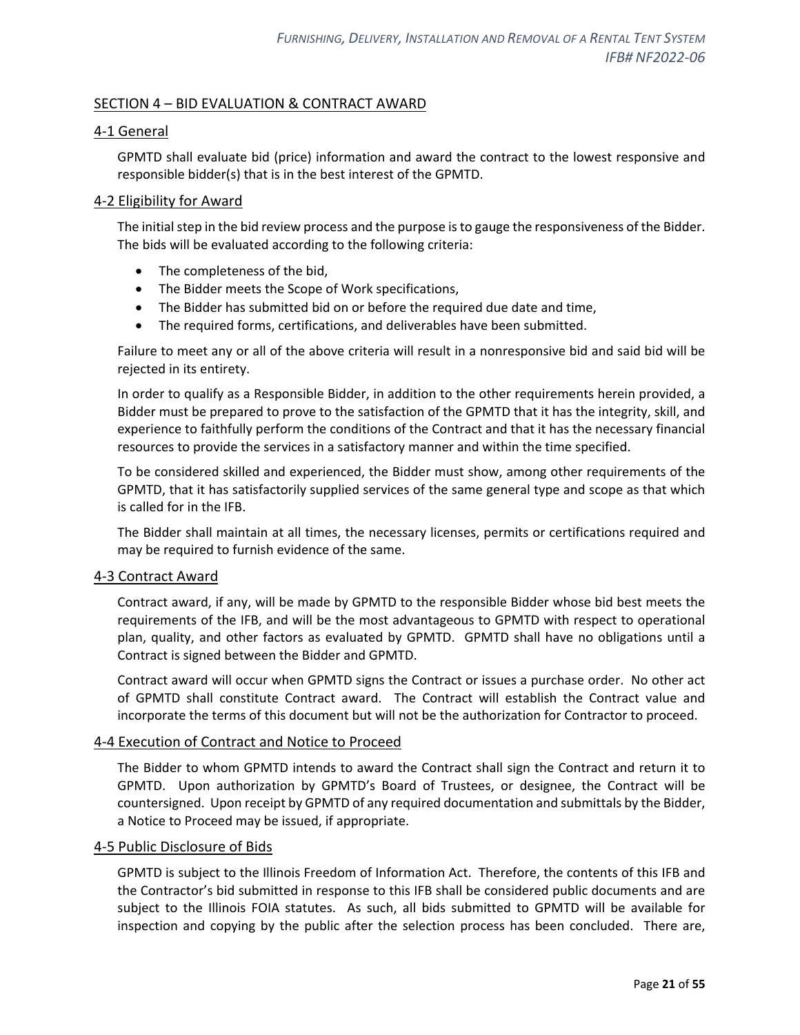## SECTION 4 – BID EVALUATION & CONTRACT AWARD

### 4-1 General

GPMTD shall evaluate bid (price) information and award the contract to the lowest responsive and responsible bidder(s) that is in the best interest of the GPMTD.

### 4-2 Eligibility for Award

The initial step in the bid review process and the purpose is to gauge the responsiveness of the Bidder. The bids will be evaluated according to the following criteria:

- The completeness of the bid,
- The Bidder meets the Scope of Work specifications,
- The Bidder has submitted bid on or before the required due date and time,
- The required forms, certifications, and deliverables have been submitted.

Failure to meet any or all of the above criteria will result in a nonresponsive bid and said bid will be rejected in its entirety.

In order to qualify as a Responsible Bidder, in addition to the other requirements herein provided, a Bidder must be prepared to prove to the satisfaction of the GPMTD that it has the integrity, skill, and experience to faithfully perform the conditions of the Contract and that it has the necessary financial resources to provide the services in a satisfactory manner and within the time specified.

To be considered skilled and experienced, the Bidder must show, among other requirements of the GPMTD, that it has satisfactorily supplied services of the same general type and scope as that which is called for in the IFB.

The Bidder shall maintain at all times, the necessary licenses, permits or certifications required and may be required to furnish evidence of the same.

### 4-3 Contract Award

Contract award, if any, will be made by GPMTD to the responsible Bidder whose bid best meets the requirements of the IFB, and will be the most advantageous to GPMTD with respect to operational plan, quality, and other factors as evaluated by GPMTD. GPMTD shall have no obligations until a Contract is signed between the Bidder and GPMTD.

Contract award will occur when GPMTD signs the Contract or issues a purchase order. No other act of GPMTD shall constitute Contract award. The Contract will establish the Contract value and incorporate the terms of this document but will not be the authorization for Contractor to proceed.

### 4-4 Execution of Contract and Notice to Proceed

The Bidder to whom GPMTD intends to award the Contract shall sign the Contract and return it to GPMTD. Upon authorization by GPMTD's Board of Trustees, or designee, the Contract will be countersigned. Upon receipt by GPMTD of any required documentation and submittals by the Bidder, a Notice to Proceed may be issued, if appropriate.

### 4-5 Public Disclosure of Bids

GPMTD is subject to the Illinois Freedom of Information Act. Therefore, the contents of this IFB and the Contractor's bid submitted in response to this IFB shall be considered public documents and are subject to the Illinois FOIA statutes. As such, all bids submitted to GPMTD will be available for inspection and copying by the public after the selection process has been concluded. There are,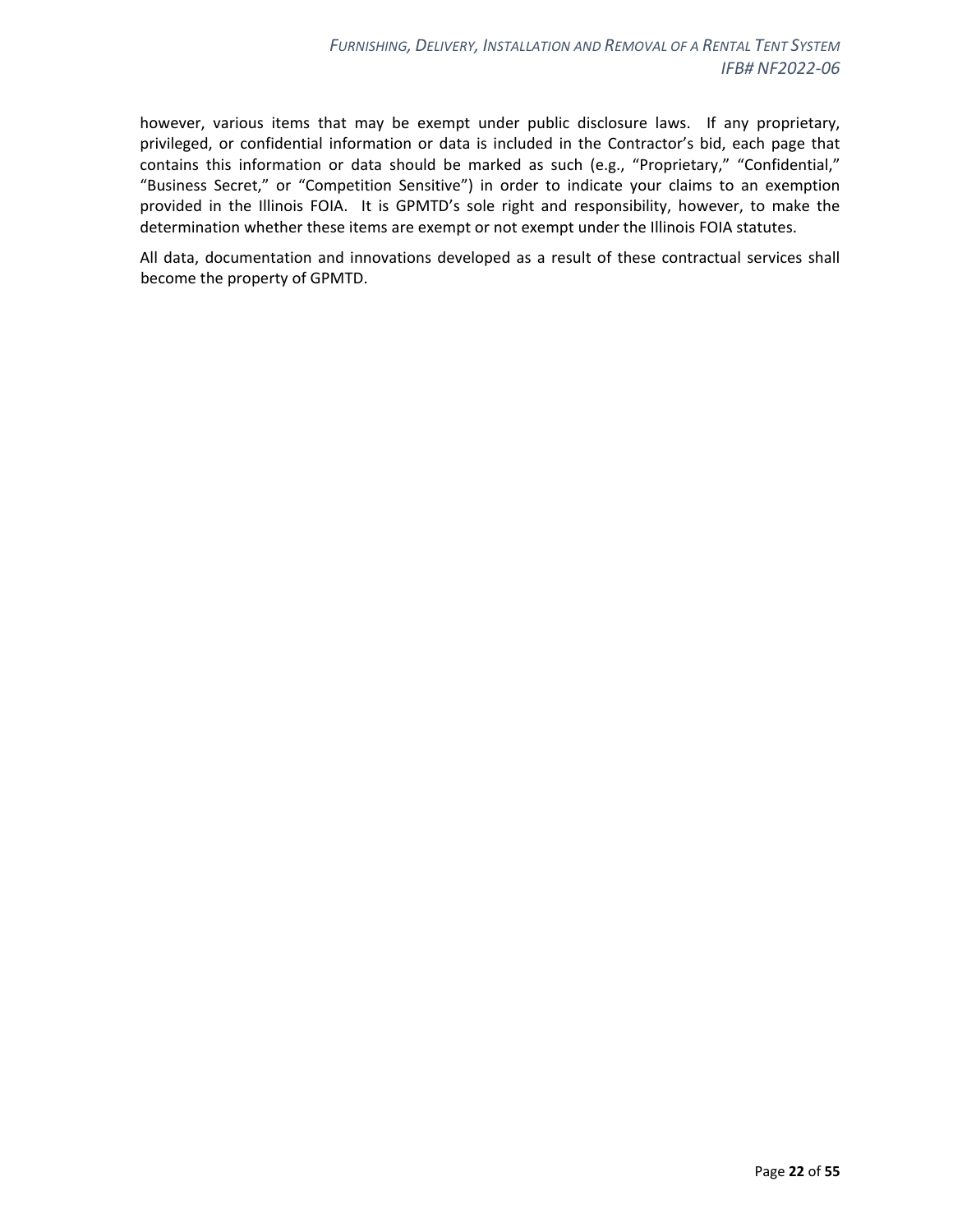however, various items that may be exempt under public disclosure laws. If any proprietary, privileged, or confidential information or data is included in the Contractor's bid, each page that contains this information or data should be marked as such (e.g., "Proprietary," "Confidential," "Business Secret," or "Competition Sensitive") in order to indicate your claims to an exemption provided in the Illinois FOIA. It is GPMTD's sole right and responsibility, however, to make the determination whether these items are exempt or not exempt under the Illinois FOIA statutes.

All data, documentation and innovations developed as a result of these contractual services shall become the property of GPMTD.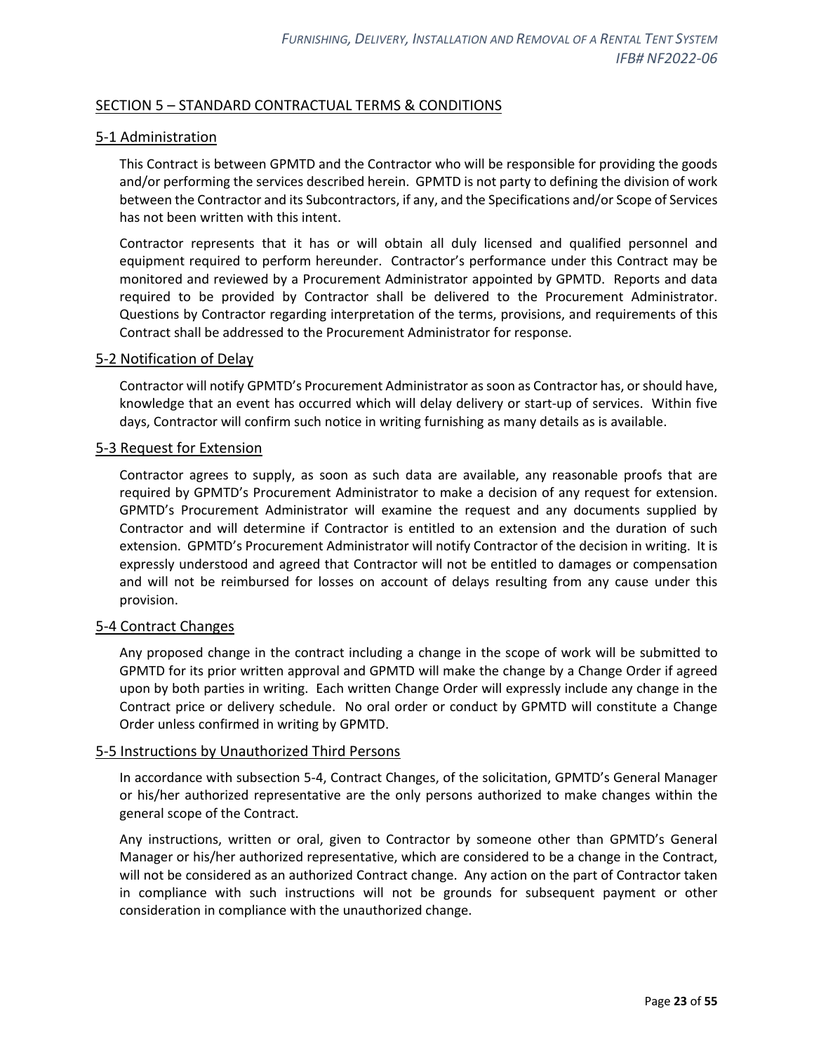## SECTION 5 – STANDARD CONTRACTUAL TERMS & CONDITIONS

### 5-1 Administration

This Contract is between GPMTD and the Contractor who will be responsible for providing the goods and/or performing the services described herein. GPMTD is not party to defining the division of work between the Contractor and its Subcontractors, if any, and the Specifications and/or Scope of Services has not been written with this intent.

Contractor represents that it has or will obtain all duly licensed and qualified personnel and equipment required to perform hereunder. Contractor's performance under this Contract may be monitored and reviewed by a Procurement Administrator appointed by GPMTD. Reports and data required to be provided by Contractor shall be delivered to the Procurement Administrator. Questions by Contractor regarding interpretation of the terms, provisions, and requirements of this Contract shall be addressed to the Procurement Administrator for response.

### 5-2 Notification of Delay

Contractor will notify GPMTD's Procurement Administrator as soon as Contractor has, or should have, knowledge that an event has occurred which will delay delivery or start-up of services. Within five days, Contractor will confirm such notice in writing furnishing as many details as is available.

### 5-3 Request for Extension

Contractor agrees to supply, as soon as such data are available, any reasonable proofs that are required by GPMTD's Procurement Administrator to make a decision of any request for extension. GPMTD's Procurement Administrator will examine the request and any documents supplied by Contractor and will determine if Contractor is entitled to an extension and the duration of such extension. GPMTD's Procurement Administrator will notify Contractor of the decision in writing. It is expressly understood and agreed that Contractor will not be entitled to damages or compensation and will not be reimbursed for losses on account of delays resulting from any cause under this provision.

### 5-4 Contract Changes

Any proposed change in the contract including a change in the scope of work will be submitted to GPMTD for its prior written approval and GPMTD will make the change by a Change Order if agreed upon by both parties in writing. Each written Change Order will expressly include any change in the Contract price or delivery schedule. No oral order or conduct by GPMTD will constitute a Change Order unless confirmed in writing by GPMTD.

### 5-5 Instructions by Unauthorized Third Persons

In accordance with subsection 5-4, Contract Changes, of the solicitation, GPMTD's General Manager or his/her authorized representative are the only persons authorized to make changes within the general scope of the Contract.

Any instructions, written or oral, given to Contractor by someone other than GPMTD's General Manager or his/her authorized representative, which are considered to be a change in the Contract, will not be considered as an authorized Contract change. Any action on the part of Contractor taken in compliance with such instructions will not be grounds for subsequent payment or other consideration in compliance with the unauthorized change.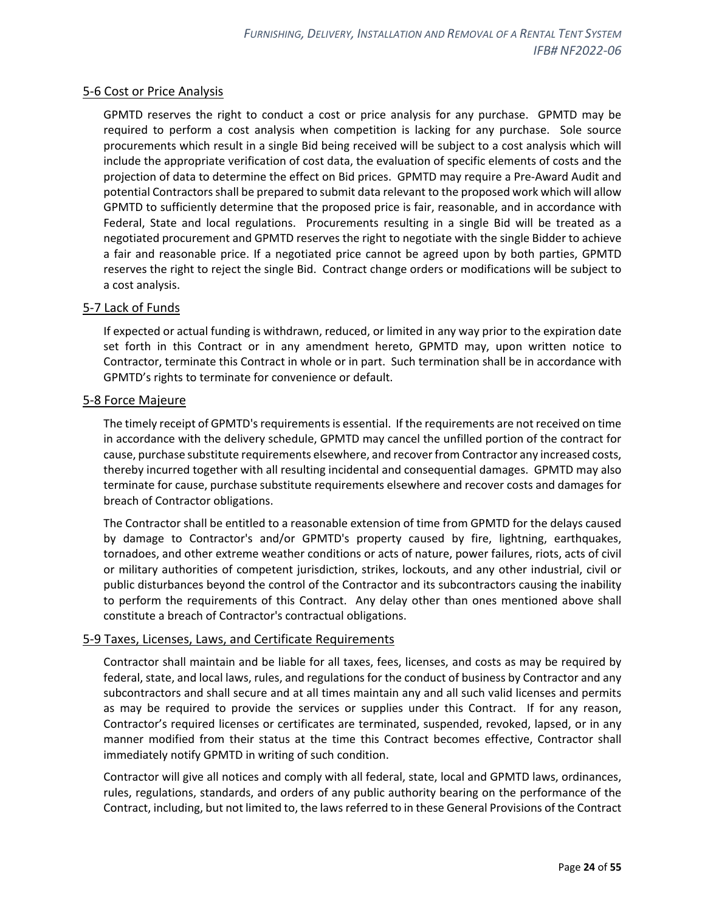## 5-6 Cost or Price Analysis

GPMTD reserves the right to conduct a cost or price analysis for any purchase. GPMTD may be required to perform a cost analysis when competition is lacking for any purchase. Sole source procurements which result in a single Bid being received will be subject to a cost analysis which will include the appropriate verification of cost data, the evaluation of specific elements of costs and the projection of data to determine the effect on Bid prices. GPMTD may require a Pre-Award Audit and potential Contractors shall be prepared to submit data relevant to the proposed work which will allow GPMTD to sufficiently determine that the proposed price is fair, reasonable, and in accordance with Federal, State and local regulations. Procurements resulting in a single Bid will be treated as a negotiated procurement and GPMTD reserves the right to negotiate with the single Bidder to achieve a fair and reasonable price. If a negotiated price cannot be agreed upon by both parties, GPMTD reserves the right to reject the single Bid. Contract change orders or modifications will be subject to a cost analysis.

## 5-7 Lack of Funds

If expected or actual funding is withdrawn, reduced, or limited in any way prior to the expiration date set forth in this Contract or in any amendment hereto, GPMTD may, upon written notice to Contractor, terminate this Contract in whole or in part. Such termination shall be in accordance with GPMTD's rights to terminate for convenience or default.

## 5-8 Force Majeure

The timely receipt of GPMTD's requirements is essential. If the requirements are not received on time in accordance with the delivery schedule, GPMTD may cancel the unfilled portion of the contract for cause, purchase substitute requirements elsewhere, and recover from Contractor any increased costs, thereby incurred together with all resulting incidental and consequential damages. GPMTD may also terminate for cause, purchase substitute requirements elsewhere and recover costs and damages for breach of Contractor obligations.

The Contractor shall be entitled to a reasonable extension of time from GPMTD for the delays caused by damage to Contractor's and/or GPMTD's property caused by fire, lightning, earthquakes, tornadoes, and other extreme weather conditions or acts of nature, power failures, riots, acts of civil or military authorities of competent jurisdiction, strikes, lockouts, and any other industrial, civil or public disturbances beyond the control of the Contractor and its subcontractors causing the inability to perform the requirements of this Contract. Any delay other than ones mentioned above shall constitute a breach of Contractor's contractual obligations.

## 5-9 Taxes, Licenses, Laws, and Certificate Requirements

Contractor shall maintain and be liable for all taxes, fees, licenses, and costs as may be required by federal, state, and local laws, rules, and regulations for the conduct of business by Contractor and any subcontractors and shall secure and at all times maintain any and all such valid licenses and permits as may be required to provide the services or supplies under this Contract. If for any reason, Contractor's required licenses or certificates are terminated, suspended, revoked, lapsed, or in any manner modified from their status at the time this Contract becomes effective, Contractor shall immediately notify GPMTD in writing of such condition.

Contractor will give all notices and comply with all federal, state, local and GPMTD laws, ordinances, rules, regulations, standards, and orders of any public authority bearing on the performance of the Contract, including, but not limited to, the laws referred to in these General Provisions of the Contract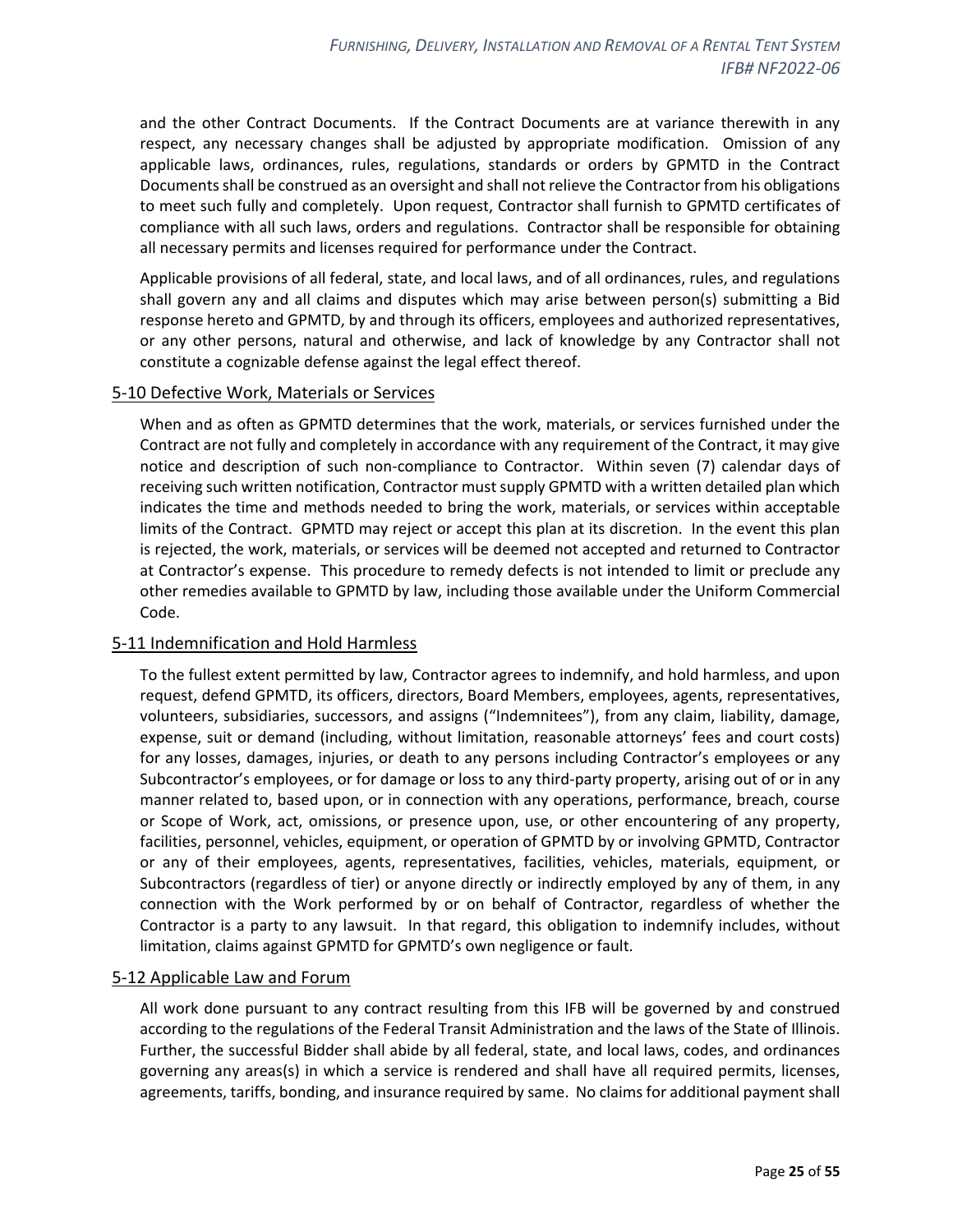and the other Contract Documents. If the Contract Documents are at variance therewith in any respect, any necessary changes shall be adjusted by appropriate modification. Omission of any applicable laws, ordinances, rules, regulations, standards or orders by GPMTD in the Contract Documents shall be construed as an oversight and shall not relieve the Contractor from his obligations to meet such fully and completely. Upon request, Contractor shall furnish to GPMTD certificates of compliance with all such laws, orders and regulations. Contractor shall be responsible for obtaining all necessary permits and licenses required for performance under the Contract.

Applicable provisions of all federal, state, and local laws, and of all ordinances, rules, and regulations shall govern any and all claims and disputes which may arise between person(s) submitting a Bid response hereto and GPMTD, by and through its officers, employees and authorized representatives, or any other persons, natural and otherwise, and lack of knowledge by any Contractor shall not constitute a cognizable defense against the legal effect thereof.

## 5-10 Defective Work, Materials or Services

When and as often as GPMTD determines that the work, materials, or services furnished under the Contract are not fully and completely in accordance with any requirement of the Contract, it may give notice and description of such non-compliance to Contractor. Within seven (7) calendar days of receiving such written notification, Contractor must supply GPMTD with a written detailed plan which indicates the time and methods needed to bring the work, materials, or services within acceptable limits of the Contract. GPMTD may reject or accept this plan at its discretion. In the event this plan is rejected, the work, materials, or services will be deemed not accepted and returned to Contractor at Contractor's expense. This procedure to remedy defects is not intended to limit or preclude any other remedies available to GPMTD by law, including those available under the Uniform Commercial Code.

## 5-11 Indemnification and Hold Harmless

To the fullest extent permitted by law, Contractor agrees to indemnify, and hold harmless, and upon request, defend GPMTD, its officers, directors, Board Members, employees, agents, representatives, volunteers, subsidiaries, successors, and assigns ("Indemnitees"), from any claim, liability, damage, expense, suit or demand (including, without limitation, reasonable attorneys' fees and court costs) for any losses, damages, injuries, or death to any persons including Contractor's employees or any Subcontractor's employees, or for damage or loss to any third-party property, arising out of or in any manner related to, based upon, or in connection with any operations, performance, breach, course or Scope of Work, act, omissions, or presence upon, use, or other encountering of any property, facilities, personnel, vehicles, equipment, or operation of GPMTD by or involving GPMTD, Contractor or any of their employees, agents, representatives, facilities, vehicles, materials, equipment, or Subcontractors (regardless of tier) or anyone directly or indirectly employed by any of them, in any connection with the Work performed by or on behalf of Contractor, regardless of whether the Contractor is a party to any lawsuit. In that regard, this obligation to indemnify includes, without limitation, claims against GPMTD for GPMTD's own negligence or fault.

## 5-12 Applicable Law and Forum

All work done pursuant to any contract resulting from this IFB will be governed by and construed according to the regulations of the Federal Transit Administration and the laws of the State of Illinois. Further, the successful Bidder shall abide by all federal, state, and local laws, codes, and ordinances governing any areas(s) in which a service is rendered and shall have all required permits, licenses, agreements, tariffs, bonding, and insurance required by same. No claims for additional payment shall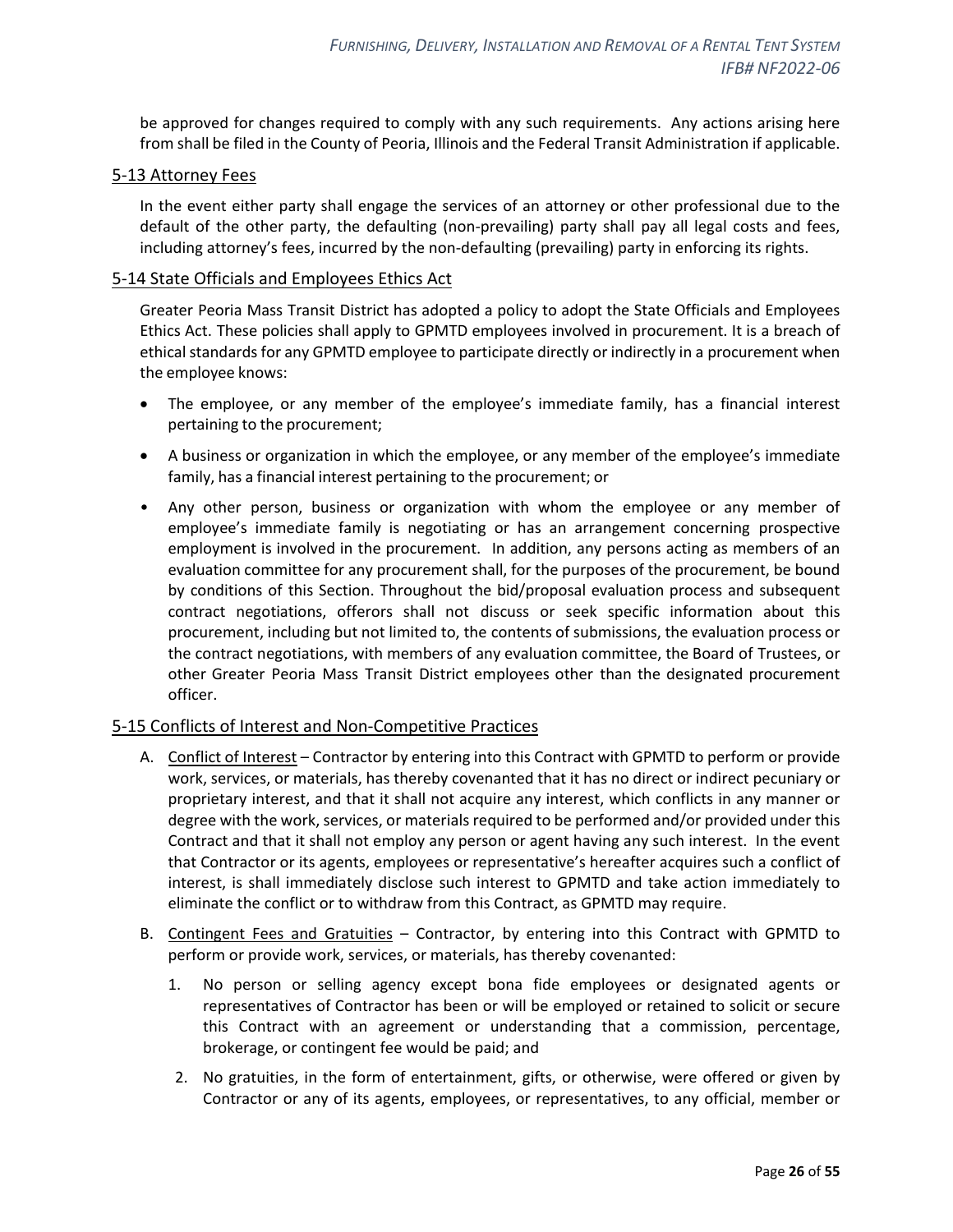be approved for changes required to comply with any such requirements. Any actions arising here from shall be filed in the County of Peoria, Illinois and the Federal Transit Administration if applicable.

## 5-13 Attorney Fees

In the event either party shall engage the services of an attorney or other professional due to the default of the other party, the defaulting (non-prevailing) party shall pay all legal costs and fees, including attorney's fees, incurred by the non-defaulting (prevailing) party in enforcing its rights.

## 5-14 State Officials and Employees Ethics Act

Greater Peoria Mass Transit District has adopted a policy to adopt the State Officials and Employees Ethics Act. These policies shall apply to GPMTD employees involved in procurement. It is a breach of ethical standards for any GPMTD employee to participate directly or indirectly in a procurement when the employee knows:

- The employee, or any member of the employee's immediate family, has a financial interest pertaining to the procurement;
- A business or organization in which the employee, or any member of the employee's immediate family, has a financial interest pertaining to the procurement; or
- Any other person, business or organization with whom the employee or any member of employee's immediate family is negotiating or has an arrangement concerning prospective employment is involved in the procurement. In addition, any persons acting as members of an evaluation committee for any procurement shall, for the purposes of the procurement, be bound by conditions of this Section. Throughout the bid/proposal evaluation process and subsequent contract negotiations, offerors shall not discuss or seek specific information about this procurement, including but not limited to, the contents of submissions, the evaluation process or the contract negotiations, with members of any evaluation committee, the Board of Trustees, or other Greater Peoria Mass Transit District employees other than the designated procurement officer.

## 5-15 Conflicts of Interest and Non-Competitive Practices

A. Conflict of Interest – Contractor by entering into this Contract with GPMTD to perform or provide work, services, or materials, has thereby covenanted that it has no direct or indirect pecuniary or proprietary interest, and that it shall not acquire any interest, which conflicts in any manner or degree with the work, services, or materials required to be performed and/or provided under this Contract and that it shall not employ any person or agent having any such interest. In the event that Contractor or its agents, employees or representative's hereafter acquires such a conflict of interest, is shall immediately disclose such interest to GPMTD and take action immediately to eliminate the conflict or to withdraw from this Contract, as GPMTD may require.

B. Contingent Fees and Gratuities – Contractor, by entering into this Contract with GPMTD to perform or provide work, services, or materials, has thereby covenanted:

   1. No person or selling agency except bona fide employees or designated agents or representatives of Contractor has been or will be employed or retained to solicit or secure this Contract with an agreement or understanding that a commission, percentage, brokerage, or contingent fee would be paid; and
   2. No gratuities, in the form of entertainment, gifts, or otherwise, were offered or given by Contractor or any of its agents, employees, or representatives, to any official, member or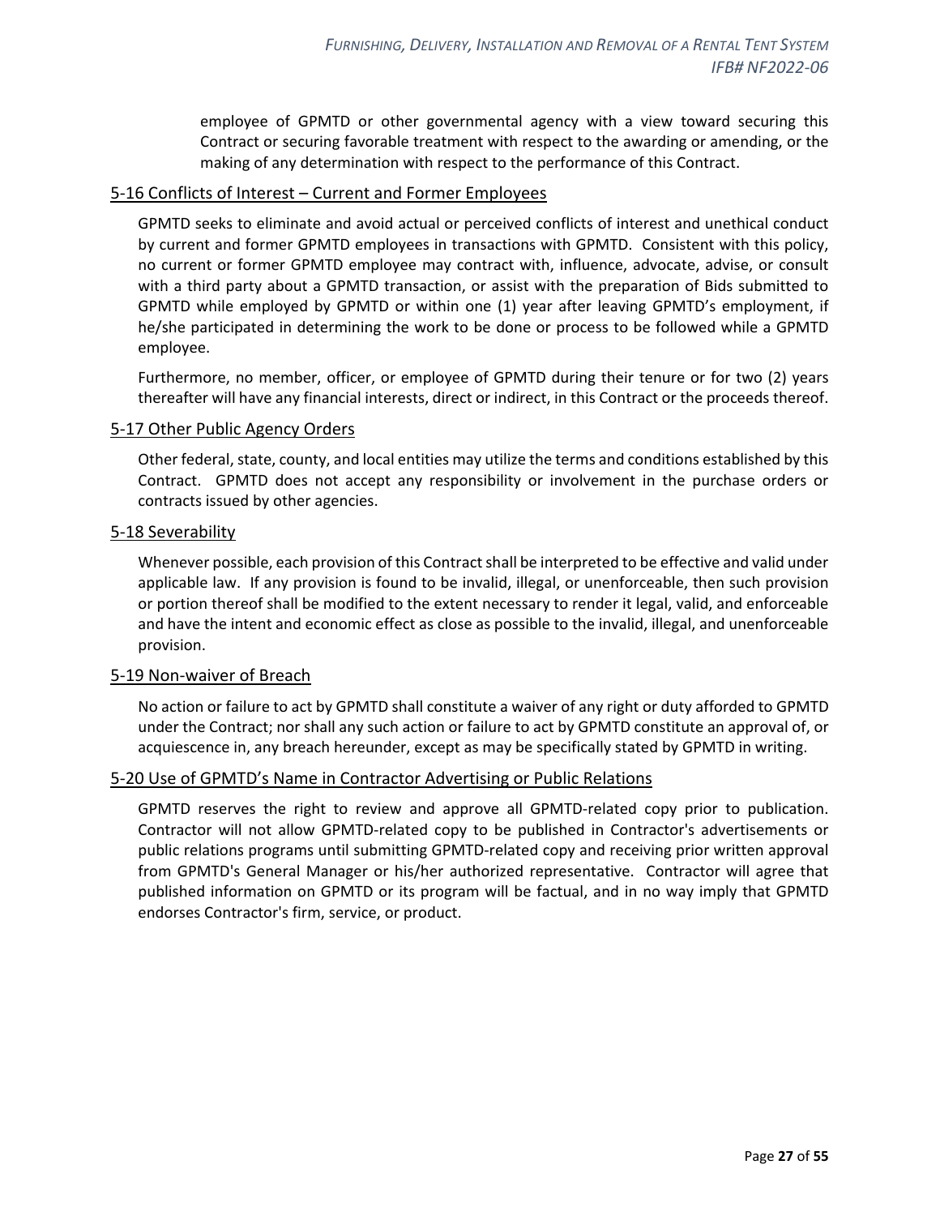employee of GPMTD or other governmental agency with a view toward securing this Contract or securing favorable treatment with respect to the awarding or amending, or the making of any determination with respect to the performance of this Contract.

## 5-16 Conflicts of Interest – Current and Former Employees

GPMTD seeks to eliminate and avoid actual or perceived conflicts of interest and unethical conduct by current and former GPMTD employees in transactions with GPMTD. Consistent with this policy, no current or former GPMTD employee may contract with, influence, advocate, advise, or consult with a third party about a GPMTD transaction, or assist with the preparation of Bids submitted to GPMTD while employed by GPMTD or within one (1) year after leaving GPMTD's employment, if he/she participated in determining the work to be done or process to be followed while a GPMTD employee.

Furthermore, no member, officer, or employee of GPMTD during their tenure or for two (2) years thereafter will have any financial interests, direct or indirect, in this Contract or the proceeds thereof.

## 5-17 Other Public Agency Orders

Other federal, state, county, and local entities may utilize the terms and conditions established by this Contract. GPMTD does not accept any responsibility or involvement in the purchase orders or contracts issued by other agencies.

## 5-18 Severability

Whenever possible, each provision of this Contract shall be interpreted to be effective and valid under applicable law. If any provision is found to be invalid, illegal, or unenforceable, then such provision or portion thereof shall be modified to the extent necessary to render it legal, valid, and enforceable and have the intent and economic effect as close as possible to the invalid, illegal, and unenforceable provision.

## 5-19 Non-waiver of Breach

No action or failure to act by GPMTD shall constitute a waiver of any right or duty afforded to GPMTD under the Contract; nor shall any such action or failure to act by GPMTD constitute an approval of, or acquiescence in, any breach hereunder, except as may be specifically stated by GPMTD in writing.

## 5-20 Use of GPMTD's Name in Contractor Advertising or Public Relations

GPMTD reserves the right to review and approve all GPMTD-related copy prior to publication. Contractor will not allow GPMTD-related copy to be published in Contractor's advertisements or public relations programs until submitting GPMTD-related copy and receiving prior written approval from GPMTD's General Manager or his/her authorized representative. Contractor will agree that published information on GPMTD or its program will be factual, and in no way imply that GPMTD endorses Contractor's firm, service, or product.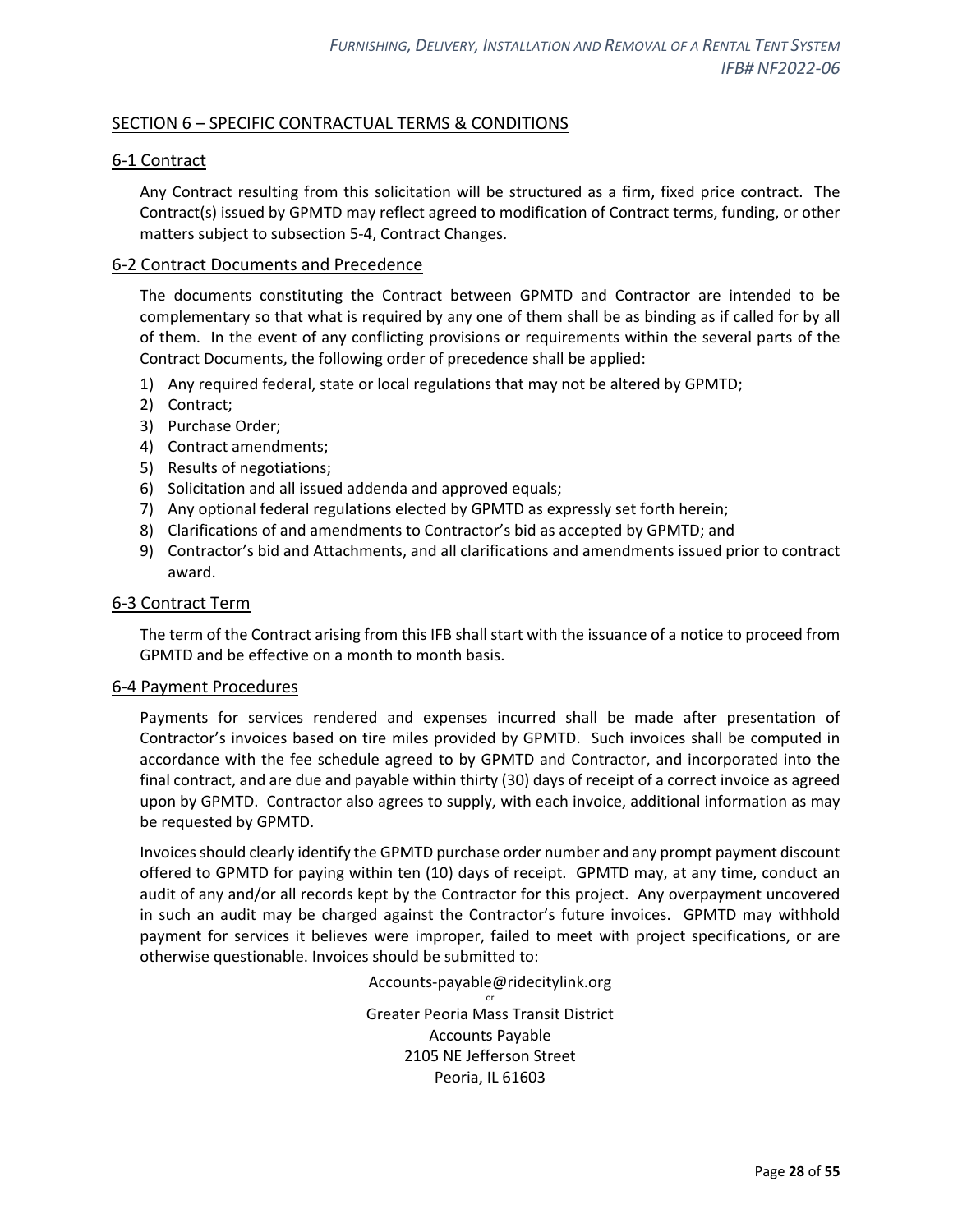## SECTION 6 – SPECIFIC CONTRACTUAL TERMS & CONDITIONS

### 6-1 Contract

Any Contract resulting from this solicitation will be structured as a firm, fixed price contract. The Contract(s) issued by GPMTD may reflect agreed to modification of Contract terms, funding, or other matters subject to subsection 5-4, Contract Changes.

### 6-2 Contract Documents and Precedence

The documents constituting the Contract between GPMTD and Contractor are intended to be complementary so that what is required by any one of them shall be as binding as if called for by all of them. In the event of any conflicting provisions or requirements within the several parts of the Contract Documents, the following order of precedence shall be applied:

1) Any required federal, state or local regulations that may not be altered by GPMTD;
2) Contract;
3) Purchase Order;
4) Contract amendments;
5) Results of negotiations;
6) Solicitation and all issued addenda and approved equals;
7) Any optional federal regulations elected by GPMTD as expressly set forth herein;
8) Clarifications of and amendments to Contractor's bid as accepted by GPMTD; and
9) Contractor's bid and Attachments, and all clarifications and amendments issued prior to contract award.

### 6-3 Contract Term

The term of the Contract arising from this IFB shall start with the issuance of a notice to proceed from GPMTD and be effective on a month to month basis.

### 6-4 Payment Procedures

Payments for services rendered and expenses incurred shall be made after presentation of Contractor's invoices based on tire miles provided by GPMTD. Such invoices shall be computed in accordance with the fee schedule agreed to by GPMTD and Contractor, and incorporated into the final contract, and are due and payable within thirty (30) days of receipt of a correct invoice as agreed upon by GPMTD. Contractor also agrees to supply, with each invoice, additional information as may be requested by GPMTD.

Invoices should clearly identify the GPMTD purchase order number and any prompt payment discount offered to GPMTD for paying within ten (10) days of receipt. GPMTD may, at any time, conduct an audit of any and/or all records kept by the Contractor for this project. Any overpayment uncovered in such an audit may be charged against the Contractor's future invoices. GPMTD may withhold payment for services it believes were improper, failed to meet with project specifications, or are otherwise questionable. Invoices should be submitted to:

Accounts-payable@ridecitylink.org
or
Greater Peoria Mass Transit District
Accounts Payable
2105 NE Jefferson Street
Peoria, IL 61603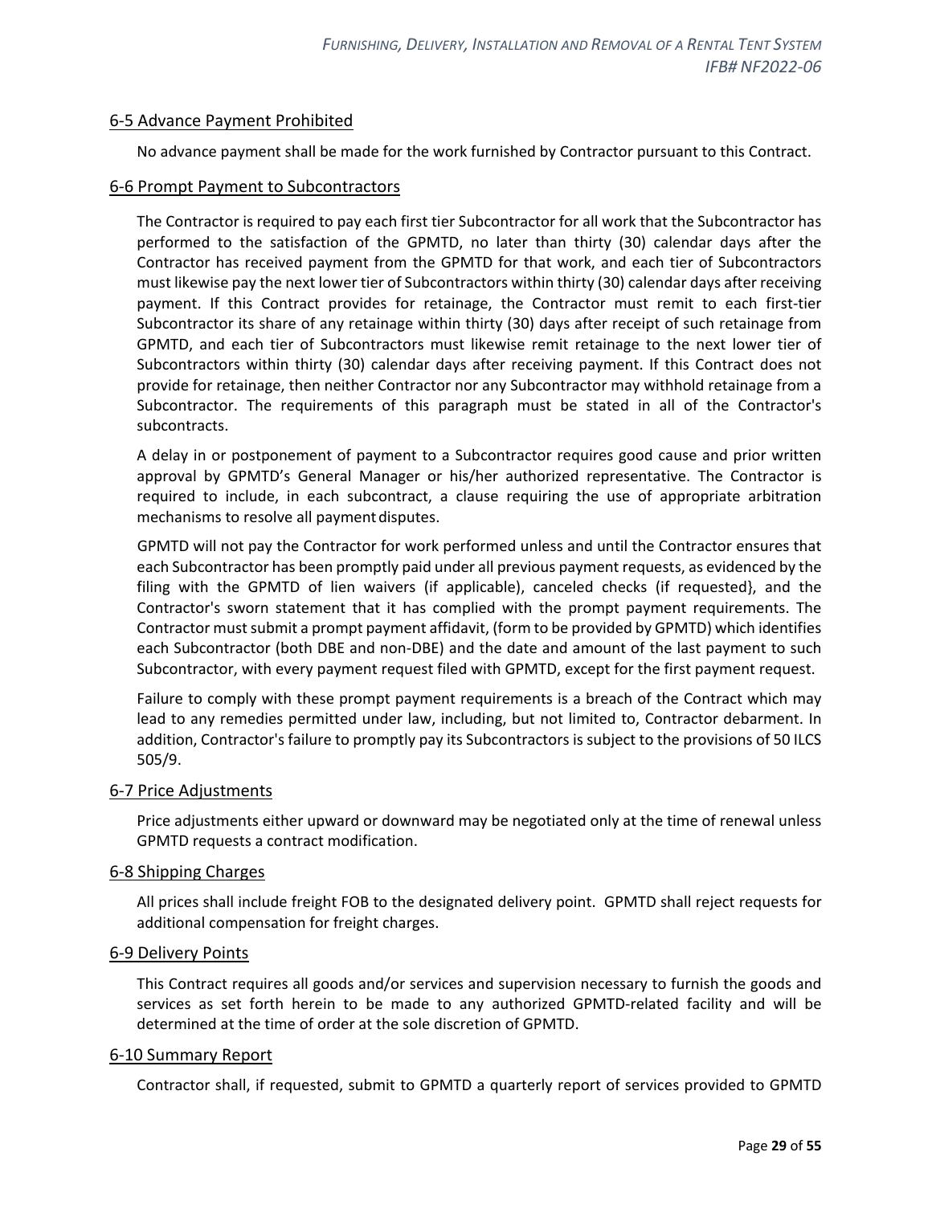## 6-5 Advance Payment Prohibited

No advance payment shall be made for the work furnished by Contractor pursuant to this Contract.

## 6-6 Prompt Payment to Subcontractors

The Contractor is required to pay each first tier Subcontractor for all work that the Subcontractor has performed to the satisfaction of the GPMTD, no later than thirty (30) calendar days after the Contractor has received payment from the GPMTD for that work, and each tier of Subcontractors must likewise pay the next lower tier of Subcontractors within thirty (30) calendar days after receiving payment. If this Contract provides for retainage, the Contractor must remit to each first-tier Subcontractor its share of any retainage within thirty (30) days after receipt of such retainage from GPMTD, and each tier of Subcontractors must likewise remit retainage to the next lower tier of Subcontractors within thirty (30) calendar days after receiving payment. If this Contract does not provide for retainage, then neither Contractor nor any Subcontractor may withhold retainage from a Subcontractor. The requirements of this paragraph must be stated in all of the Contractor's subcontracts.

A delay in or postponement of payment to a Subcontractor requires good cause and prior written approval by GPMTD's General Manager or his/her authorized representative. The Contractor is required to include, in each subcontract, a clause requiring the use of appropriate arbitration mechanisms to resolve all payment disputes.

GPMTD will not pay the Contractor for work performed unless and until the Contractor ensures that each Subcontractor has been promptly paid under all previous payment requests, as evidenced by the filing with the GPMTD of lien waivers (if applicable), canceled checks (if requested}, and the Contractor's sworn statement that it has complied with the prompt payment requirements. The Contractor must submit a prompt payment affidavit, (form to be provided by GPMTD) which identifies each Subcontractor (both DBE and non-DBE) and the date and amount of the last payment to such Subcontractor, with every payment request filed with GPMTD, except for the first payment request.

Failure to comply with these prompt payment requirements is a breach of the Contract which may lead to any remedies permitted under law, including, but not limited to, Contractor debarment. In addition, Contractor's failure to promptly pay its Subcontractors is subject to the provisions of 50 ILCS 505/9.

## 6-7 Price Adjustments

Price adjustments either upward or downward may be negotiated only at the time of renewal unless GPMTD requests a contract modification.

## 6-8 Shipping Charges

All prices shall include freight FOB to the designated delivery point. GPMTD shall reject requests for additional compensation for freight charges.

## 6-9 Delivery Points

This Contract requires all goods and/or services and supervision necessary to furnish the goods and services as set forth herein to be made to any authorized GPMTD-related facility and will be determined at the time of order at the sole discretion of GPMTD.

## 6-10 Summary Report

Contractor shall, if requested, submit to GPMTD a quarterly report of services provided to GPMTD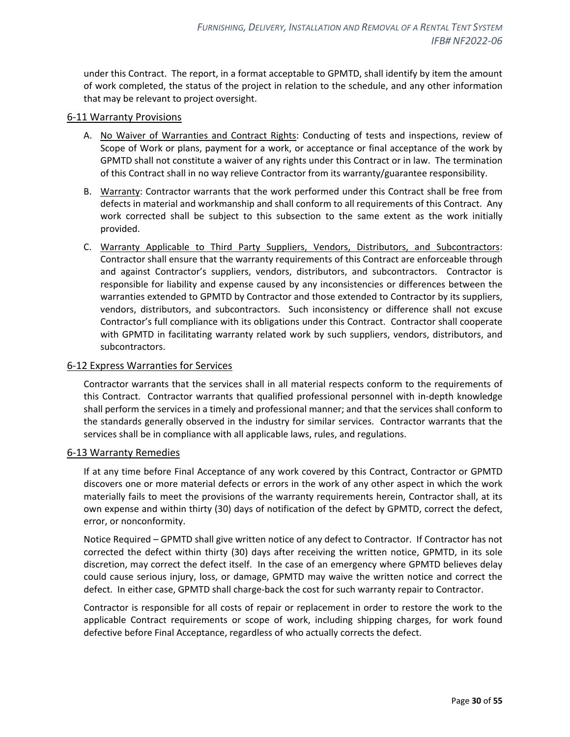under this Contract. The report, in a format acceptable to GPMTD, shall identify by item the amount of work completed, the status of the project in relation to the schedule, and any other information that may be relevant to project oversight.

## 6-11 Warranty Provisions

A. No Waiver of Warranties and Contract Rights: Conducting of tests and inspections, review of Scope of Work or plans, payment for a work, or acceptance or final acceptance of the work by GPMTD shall not constitute a waiver of any rights under this Contract or in law. The termination of this Contract shall in no way relieve Contractor from its warranty/guarantee responsibility.

B. Warranty: Contractor warrants that the work performed under this Contract shall be free from defects in material and workmanship and shall conform to all requirements of this Contract. Any work corrected shall be subject to this subsection to the same extent as the work initially provided.

C. Warranty Applicable to Third Party Suppliers, Vendors, Distributors, and Subcontractors: Contractor shall ensure that the warranty requirements of this Contract are enforceable through and against Contractor's suppliers, vendors, distributors, and subcontractors. Contractor is responsible for liability and expense caused by any inconsistencies or differences between the warranties extended to GPMTD by Contractor and those extended to Contractor by its suppliers, vendors, distributors, and subcontractors. Such inconsistency or difference shall not excuse Contractor's full compliance with its obligations under this Contract. Contractor shall cooperate with GPMTD in facilitating warranty related work by such suppliers, vendors, distributors, and subcontractors.

## 6-12 Express Warranties for Services

Contractor warrants that the services shall in all material respects conform to the requirements of this Contract. Contractor warrants that qualified professional personnel with in-depth knowledge shall perform the services in a timely and professional manner; and that the services shall conform to the standards generally observed in the industry for similar services. Contractor warrants that the services shall be in compliance with all applicable laws, rules, and regulations.

## 6-13 Warranty Remedies

If at any time before Final Acceptance of any work covered by this Contract, Contractor or GPMTD discovers one or more material defects or errors in the work of any other aspect in which the work materially fails to meet the provisions of the warranty requirements herein, Contractor shall, at its own expense and within thirty (30) days of notification of the defect by GPMTD, correct the defect, error, or nonconformity.

Notice Required – GPMTD shall give written notice of any defect to Contractor. If Contractor has not corrected the defect within thirty (30) days after receiving the written notice, GPMTD, in its sole discretion, may correct the defect itself. In the case of an emergency where GPMTD believes delay could cause serious injury, loss, or damage, GPMTD may waive the written notice and correct the defect. In either case, GPMTD shall charge-back the cost for such warranty repair to Contractor.

Contractor is responsible for all costs of repair or replacement in order to restore the work to the applicable Contract requirements or scope of work, including shipping charges, for work found defective before Final Acceptance, regardless of who actually corrects the defect.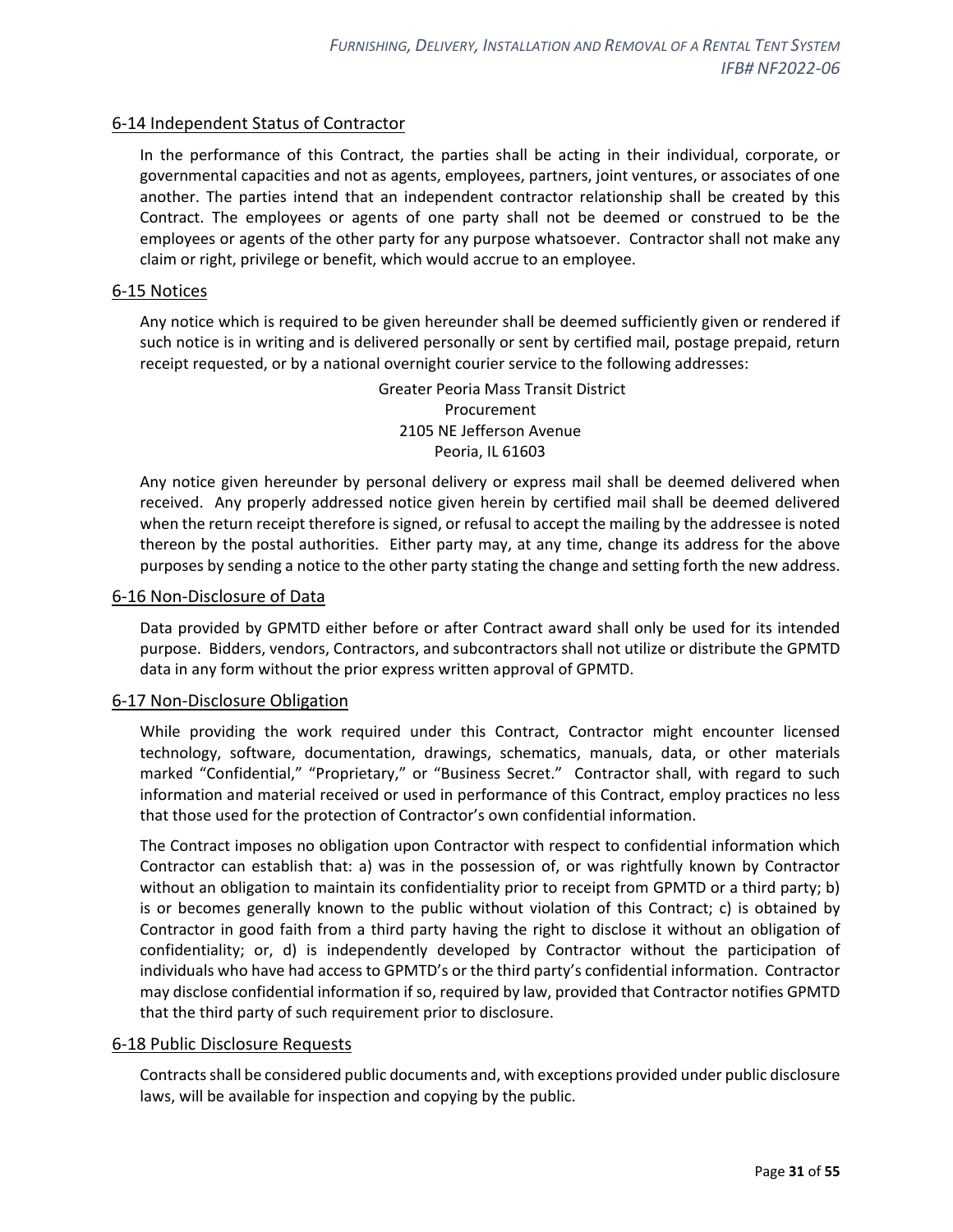## 6-14 Independent Status of Contractor

In the performance of this Contract, the parties shall be acting in their individual, corporate, or governmental capacities and not as agents, employees, partners, joint ventures, or associates of one another. The parties intend that an independent contractor relationship shall be created by this Contract. The employees or agents of one party shall not be deemed or construed to be the employees or agents of the other party for any purpose whatsoever. Contractor shall not make any claim or right, privilege or benefit, which would accrue to an employee.

## 6-15 Notices

Any notice which is required to be given hereunder shall be deemed sufficiently given or rendered if such notice is in writing and is delivered personally or sent by certified mail, postage prepaid, return receipt requested, or by a national overnight courier service to the following addresses:

Greater Peoria Mass Transit District
Procurement
2105 NE Jefferson Avenue
Peoria, IL 61603

Any notice given hereunder by personal delivery or express mail shall be deemed delivered when received. Any properly addressed notice given herein by certified mail shall be deemed delivered when the return receipt therefore is signed, or refusal to accept the mailing by the addressee is noted thereon by the postal authorities. Either party may, at any time, change its address for the above purposes by sending a notice to the other party stating the change and setting forth the new address.

## 6-16 Non-Disclosure of Data

Data provided by GPMTD either before or after Contract award shall only be used for its intended purpose. Bidders, vendors, Contractors, and subcontractors shall not utilize or distribute the GPMTD data in any form without the prior express written approval of GPMTD.

## 6-17 Non-Disclosure Obligation

While providing the work required under this Contract, Contractor might encounter licensed technology, software, documentation, drawings, schematics, manuals, data, or other materials marked "Confidential," "Proprietary," or "Business Secret." Contractor shall, with regard to such information and material received or used in performance of this Contract, employ practices no less that those used for the protection of Contractor's own confidential information.

The Contract imposes no obligation upon Contractor with respect to confidential information which Contractor can establish that: a) was in the possession of, or was rightfully known by Contractor without an obligation to maintain its confidentiality prior to receipt from GPMTD or a third party; b) is or becomes generally known to the public without violation of this Contract; c) is obtained by Contractor in good faith from a third party having the right to disclose it without an obligation of confidentiality; or, d) is independently developed by Contractor without the participation of individuals who have had access to GPMTD's or the third party's confidential information. Contractor may disclose confidential information if so, required by law, provided that Contractor notifies GPMTD that the third party of such requirement prior to disclosure.

## 6-18 Public Disclosure Requests

Contracts shall be considered public documents and, with exceptions provided under public disclosure laws, will be available for inspection and copying by the public.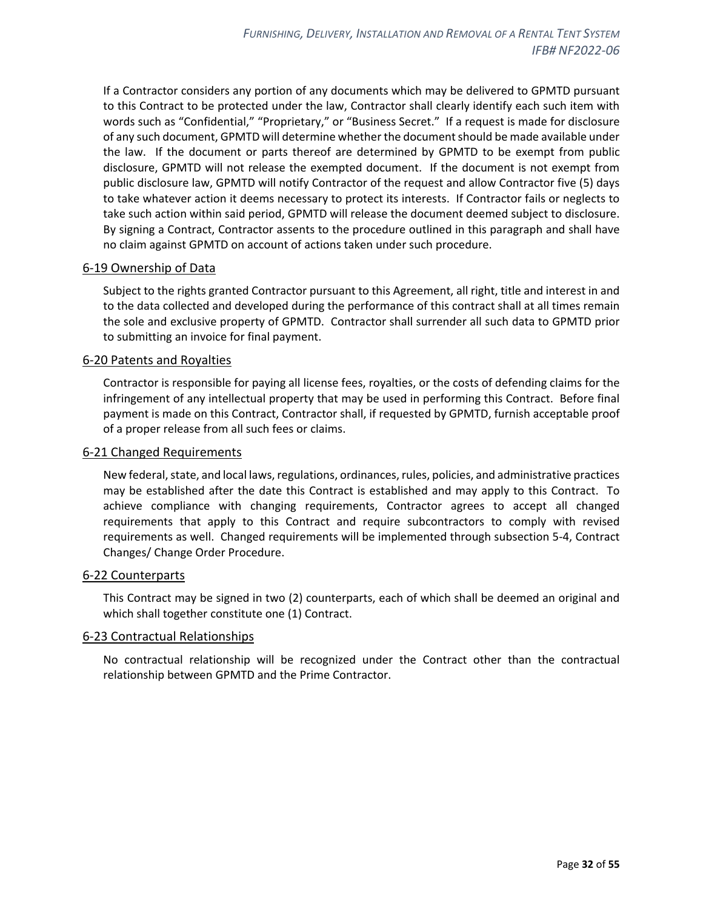If a Contractor considers any portion of any documents which may be delivered to GPMTD pursuant to this Contract to be protected under the law, Contractor shall clearly identify each such item with words such as "Confidential," "Proprietary," or "Business Secret." If a request is made for disclosure of any such document, GPMTD will determine whether the document should be made available under the law. If the document or parts thereof are determined by GPMTD to be exempt from public disclosure, GPMTD will not release the exempted document. If the document is not exempt from public disclosure law, GPMTD will notify Contractor of the request and allow Contractor five (5) days to take whatever action it deems necessary to protect its interests. If Contractor fails or neglects to take such action within said period, GPMTD will release the document deemed subject to disclosure. By signing a Contract, Contractor assents to the procedure outlined in this paragraph and shall have no claim against GPMTD on account of actions taken under such procedure.

### 6-19 Ownership of Data

Subject to the rights granted Contractor pursuant to this Agreement, all right, title and interest in and to the data collected and developed during the performance of this contract shall at all times remain the sole and exclusive property of GPMTD. Contractor shall surrender all such data to GPMTD prior to submitting an invoice for final payment.

### 6-20 Patents and Royalties

Contractor is responsible for paying all license fees, royalties, or the costs of defending claims for the infringement of any intellectual property that may be used in performing this Contract. Before final payment is made on this Contract, Contractor shall, if requested by GPMTD, furnish acceptable proof of a proper release from all such fees or claims.

### 6-21 Changed Requirements

New federal, state, and local laws, regulations, ordinances, rules, policies, and administrative practices may be established after the date this Contract is established and may apply to this Contract. To achieve compliance with changing requirements, Contractor agrees to accept all changed requirements that apply to this Contract and require subcontractors to comply with revised requirements as well. Changed requirements will be implemented through subsection 5-4, Contract Changes/ Change Order Procedure.

### 6-22 Counterparts

This Contract may be signed in two (2) counterparts, each of which shall be deemed an original and which shall together constitute one (1) Contract.

### 6-23 Contractual Relationships

No contractual relationship will be recognized under the Contract other than the contractual relationship between GPMTD and the Prime Contractor.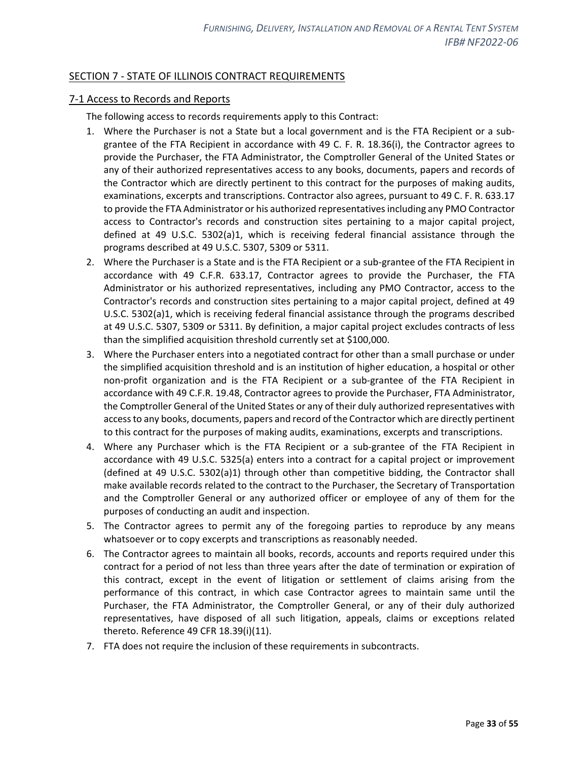## SECTION 7 - STATE OF ILLINOIS CONTRACT REQUIREMENTS

### 7-1 Access to Records and Reports

The following access to records requirements apply to this Contract:

1. Where the Purchaser is not a State but a local government and is the FTA Recipient or a sub-grantee of the FTA Recipient in accordance with 49 C. F. R. 18.36(i), the Contractor agrees to provide the Purchaser, the FTA Administrator, the Comptroller General of the United States or any of their authorized representatives access to any books, documents, papers and records of the Contractor which are directly pertinent to this contract for the purposes of making audits, examinations, excerpts and transcriptions. Contractor also agrees, pursuant to 49 C. F. R. 633.17 to provide the FTA Administrator or his authorized representatives including any PMO Contractor access to Contractor's records and construction sites pertaining to a major capital project, defined at 49 U.S.C. 5302(a)1, which is receiving federal financial assistance through the programs described at 49 U.S.C. 5307, 5309 or 5311.
2. Where the Purchaser is a State and is the FTA Recipient or a sub-grantee of the FTA Recipient in accordance with 49 C.F.R. 633.17, Contractor agrees to provide the Purchaser, the FTA Administrator or his authorized representatives, including any PMO Contractor, access to the Contractor's records and construction sites pertaining to a major capital project, defined at 49 U.S.C. 5302(a)1, which is receiving federal financial assistance through the programs described at 49 U.S.C. 5307, 5309 or 5311. By definition, a major capital project excludes contracts of less than the simplified acquisition threshold currently set at $100,000.
3. Where the Purchaser enters into a negotiated contract for other than a small purchase or under the simplified acquisition threshold and is an institution of higher education, a hospital or other non-profit organization and is the FTA Recipient or a sub-grantee of the FTA Recipient in accordance with 49 C.F.R. 19.48, Contractor agrees to provide the Purchaser, FTA Administrator, the Comptroller General of the United States or any of their duly authorized representatives with access to any books, documents, papers and record of the Contractor which are directly pertinent to this contract for the purposes of making audits, examinations, excerpts and transcriptions.
4. Where any Purchaser which is the FTA Recipient or a sub-grantee of the FTA Recipient in accordance with 49 U.S.C. 5325(a) enters into a contract for a capital project or improvement (defined at 49 U.S.C. 5302(a)1) through other than competitive bidding, the Contractor shall make available records related to the contract to the Purchaser, the Secretary of Transportation and the Comptroller General or any authorized officer or employee of any of them for the purposes of conducting an audit and inspection.
5. The Contractor agrees to permit any of the foregoing parties to reproduce by any means whatsoever or to copy excerpts and transcriptions as reasonably needed.
6. The Contractor agrees to maintain all books, records, accounts and reports required under this contract for a period of not less than three years after the date of termination or expiration of this contract, except in the event of litigation or settlement of claims arising from the performance of this contract, in which case Contractor agrees to maintain same until the Purchaser, the FTA Administrator, the Comptroller General, or any of their duly authorized representatives, have disposed of all such litigation, appeals, claims or exceptions related thereto. Reference 49 CFR 18.39(i)(11).
7. FTA does not require the inclusion of these requirements in subcontracts.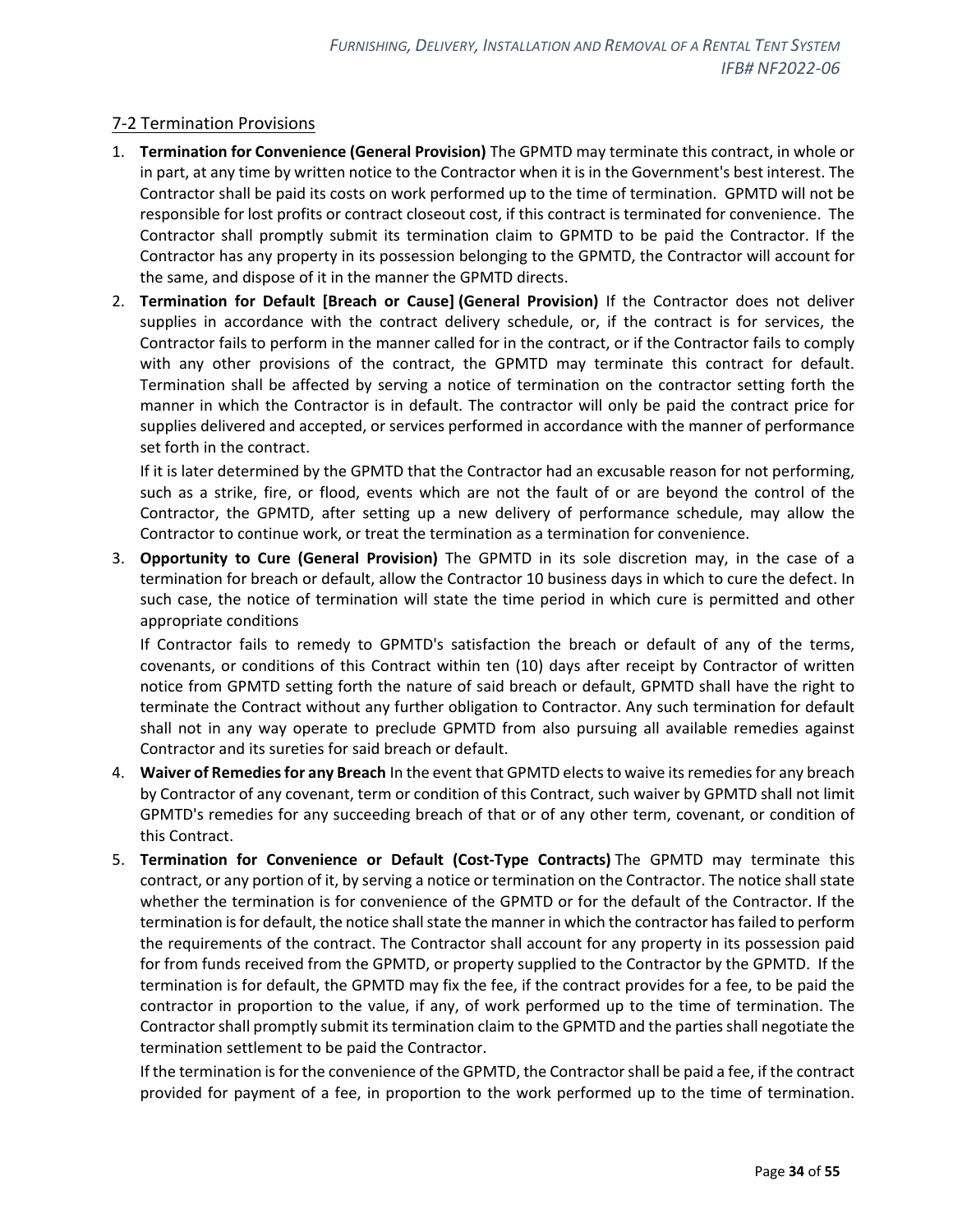## 7-2 Termination Provisions

1. **Termination for Convenience (General Provision)** The GPMTD may terminate this contract, in whole or in part, at any time by written notice to the Contractor when it is in the Government's best interest. The Contractor shall be paid its costs on work performed up to the time of termination. GPMTD will not be responsible for lost profits or contract closeout cost, if this contract is terminated for convenience. The Contractor shall promptly submit its termination claim to GPMTD to be paid the Contractor. If the Contractor has any property in its possession belonging to the GPMTD, the Contractor will account for the same, and dispose of it in the manner the GPMTD directs.
2. **Termination for Default [Breach or Cause] (General Provision)** If the Contractor does not deliver supplies in accordance with the contract delivery schedule, or, if the contract is for services, the Contractor fails to perform in the manner called for in the contract, or if the Contractor fails to comply with any other provisions of the contract, the GPMTD may terminate this contract for default. Termination shall be affected by serving a notice of termination on the contractor setting forth the manner in which the Contractor is in default. The contractor will only be paid the contract price for supplies delivered and accepted, or services performed in accordance with the manner of performance set forth in the contract.

   If it is later determined by the GPMTD that the Contractor had an excusable reason for not performing, such as a strike, fire, or flood, events which are not the fault of or are beyond the control of the Contractor, the GPMTD, after setting up a new delivery of performance schedule, may allow the Contractor to continue work, or treat the termination as a termination for convenience.
3. **Opportunity to Cure (General Provision)** The GPMTD in its sole discretion may, in the case of a termination for breach or default, allow the Contractor 10 business days in which to cure the defect. In such case, the notice of termination will state the time period in which cure is permitted and other appropriate conditions

   If Contractor fails to remedy to GPMTD's satisfaction the breach or default of any of the terms, covenants, or conditions of this Contract within ten (10) days after receipt by Contractor of written notice from GPMTD setting forth the nature of said breach or default, GPMTD shall have the right to terminate the Contract without any further obligation to Contractor. Any such termination for default shall not in any way operate to preclude GPMTD from also pursuing all available remedies against Contractor and its sureties for said breach or default.
4. **Waiver of Remedies for any Breach** In the event that GPMTD elects to waive its remedies for any breach by Contractor of any covenant, term or condition of this Contract, such waiver by GPMTD shall not limit GPMTD's remedies for any succeeding breach of that or of any other term, covenant, or condition of this Contract.
5. **Termination for Convenience or Default (Cost-Type Contracts)** The GPMTD may terminate this contract, or any portion of it, by serving a notice or termination on the Contractor. The notice shall state whether the termination is for convenience of the GPMTD or for the default of the Contractor. If the termination is for default, the notice shall state the manner in which the contractor has failed to perform the requirements of the contract. The Contractor shall account for any property in its possession paid for from funds received from the GPMTD, or property supplied to the Contractor by the GPMTD. If the termination is for default, the GPMTD may fix the fee, if the contract provides for a fee, to be paid the contractor in proportion to the value, if any, of work performed up to the time of termination. The Contractor shall promptly submit its termination claim to the GPMTD and the parties shall negotiate the termination settlement to be paid the Contractor.

   If the termination is for the convenience of the GPMTD, the Contractor shall be paid a fee, if the contract provided for payment of a fee, in proportion to the work performed up to the time of termination.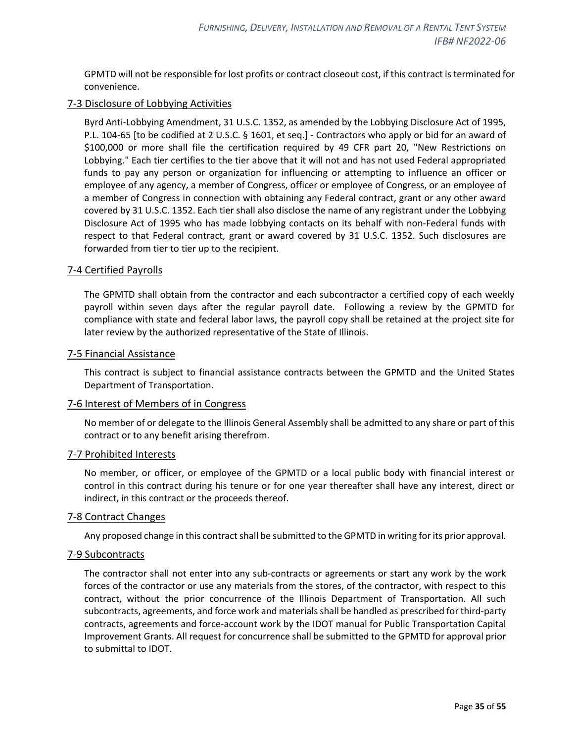GPMTD will not be responsible for lost profits or contract closeout cost, if this contract is terminated for convenience.

## 7-3 Disclosure of Lobbying Activities

Byrd Anti-Lobbying Amendment, 31 U.S.C. 1352, as amended by the Lobbying Disclosure Act of 1995, P.L. 104-65 [to be codified at 2 U.S.C. § 1601, et seq.] - Contractors who apply or bid for an award of $100,000 or more shall file the certification required by 49 CFR part 20, "New Restrictions on Lobbying." Each tier certifies to the tier above that it will not and has not used Federal appropriated funds to pay any person or organization for influencing or attempting to influence an officer or employee of any agency, a member of Congress, officer or employee of Congress, or an employee of a member of Congress in connection with obtaining any Federal contract, grant or any other award covered by 31 U.S.C. 1352. Each tier shall also disclose the name of any registrant under the Lobbying Disclosure Act of 1995 who has made lobbying contacts on its behalf with non-Federal funds with respect to that Federal contract, grant or award covered by 31 U.S.C. 1352. Such disclosures are forwarded from tier to tier up to the recipient.

## 7-4 Certified Payrolls

The GPMTD shall obtain from the contractor and each subcontractor a certified copy of each weekly payroll within seven days after the regular payroll date. Following a review by the GPMTD for compliance with state and federal labor laws, the payroll copy shall be retained at the project site for later review by the authorized representative of the State of Illinois.

## 7-5 Financial Assistance

This contract is subject to financial assistance contracts between the GPMTD and the United States Department of Transportation.

## 7-6 Interest of Members of in Congress

No member of or delegate to the Illinois General Assembly shall be admitted to any share or part of this contract or to any benefit arising therefrom.

## 7-7 Prohibited Interests

No member, or officer, or employee of the GPMTD or a local public body with financial interest or control in this contract during his tenure or for one year thereafter shall have any interest, direct or indirect, in this contract or the proceeds thereof.

## 7-8 Contract Changes

Any proposed change in this contract shall be submitted to the GPMTD in writing for its prior approval.

## 7-9 Subcontracts

The contractor shall not enter into any sub-contracts or agreements or start any work by the work forces of the contractor or use any materials from the stores, of the contractor, with respect to this contract, without the prior concurrence of the Illinois Department of Transportation. All such subcontracts, agreements, and force work and materials shall be handled as prescribed for third-party contracts, agreements and force-account work by the IDOT manual for Public Transportation Capital Improvement Grants. All request for concurrence shall be submitted to the GPMTD for approval prior to submittal to IDOT.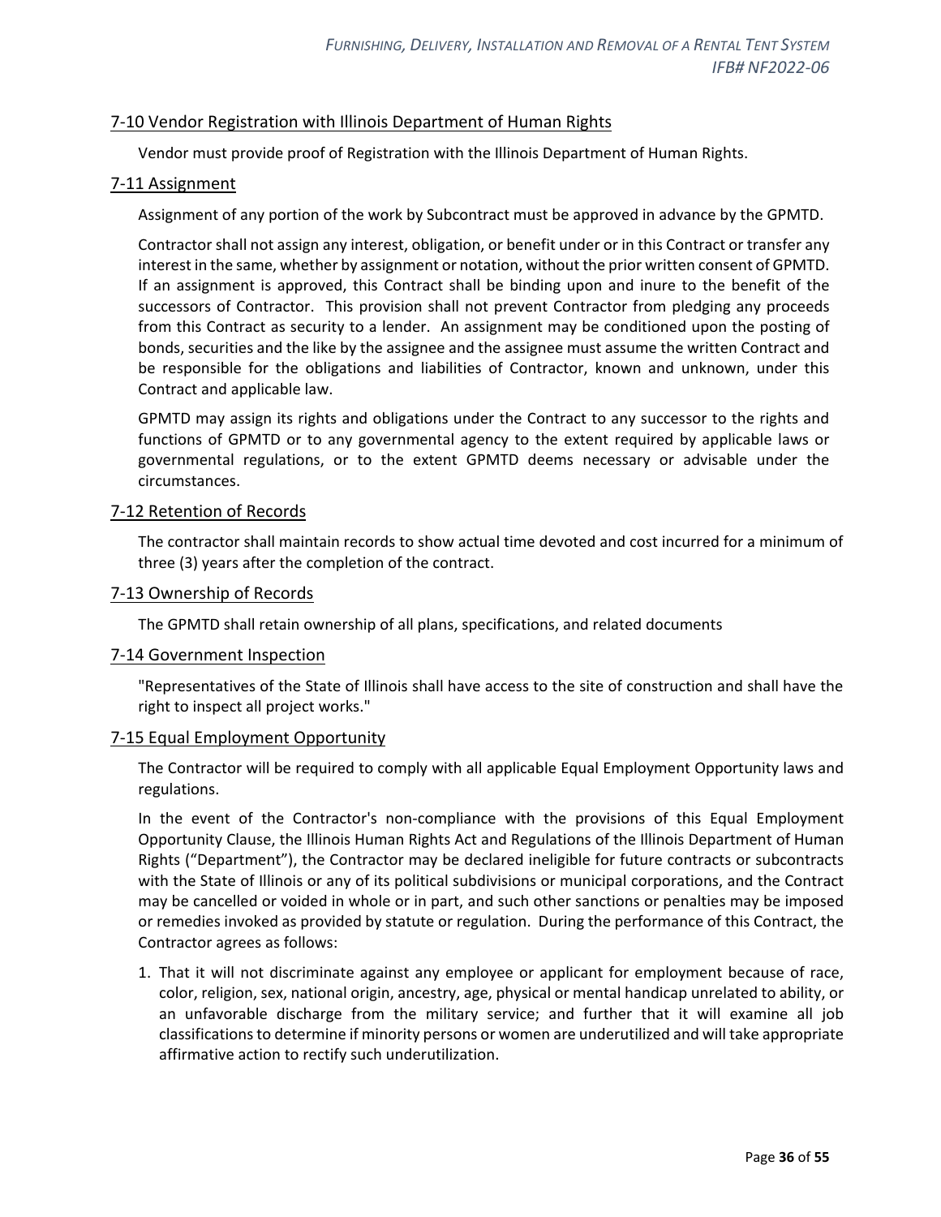## 7-10 Vendor Registration with Illinois Department of Human Rights

Vendor must provide proof of Registration with the Illinois Department of Human Rights.

## 7-11 Assignment

Assignment of any portion of the work by Subcontract must be approved in advance by the GPMTD.

Contractor shall not assign any interest, obligation, or benefit under or in this Contract or transfer any interest in the same, whether by assignment or notation, without the prior written consent of GPMTD. If an assignment is approved, this Contract shall be binding upon and inure to the benefit of the successors of Contractor. This provision shall not prevent Contractor from pledging any proceeds from this Contract as security to a lender. An assignment may be conditioned upon the posting of bonds, securities and the like by the assignee and the assignee must assume the written Contract and be responsible for the obligations and liabilities of Contractor, known and unknown, under this Contract and applicable law.

GPMTD may assign its rights and obligations under the Contract to any successor to the rights and functions of GPMTD or to any governmental agency to the extent required by applicable laws or governmental regulations, or to the extent GPMTD deems necessary or advisable under the circumstances.

## 7-12 Retention of Records

The contractor shall maintain records to show actual time devoted and cost incurred for a minimum of three (3) years after the completion of the contract.

## 7-13 Ownership of Records

The GPMTD shall retain ownership of all plans, specifications, and related documents

## 7-14 Government Inspection

"Representatives of the State of Illinois shall have access to the site of construction and shall have the right to inspect all project works."

## 7-15 Equal Employment Opportunity

The Contractor will be required to comply with all applicable Equal Employment Opportunity laws and regulations.

In the event of the Contractor's non-compliance with the provisions of this Equal Employment Opportunity Clause, the Illinois Human Rights Act and Regulations of the Illinois Department of Human Rights ("Department"), the Contractor may be declared ineligible for future contracts or subcontracts with the State of Illinois or any of its political subdivisions or municipal corporations, and the Contract may be cancelled or voided in whole or in part, and such other sanctions or penalties may be imposed or remedies invoked as provided by statute or regulation. During the performance of this Contract, the Contractor agrees as follows:

1. That it will not discriminate against any employee or applicant for employment because of race, color, religion, sex, national origin, ancestry, age, physical or mental handicap unrelated to ability, or an unfavorable discharge from the military service; and further that it will examine all job classifications to determine if minority persons or women are underutilized and will take appropriate affirmative action to rectify such underutilization.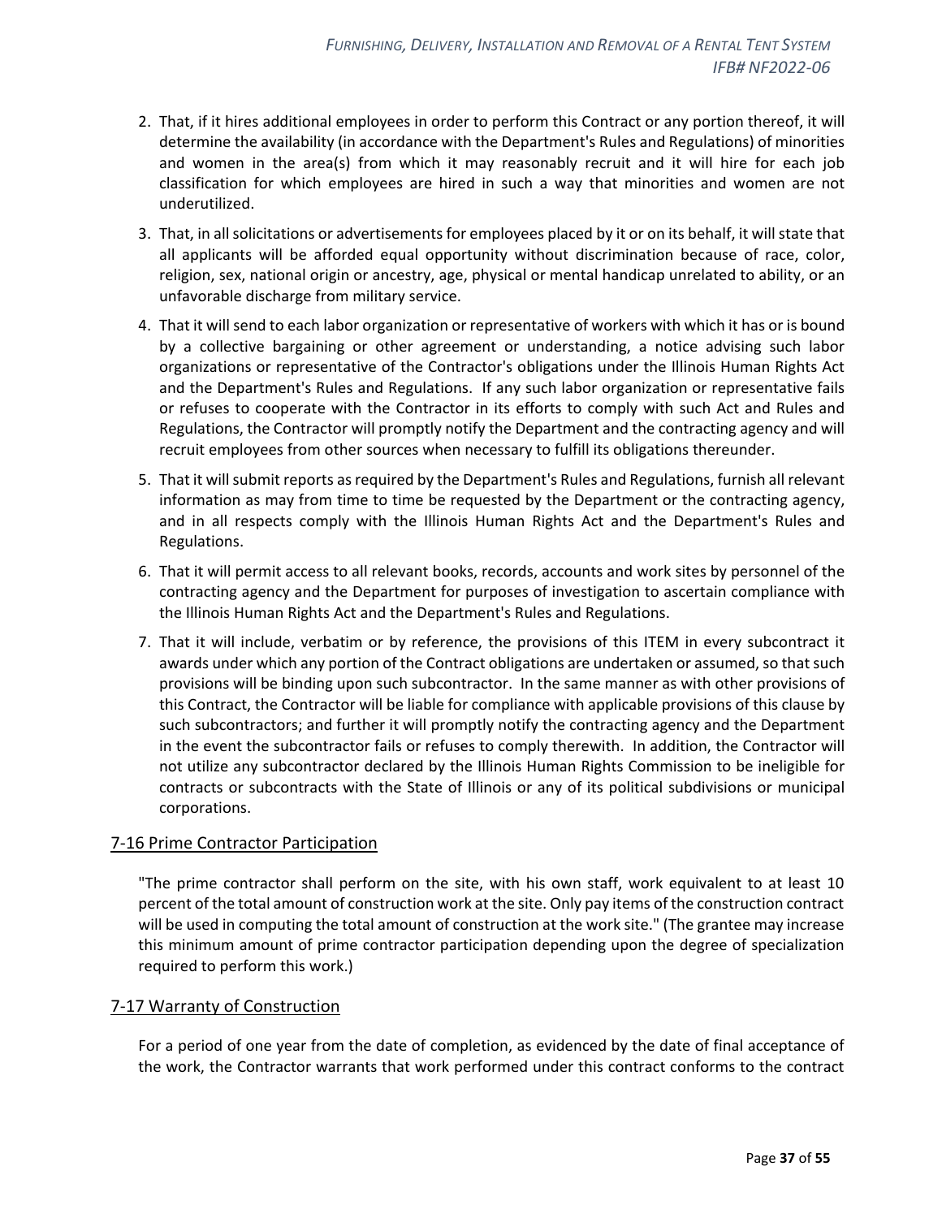2. That, if it hires additional employees in order to perform this Contract or any portion thereof, it will determine the availability (in accordance with the Department's Rules and Regulations) of minorities and women in the area(s) from which it may reasonably recruit and it will hire for each job classification for which employees are hired in such a way that minorities and women are not underutilized.
3. That, in all solicitations or advertisements for employees placed by it or on its behalf, it will state that all applicants will be afforded equal opportunity without discrimination because of race, color, religion, sex, national origin or ancestry, age, physical or mental handicap unrelated to ability, or an unfavorable discharge from military service.
4. That it will send to each labor organization or representative of workers with which it has or is bound by a collective bargaining or other agreement or understanding, a notice advising such labor organizations or representative of the Contractor's obligations under the Illinois Human Rights Act and the Department's Rules and Regulations. If any such labor organization or representative fails or refuses to cooperate with the Contractor in its efforts to comply with such Act and Rules and Regulations, the Contractor will promptly notify the Department and the contracting agency and will recruit employees from other sources when necessary to fulfill its obligations thereunder.
5. That it will submit reports as required by the Department's Rules and Regulations, furnish all relevant information as may from time to time be requested by the Department or the contracting agency, and in all respects comply with the Illinois Human Rights Act and the Department's Rules and Regulations.
6. That it will permit access to all relevant books, records, accounts and work sites by personnel of the contracting agency and the Department for purposes of investigation to ascertain compliance with the Illinois Human Rights Act and the Department's Rules and Regulations.
7. That it will include, verbatim or by reference, the provisions of this ITEM in every subcontract it awards under which any portion of the Contract obligations are undertaken or assumed, so that such provisions will be binding upon such subcontractor. In the same manner as with other provisions of this Contract, the Contractor will be liable for compliance with applicable provisions of this clause by such subcontractors; and further it will promptly notify the contracting agency and the Department in the event the subcontractor fails or refuses to comply therewith. In addition, the Contractor will not utilize any subcontractor declared by the Illinois Human Rights Commission to be ineligible for contracts or subcontracts with the State of Illinois or any of its political subdivisions or municipal corporations.

## 7-16 Prime Contractor Participation

"The prime contractor shall perform on the site, with his own staff, work equivalent to at least 10 percent of the total amount of construction work at the site. Only pay items of the construction contract will be used in computing the total amount of construction at the work site." (The grantee may increase this minimum amount of prime contractor participation depending upon the degree of specialization required to perform this work.)

## 7-17 Warranty of Construction

For a period of one year from the date of completion, as evidenced by the date of final acceptance of the work, the Contractor warrants that work performed under this contract conforms to the contract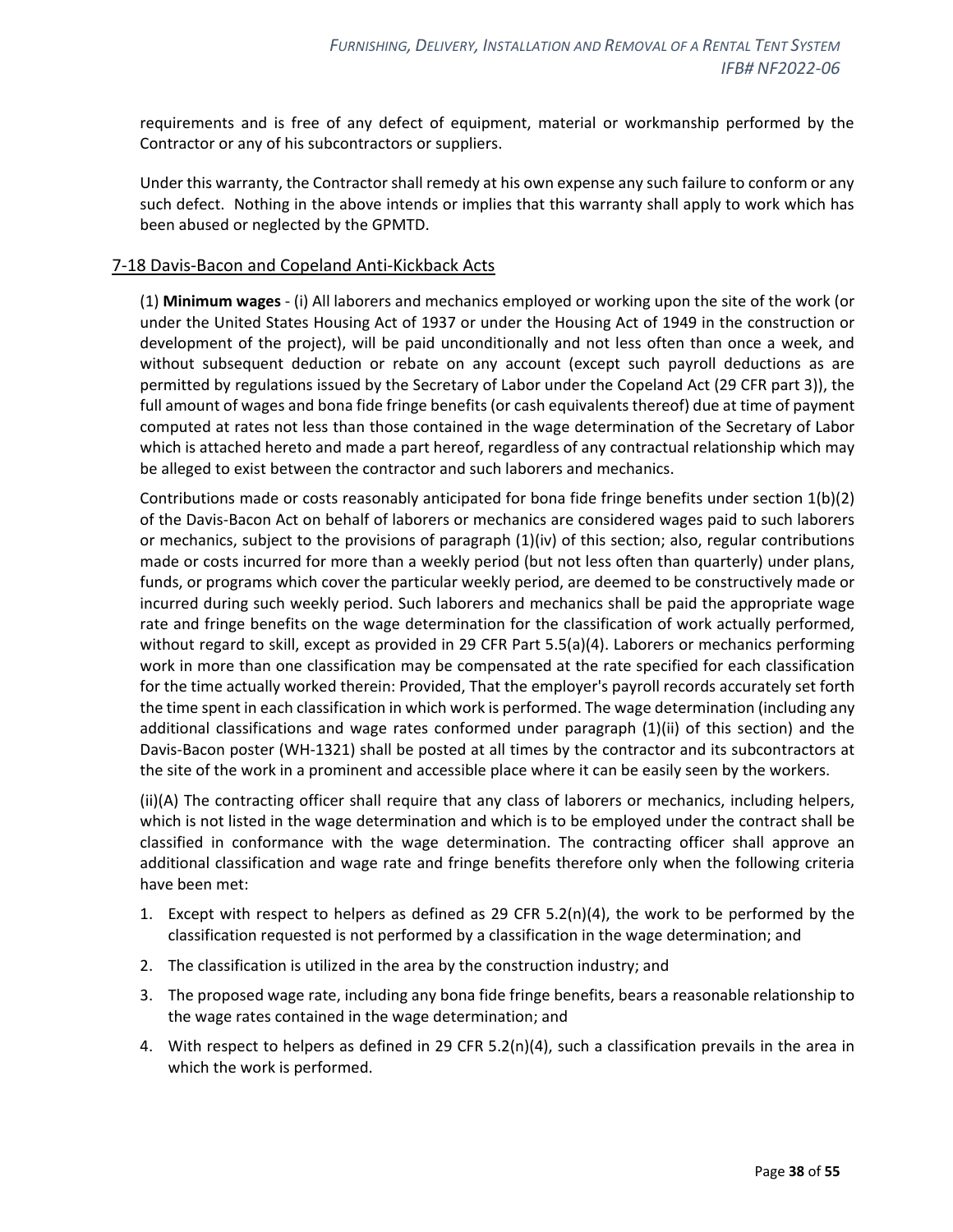requirements and is free of any defect of equipment, material or workmanship performed by the Contractor or any of his subcontractors or suppliers.

Under this warranty, the Contractor shall remedy at his own expense any such failure to conform or any such defect. Nothing in the above intends or implies that this warranty shall apply to work which has been abused or neglected by the GPMTD.

## 7-18 Davis-Bacon and Copeland Anti-Kickback Acts

(1) **Minimum wages** - (i) All laborers and mechanics employed or working upon the site of the work (or under the United States Housing Act of 1937 or under the Housing Act of 1949 in the construction or development of the project), will be paid unconditionally and not less often than once a week, and without subsequent deduction or rebate on any account (except such payroll deductions as are permitted by regulations issued by the Secretary of Labor under the Copeland Act (29 CFR part 3)), the full amount of wages and bona fide fringe benefits (or cash equivalents thereof) due at time of payment computed at rates not less than those contained in the wage determination of the Secretary of Labor which is attached hereto and made a part hereof, regardless of any contractual relationship which may be alleged to exist between the contractor and such laborers and mechanics.

Contributions made or costs reasonably anticipated for bona fide fringe benefits under section 1(b)(2) of the Davis-Bacon Act on behalf of laborers or mechanics are considered wages paid to such laborers or mechanics, subject to the provisions of paragraph (1)(iv) of this section; also, regular contributions made or costs incurred for more than a weekly period (but not less often than quarterly) under plans, funds, or programs which cover the particular weekly period, are deemed to be constructively made or incurred during such weekly period. Such laborers and mechanics shall be paid the appropriate wage rate and fringe benefits on the wage determination for the classification of work actually performed, without regard to skill, except as provided in 29 CFR Part 5.5(a)(4). Laborers or mechanics performing work in more than one classification may be compensated at the rate specified for each classification for the time actually worked therein: Provided, That the employer's payroll records accurately set forth the time spent in each classification in which work is performed. The wage determination (including any additional classifications and wage rates conformed under paragraph (1)(ii) of this section) and the Davis-Bacon poster (WH-1321) shall be posted at all times by the contractor and its subcontractors at the site of the work in a prominent and accessible place where it can be easily seen by the workers.

(ii)(A) The contracting officer shall require that any class of laborers or mechanics, including helpers, which is not listed in the wage determination and which is to be employed under the contract shall be classified in conformance with the wage determination. The contracting officer shall approve an additional classification and wage rate and fringe benefits therefore only when the following criteria have been met:

1. Except with respect to helpers as defined as 29 CFR 5.2(n)(4), the work to be performed by the classification requested is not performed by a classification in the wage determination; and
2. The classification is utilized in the area by the construction industry; and
3. The proposed wage rate, including any bona fide fringe benefits, bears a reasonable relationship to the wage rates contained in the wage determination; and
4. With respect to helpers as defined in 29 CFR 5.2(n)(4), such a classification prevails in the area in which the work is performed.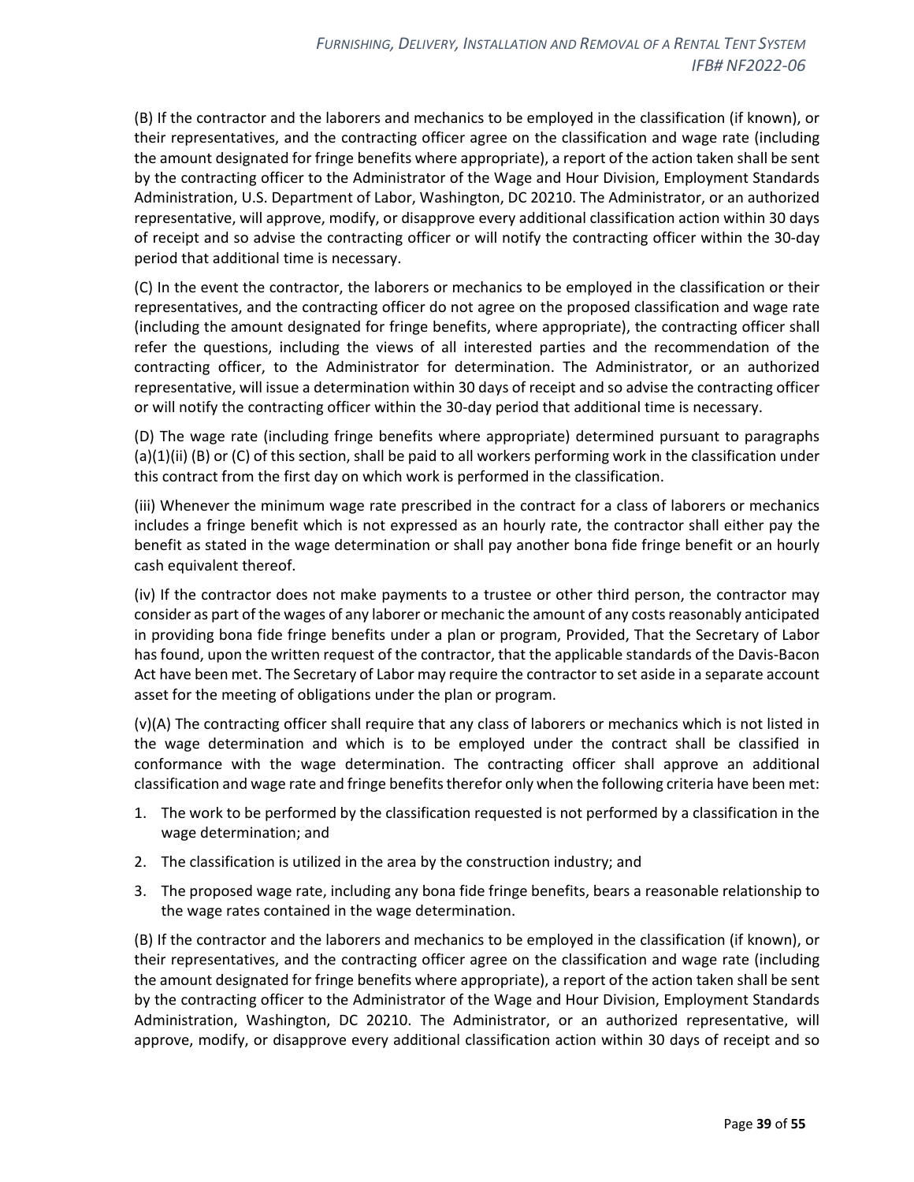(B) If the contractor and the laborers and mechanics to be employed in the classification (if known), or their representatives, and the contracting officer agree on the classification and wage rate (including the amount designated for fringe benefits where appropriate), a report of the action taken shall be sent by the contracting officer to the Administrator of the Wage and Hour Division, Employment Standards Administration, U.S. Department of Labor, Washington, DC 20210. The Administrator, or an authorized representative, will approve, modify, or disapprove every additional classification action within 30 days of receipt and so advise the contracting officer or will notify the contracting officer within the 30-day period that additional time is necessary.

(C) In the event the contractor, the laborers or mechanics to be employed in the classification or their representatives, and the contracting officer do not agree on the proposed classification and wage rate (including the amount designated for fringe benefits, where appropriate), the contracting officer shall refer the questions, including the views of all interested parties and the recommendation of the contracting officer, to the Administrator for determination. The Administrator, or an authorized representative, will issue a determination within 30 days of receipt and so advise the contracting officer or will notify the contracting officer within the 30-day period that additional time is necessary.

(D) The wage rate (including fringe benefits where appropriate) determined pursuant to paragraphs (a)(1)(ii) (B) or (C) of this section, shall be paid to all workers performing work in the classification under this contract from the first day on which work is performed in the classification.

(iii) Whenever the minimum wage rate prescribed in the contract for a class of laborers or mechanics includes a fringe benefit which is not expressed as an hourly rate, the contractor shall either pay the benefit as stated in the wage determination or shall pay another bona fide fringe benefit or an hourly cash equivalent thereof.

(iv) If the contractor does not make payments to a trustee or other third person, the contractor may consider as part of the wages of any laborer or mechanic the amount of any costs reasonably anticipated in providing bona fide fringe benefits under a plan or program, Provided, That the Secretary of Labor has found, upon the written request of the contractor, that the applicable standards of the Davis-Bacon Act have been met. The Secretary of Labor may require the contractor to set aside in a separate account asset for the meeting of obligations under the plan or program.

(v)(A) The contracting officer shall require that any class of laborers or mechanics which is not listed in the wage determination and which is to be employed under the contract shall be classified in conformance with the wage determination. The contracting officer shall approve an additional classification and wage rate and fringe benefits therefor only when the following criteria have been met:

1. The work to be performed by the classification requested is not performed by a classification in the wage determination; and
2. The classification is utilized in the area by the construction industry; and
3. The proposed wage rate, including any bona fide fringe benefits, bears a reasonable relationship to the wage rates contained in the wage determination.

(B) If the contractor and the laborers and mechanics to be employed in the classification (if known), or their representatives, and the contracting officer agree on the classification and wage rate (including the amount designated for fringe benefits where appropriate), a report of the action taken shall be sent by the contracting officer to the Administrator of the Wage and Hour Division, Employment Standards Administration, Washington, DC 20210. The Administrator, or an authorized representative, will approve, modify, or disapprove every additional classification action within 30 days of receipt and so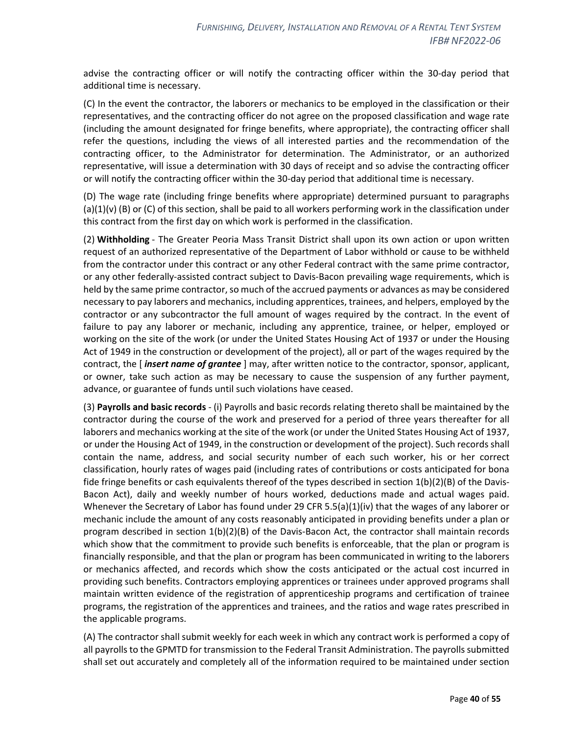advise the contracting officer or will notify the contracting officer within the 30-day period that additional time is necessary.

(C) In the event the contractor, the laborers or mechanics to be employed in the classification or their representatives, and the contracting officer do not agree on the proposed classification and wage rate (including the amount designated for fringe benefits, where appropriate), the contracting officer shall refer the questions, including the views of all interested parties and the recommendation of the contracting officer, to the Administrator for determination. The Administrator, or an authorized representative, will issue a determination with 30 days of receipt and so advise the contracting officer or will notify the contracting officer within the 30-day period that additional time is necessary.

(D) The wage rate (including fringe benefits where appropriate) determined pursuant to paragraphs (a)(1)(v) (B) or (C) of this section, shall be paid to all workers performing work in the classification under this contract from the first day on which work is performed in the classification.

(2) **Withholding** - The Greater Peoria Mass Transit District shall upon its own action or upon written request of an authorized representative of the Department of Labor withhold or cause to be withheld from the contractor under this contract or any other Federal contract with the same prime contractor, or any other federally-assisted contract subject to Davis-Bacon prevailing wage requirements, which is held by the same prime contractor, so much of the accrued payments or advances as may be considered necessary to pay laborers and mechanics, including apprentices, trainees, and helpers, employed by the contractor or any subcontractor the full amount of wages required by the contract. In the event of failure to pay any laborer or mechanic, including any apprentice, trainee, or helper, employed or working on the site of the work (or under the United States Housing Act of 1937 or under the Housing Act of 1949 in the construction or development of the project), all or part of the wages required by the contract, the [ ***insert name of grantee*** ] may, after written notice to the contractor, sponsor, applicant, or owner, take such action as may be necessary to cause the suspension of any further payment, advance, or guarantee of funds until such violations have ceased.

(3) **Payrolls and basic records** - (i) Payrolls and basic records relating thereto shall be maintained by the contractor during the course of the work and preserved for a period of three years thereafter for all laborers and mechanics working at the site of the work (or under the United States Housing Act of 1937, or under the Housing Act of 1949, in the construction or development of the project). Such records shall contain the name, address, and social security number of each such worker, his or her correct classification, hourly rates of wages paid (including rates of contributions or costs anticipated for bona fide fringe benefits or cash equivalents thereof of the types described in section 1(b)(2)(B) of the Davis-Bacon Act), daily and weekly number of hours worked, deductions made and actual wages paid. Whenever the Secretary of Labor has found under 29 CFR 5.5(a)(1)(iv) that the wages of any laborer or mechanic include the amount of any costs reasonably anticipated in providing benefits under a plan or program described in section 1(b)(2)(B) of the Davis-Bacon Act, the contractor shall maintain records which show that the commitment to provide such benefits is enforceable, that the plan or program is financially responsible, and that the plan or program has been communicated in writing to the laborers or mechanics affected, and records which show the costs anticipated or the actual cost incurred in providing such benefits. Contractors employing apprentices or trainees under approved programs shall maintain written evidence of the registration of apprenticeship programs and certification of trainee programs, the registration of the apprentices and trainees, and the ratios and wage rates prescribed in the applicable programs.

(A) The contractor shall submit weekly for each week in which any contract work is performed a copy of all payrolls to the GPMTD for transmission to the Federal Transit Administration. The payrolls submitted shall set out accurately and completely all of the information required to be maintained under section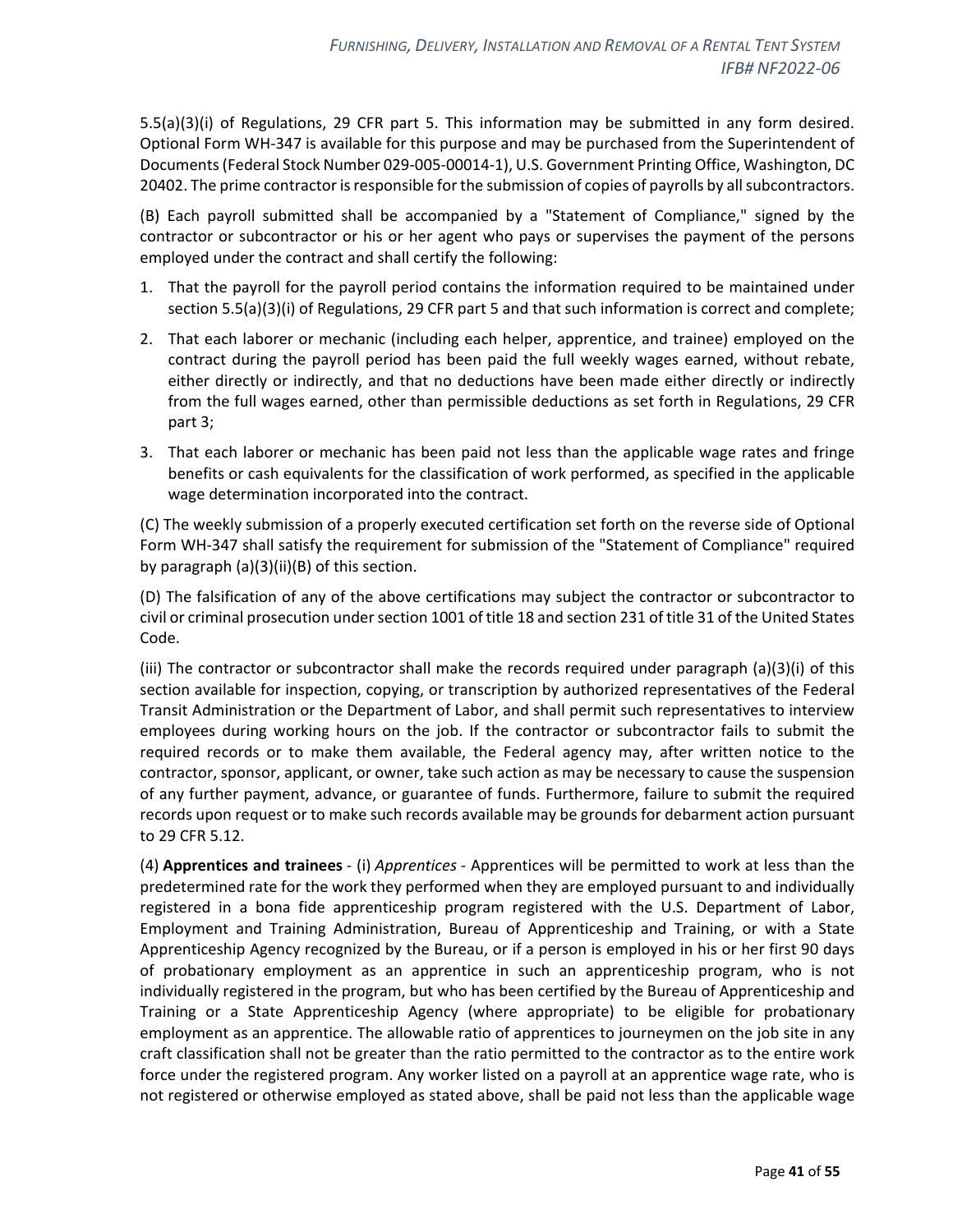5.5(a)(3)(i) of Regulations, 29 CFR part 5. This information may be submitted in any form desired. Optional Form WH-347 is available for this purpose and may be purchased from the Superintendent of Documents (Federal Stock Number 029-005-00014-1), U.S. Government Printing Office, Washington, DC 20402. The prime contractor is responsible for the submission of copies of payrolls by all subcontractors.

(B) Each payroll submitted shall be accompanied by a "Statement of Compliance," signed by the contractor or subcontractor or his or her agent who pays or supervises the payment of the persons employed under the contract and shall certify the following:

1. That the payroll for the payroll period contains the information required to be maintained under section 5.5(a)(3)(i) of Regulations, 29 CFR part 5 and that such information is correct and complete;
2. That each laborer or mechanic (including each helper, apprentice, and trainee) employed on the contract during the payroll period has been paid the full weekly wages earned, without rebate, either directly or indirectly, and that no deductions have been made either directly or indirectly from the full wages earned, other than permissible deductions as set forth in Regulations, 29 CFR part 3;
3. That each laborer or mechanic has been paid not less than the applicable wage rates and fringe benefits or cash equivalents for the classification of work performed, as specified in the applicable wage determination incorporated into the contract.

(C) The weekly submission of a properly executed certification set forth on the reverse side of Optional Form WH-347 shall satisfy the requirement for submission of the "Statement of Compliance" required by paragraph (a)(3)(ii)(B) of this section.

(D) The falsification of any of the above certifications may subject the contractor or subcontractor to civil or criminal prosecution under section 1001 of title 18 and section 231 of title 31 of the United States Code.

(iii) The contractor or subcontractor shall make the records required under paragraph (a)(3)(i) of this section available for inspection, copying, or transcription by authorized representatives of the Federal Transit Administration or the Department of Labor, and shall permit such representatives to interview employees during working hours on the job. If the contractor or subcontractor fails to submit the required records or to make them available, the Federal agency may, after written notice to the contractor, sponsor, applicant, or owner, take such action as may be necessary to cause the suspension of any further payment, advance, or guarantee of funds. Furthermore, failure to submit the required records upon request or to make such records available may be grounds for debarment action pursuant to 29 CFR 5.12.

(4) **Apprentices and trainees** - (i) *Apprentices* - Apprentices will be permitted to work at less than the predetermined rate for the work they performed when they are employed pursuant to and individually registered in a bona fide apprenticeship program registered with the U.S. Department of Labor, Employment and Training Administration, Bureau of Apprenticeship and Training, or with a State Apprenticeship Agency recognized by the Bureau, or if a person is employed in his or her first 90 days of probationary employment as an apprentice in such an apprenticeship program, who is not individually registered in the program, but who has been certified by the Bureau of Apprenticeship and Training or a State Apprenticeship Agency (where appropriate) to be eligible for probationary employment as an apprentice. The allowable ratio of apprentices to journeymen on the job site in any craft classification shall not be greater than the ratio permitted to the contractor as to the entire work force under the registered program. Any worker listed on a payroll at an apprentice wage rate, who is not registered or otherwise employed as stated above, shall be paid not less than the applicable wage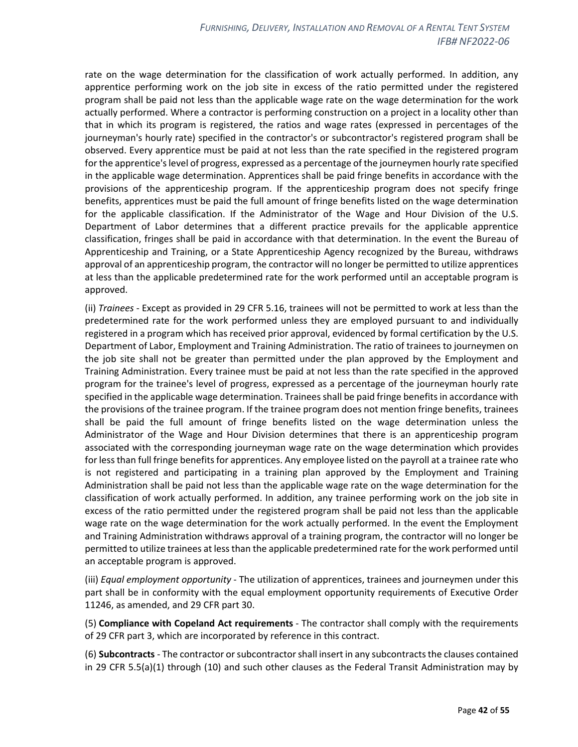rate on the wage determination for the classification of work actually performed. In addition, any apprentice performing work on the job site in excess of the ratio permitted under the registered program shall be paid not less than the applicable wage rate on the wage determination for the work actually performed. Where a contractor is performing construction on a project in a locality other than that in which its program is registered, the ratios and wage rates (expressed in percentages of the journeyman's hourly rate) specified in the contractor's or subcontractor's registered program shall be observed. Every apprentice must be paid at not less than the rate specified in the registered program for the apprentice's level of progress, expressed as a percentage of the journeymen hourly rate specified in the applicable wage determination. Apprentices shall be paid fringe benefits in accordance with the provisions of the apprenticeship program. If the apprenticeship program does not specify fringe benefits, apprentices must be paid the full amount of fringe benefits listed on the wage determination for the applicable classification. If the Administrator of the Wage and Hour Division of the U.S. Department of Labor determines that a different practice prevails for the applicable apprentice classification, fringes shall be paid in accordance with that determination. In the event the Bureau of Apprenticeship and Training, or a State Apprenticeship Agency recognized by the Bureau, withdraws approval of an apprenticeship program, the contractor will no longer be permitted to utilize apprentices at less than the applicable predetermined rate for the work performed until an acceptable program is approved.

(ii) *Trainees* - Except as provided in 29 CFR 5.16, trainees will not be permitted to work at less than the predetermined rate for the work performed unless they are employed pursuant to and individually registered in a program which has received prior approval, evidenced by formal certification by the U.S. Department of Labor, Employment and Training Administration. The ratio of trainees to journeymen on the job site shall not be greater than permitted under the plan approved by the Employment and Training Administration. Every trainee must be paid at not less than the rate specified in the approved program for the trainee's level of progress, expressed as a percentage of the journeyman hourly rate specified in the applicable wage determination. Trainees shall be paid fringe benefits in accordance with the provisions of the trainee program. If the trainee program does not mention fringe benefits, trainees shall be paid the full amount of fringe benefits listed on the wage determination unless the Administrator of the Wage and Hour Division determines that there is an apprenticeship program associated with the corresponding journeyman wage rate on the wage determination which provides for less than full fringe benefits for apprentices. Any employee listed on the payroll at a trainee rate who is not registered and participating in a training plan approved by the Employment and Training Administration shall be paid not less than the applicable wage rate on the wage determination for the classification of work actually performed. In addition, any trainee performing work on the job site in excess of the ratio permitted under the registered program shall be paid not less than the applicable wage rate on the wage determination for the work actually performed. In the event the Employment and Training Administration withdraws approval of a training program, the contractor will no longer be permitted to utilize trainees at less than the applicable predetermined rate for the work performed until an acceptable program is approved.

(iii) *Equal employment opportunity* - The utilization of apprentices, trainees and journeymen under this part shall be in conformity with the equal employment opportunity requirements of Executive Order 11246, as amended, and 29 CFR part 30.

(5) **Compliance with Copeland Act requirements** - The contractor shall comply with the requirements of 29 CFR part 3, which are incorporated by reference in this contract.

(6) **Subcontracts** - The contractor or subcontractor shall insert in any subcontracts the clauses contained in 29 CFR 5.5(a)(1) through (10) and such other clauses as the Federal Transit Administration may by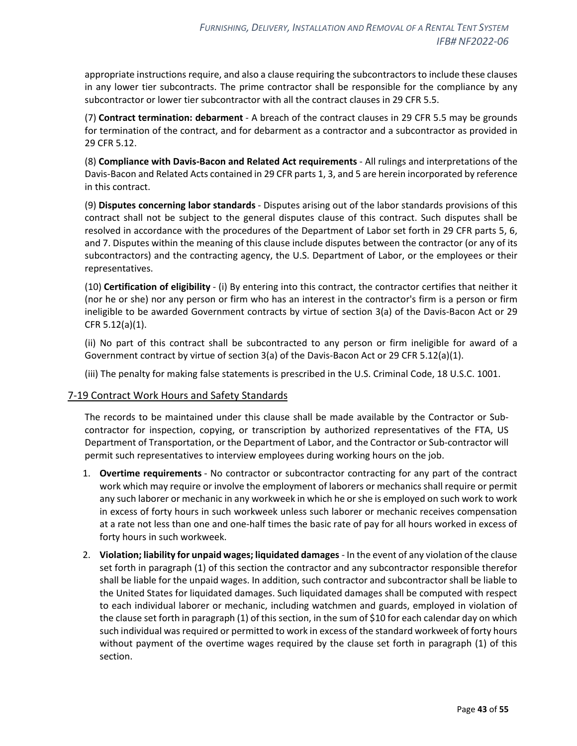appropriate instructions require, and also a clause requiring the subcontractors to include these clauses in any lower tier subcontracts. The prime contractor shall be responsible for the compliance by any subcontractor or lower tier subcontractor with all the contract clauses in 29 CFR 5.5.

(7) **Contract termination: debarment** - A breach of the contract clauses in 29 CFR 5.5 may be grounds for termination of the contract, and for debarment as a contractor and a subcontractor as provided in 29 CFR 5.12.

(8) **Compliance with Davis-Bacon and Related Act requirements** - All rulings and interpretations of the Davis-Bacon and Related Acts contained in 29 CFR parts 1, 3, and 5 are herein incorporated by reference in this contract.

(9) **Disputes concerning labor standards** - Disputes arising out of the labor standards provisions of this contract shall not be subject to the general disputes clause of this contract. Such disputes shall be resolved in accordance with the procedures of the Department of Labor set forth in 29 CFR parts 5, 6, and 7. Disputes within the meaning of this clause include disputes between the contractor (or any of its subcontractors) and the contracting agency, the U.S. Department of Labor, or the employees or their representatives.

(10) **Certification of eligibility** - (i) By entering into this contract, the contractor certifies that neither it (nor he or she) nor any person or firm who has an interest in the contractor's firm is a person or firm ineligible to be awarded Government contracts by virtue of section 3(a) of the Davis-Bacon Act or 29 CFR 5.12(a)(1).

(ii) No part of this contract shall be subcontracted to any person or firm ineligible for award of a Government contract by virtue of section 3(a) of the Davis-Bacon Act or 29 CFR 5.12(a)(1).

(iii) The penalty for making false statements is prescribed in the U.S. Criminal Code, 18 U.S.C. 1001.

## 7-19 Contract Work Hours and Safety Standards

The records to be maintained under this clause shall be made available by the Contractor or Sub-contractor for inspection, copying, or transcription by authorized representatives of the FTA, US Department of Transportation, or the Department of Labor, and the Contractor or Sub-contractor will permit such representatives to interview employees during working hours on the job.

1. **Overtime requirements** - No contractor or subcontractor contracting for any part of the contract work which may require or involve the employment of laborers or mechanics shall require or permit any such laborer or mechanic in any workweek in which he or she is employed on such work to work in excess of forty hours in such workweek unless such laborer or mechanic receives compensation at a rate not less than one and one-half times the basic rate of pay for all hours worked in excess of forty hours in such workweek.
2. **Violation; liability for unpaid wages; liquidated damages** - In the event of any violation of the clause set forth in paragraph (1) of this section the contractor and any subcontractor responsible therefor shall be liable for the unpaid wages. In addition, such contractor and subcontractor shall be liable to the United States for liquidated damages. Such liquidated damages shall be computed with respect to each individual laborer or mechanic, including watchmen and guards, employed in violation of the clause set forth in paragraph (1) of this section, in the sum of $10 for each calendar day on which such individual was required or permitted to work in excess of the standard workweek of forty hours without payment of the overtime wages required by the clause set forth in paragraph (1) of this section.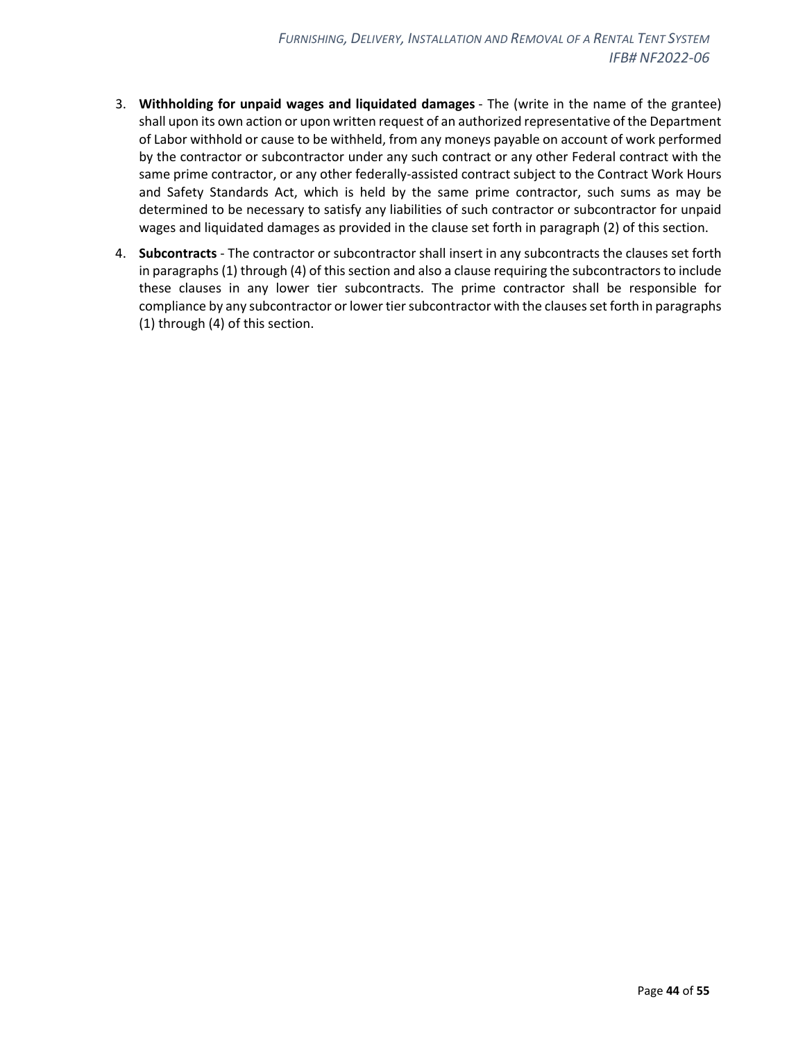3. **Withholding for unpaid wages and liquidated damages** - The (write in the name of the grantee) shall upon its own action or upon written request of an authorized representative of the Department of Labor withhold or cause to be withheld, from any moneys payable on account of work performed by the contractor or subcontractor under any such contract or any other Federal contract with the same prime contractor, or any other federally-assisted contract subject to the Contract Work Hours and Safety Standards Act, which is held by the same prime contractor, such sums as may be determined to be necessary to satisfy any liabilities of such contractor or subcontractor for unpaid wages and liquidated damages as provided in the clause set forth in paragraph (2) of this section.

4. **Subcontracts** - The contractor or subcontractor shall insert in any subcontracts the clauses set forth in paragraphs (1) through (4) of this section and also a clause requiring the subcontractors to include these clauses in any lower tier subcontracts. The prime contractor shall be responsible for compliance by any subcontractor or lower tier subcontractor with the clauses set forth in paragraphs (1) through (4) of this section.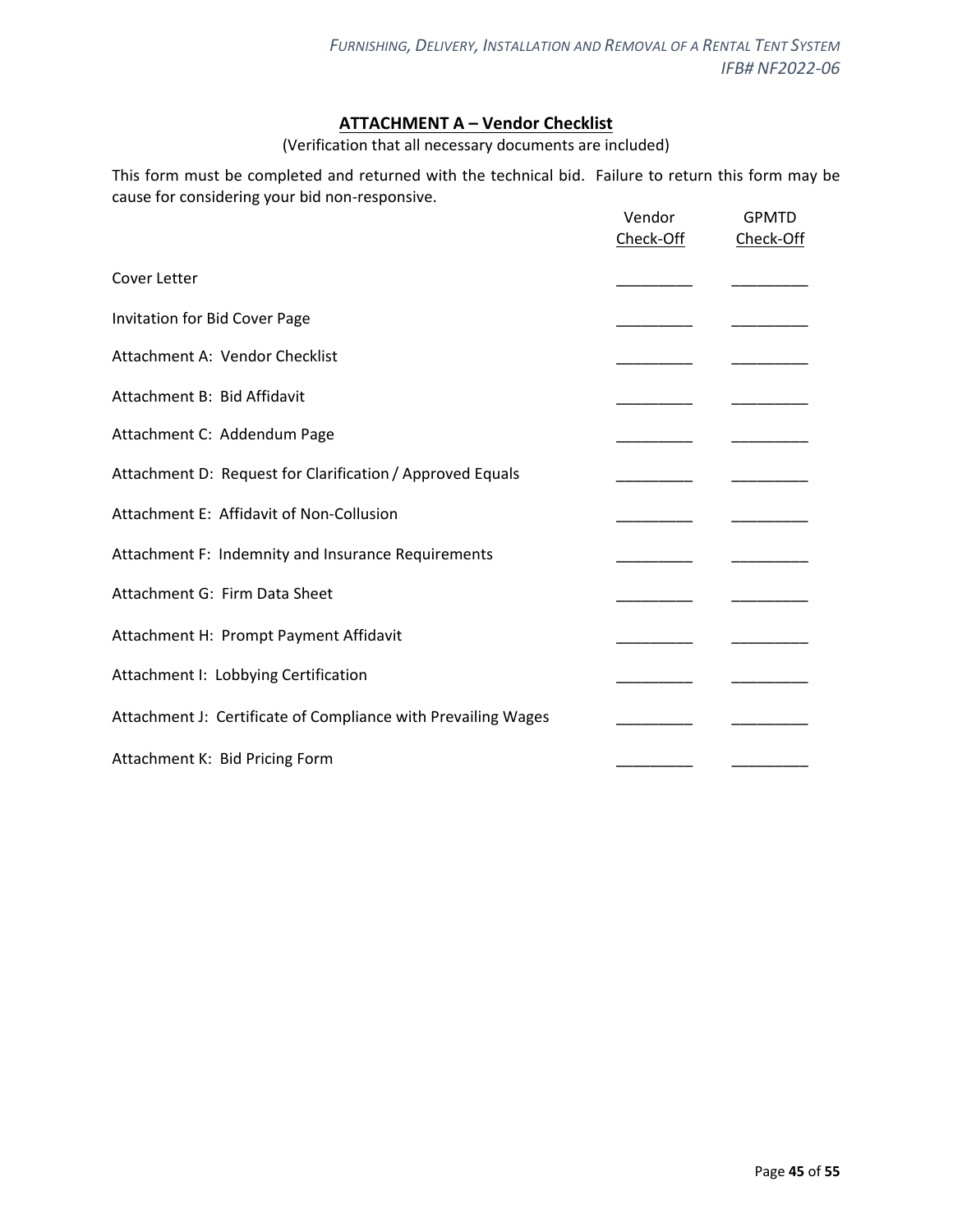## ATTACHMENT A – Vendor Checklist

(Verification that all necessary documents are included)

This form must be completed and returned with the technical bid. Failure to return this form may be cause for considering your bid non-responsive.

| | Vendor Check-Off | GPMTD Check-Off |
|---|---|---|
| Cover Letter | _________ | _________ |
| Invitation for Bid Cover Page | _________ | _________ |
| Attachment A: Vendor Checklist | _________ | _________ |
| Attachment B: Bid Affidavit | _________ | _________ |
| Attachment C: Addendum Page | _________ | _________ |
| Attachment D: Request for Clarification / Approved Equals | _________ | _________ |
| Attachment E: Affidavit of Non-Collusion | _________ | _________ |
| Attachment F: Indemnity and Insurance Requirements | _________ | _________ |
| Attachment G: Firm Data Sheet | _________ | _________ |
| Attachment H: Prompt Payment Affidavit | _________ | _________ |
| Attachment I: Lobbying Certification | _________ | _________ |
| Attachment J: Certificate of Compliance with Prevailing Wages | _________ | _________ |
| Attachment K: Bid Pricing Form | _________ | _________ |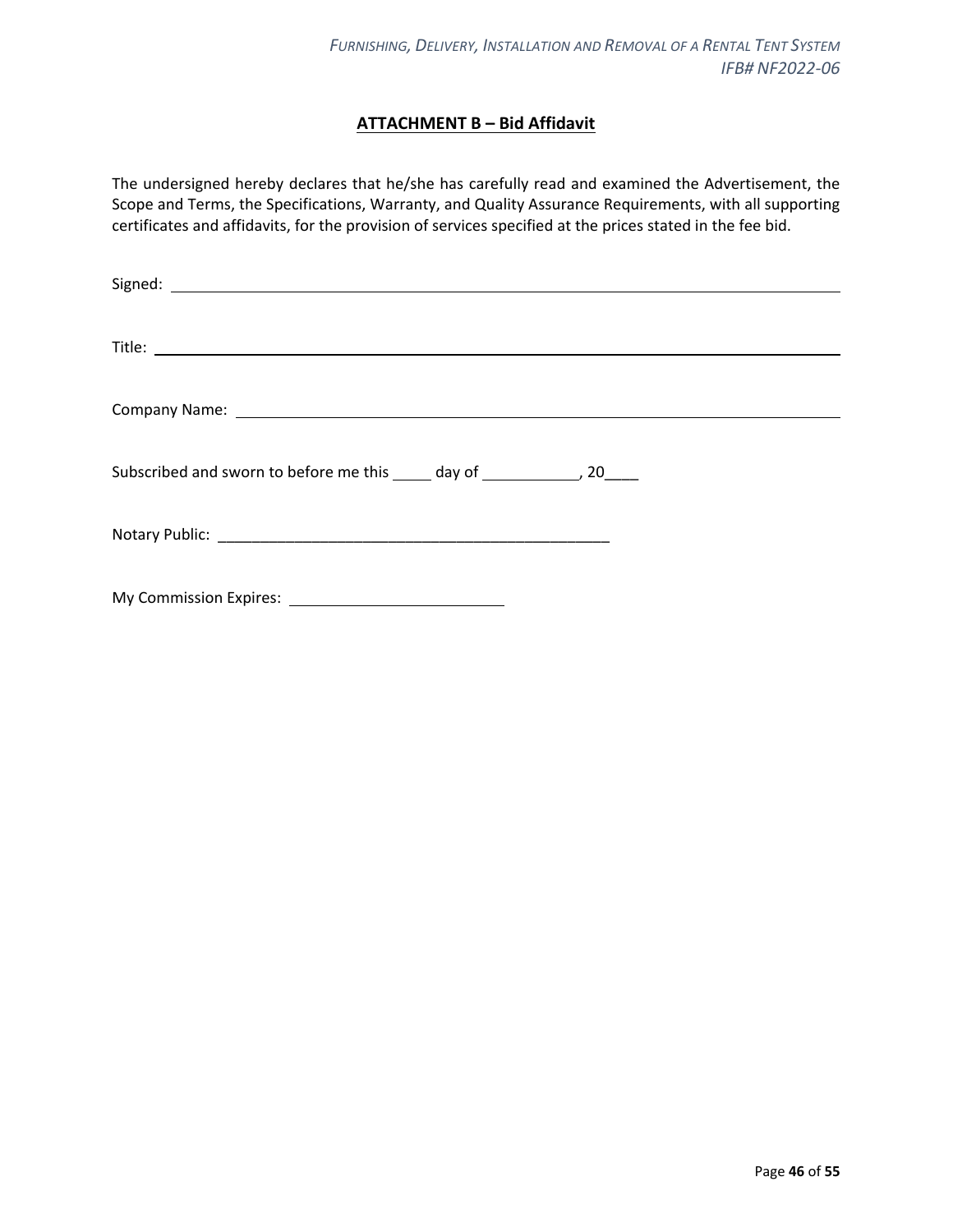## ATTACHMENT B – Bid Affidavit

The undersigned hereby declares that he/she has carefully read and examined the Advertisement, the Scope and Terms, the Specifications, Warranty, and Quality Assurance Requirements, with all supporting certificates and affidavits, for the provision of services specified at the prices stated in the fee bid.

Signed: ___________________________________________________________________________

Title: _____________________________________________________________________________

Company Name: ____________________________________________________________________

Subscribed and sworn to before me this _____ day of ___________, 20____

Notary Public: ______________________________________________

My Commission Expires: ________________________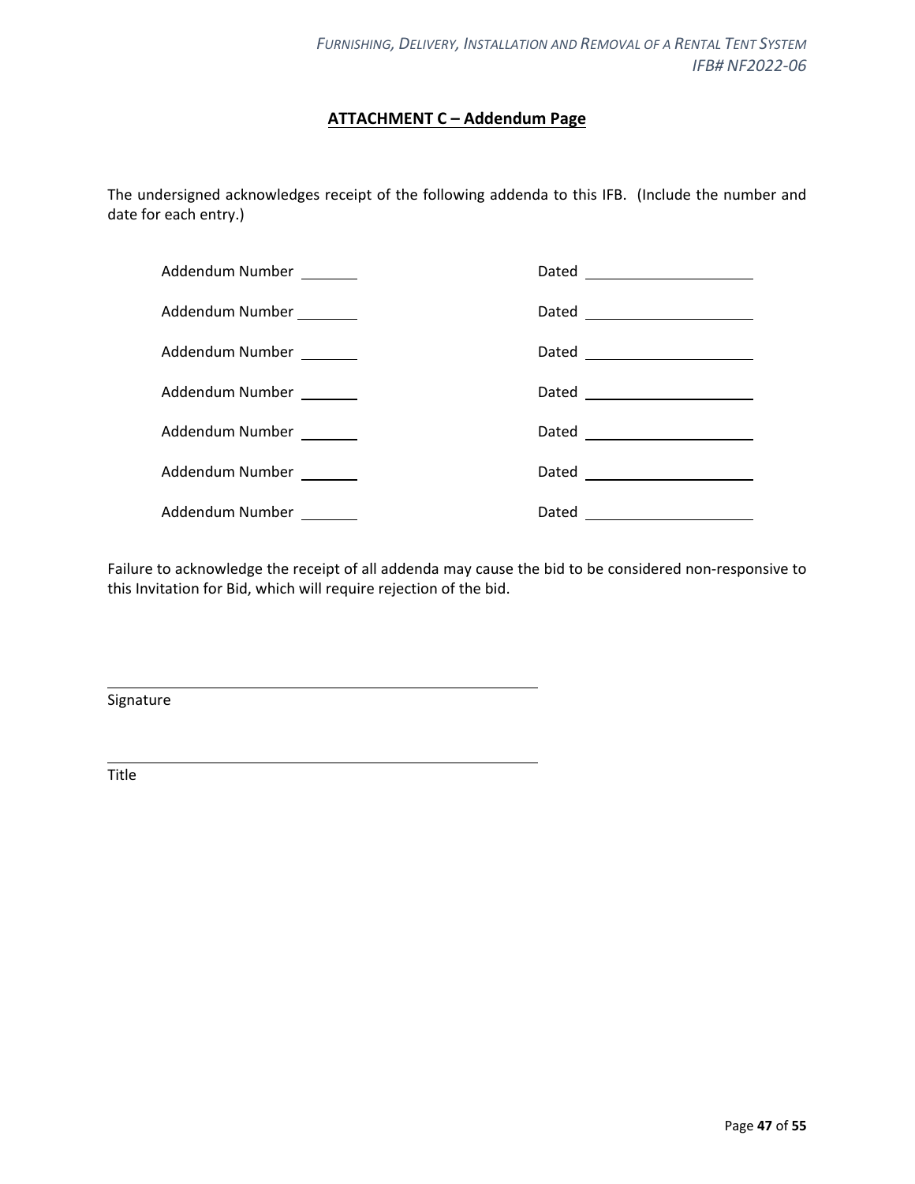## ATTACHMENT C – Addendum Page

The undersigned acknowledges receipt of the following addenda to this IFB. (Include the number and date for each entry.)

Addendum Number ________ Dated ______________________

Addendum Number ________ Dated ______________________

Addendum Number ________ Dated ______________________

Addendum Number ________ Dated ______________________

Addendum Number ________ Dated ______________________

Addendum Number ________ Dated ______________________

Addendum Number ________ Dated ______________________

Failure to acknowledge the receipt of all addenda may cause the bid to be considered non-responsive to this Invitation for Bid, which will require rejection of the bid.

______________________________________________
Signature

______________________________________________
Title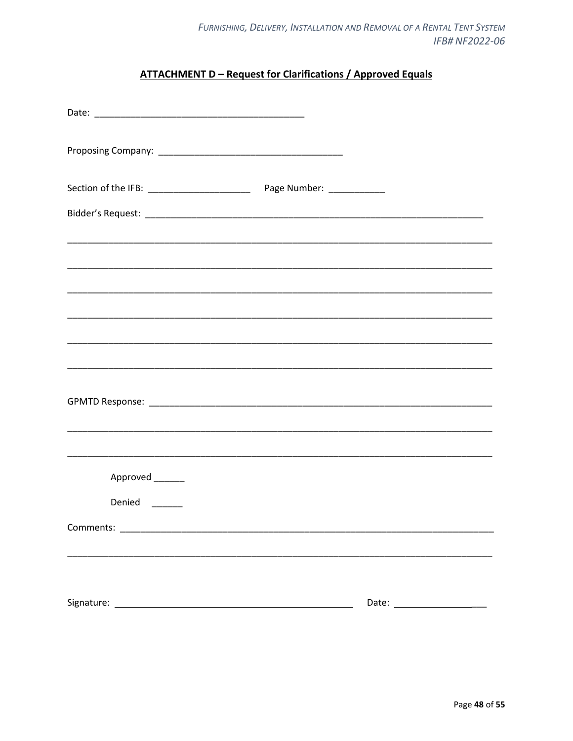## ATTACHMENT D – Request for Clarifications / Approved Equals

Date: ________________________________________

Proposing Company: ___________________________________

Section of the IFB: ____________________ Page Number: ___________

Bidder's Request: _____________________________________________________________________

______________________________________________________________________________

______________________________________________________________________________

______________________________________________________________________________

______________________________________________________________________________

______________________________________________________________________________

______________________________________________________________________________

GPMTD Response: _____________________________________________________________________

______________________________________________________________________________

______________________________________________________________________________

Approved ______

Denied ______

Comments: _________________________________________________________________________

______________________________________________________________________________

Signature: ______________________________________________ Date: __________________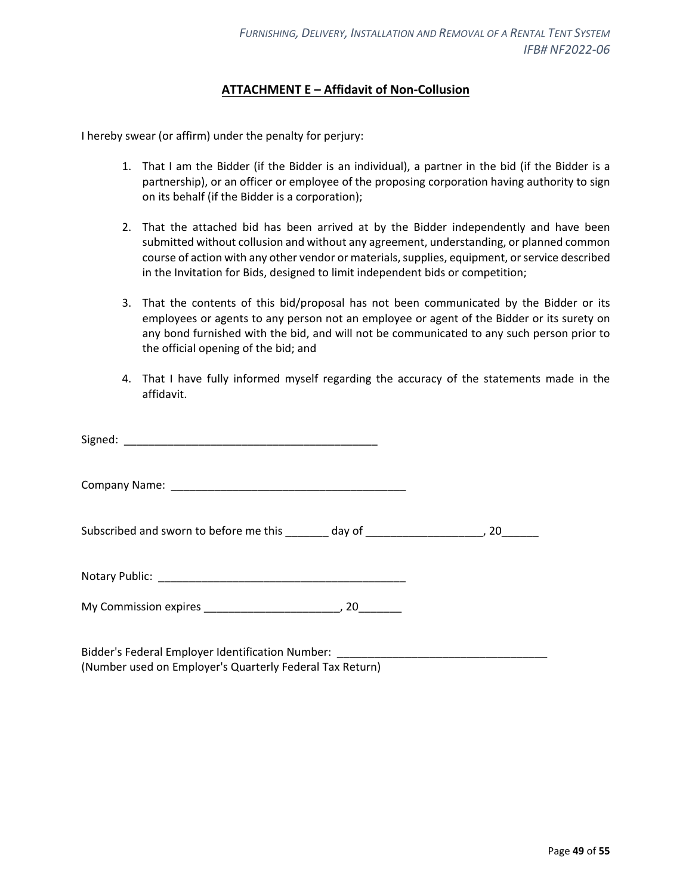## ATTACHMENT E – Affidavit of Non-Collusion

I hereby swear (or affirm) under the penalty for perjury:

1. That I am the Bidder (if the Bidder is an individual), a partner in the bid (if the Bidder is a partnership), or an officer or employee of the proposing corporation having authority to sign on its behalf (if the Bidder is a corporation);

2. That the attached bid has been arrived at by the Bidder independently and have been submitted without collusion and without any agreement, understanding, or planned common course of action with any other vendor or materials, supplies, equipment, or service described in the Invitation for Bids, designed to limit independent bids or competition;

3. That the contents of this bid/proposal has not been communicated by the Bidder or its employees or agents to any person not an employee or agent of the Bidder or its surety on any bond furnished with the bid, and will not be communicated to any such person prior to the official opening of the bid; and

4. That I have fully informed myself regarding the accuracy of the statements made in the affidavit.

Signed: ___________________________________________

Company Name: ________________________________________

Subscribed and sworn to before me this _______ day of ___________________, 20______

Notary Public: __________________________________________

My Commission expires ______________________, 20_______

Bidder's Federal Employer Identification Number: __________________________________
(Number used on Employer's Quarterly Federal Tax Return)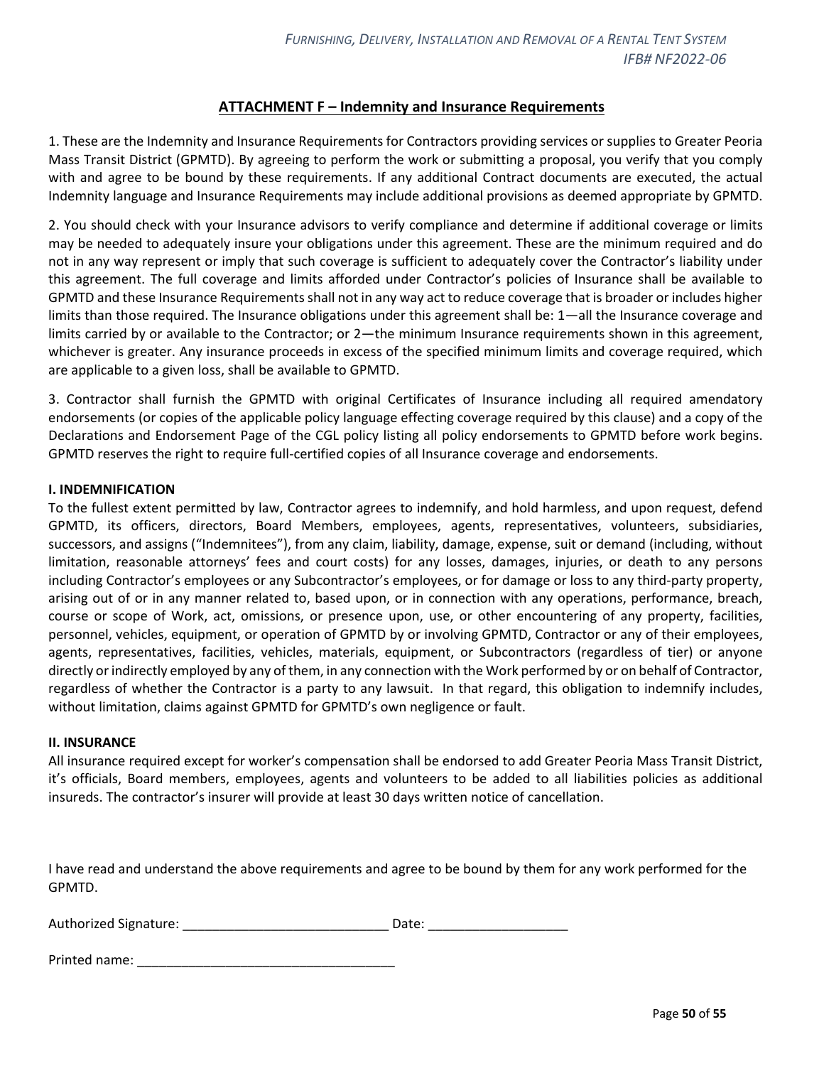## ATTACHMENT F – Indemnity and Insurance Requirements

1. These are the Indemnity and Insurance Requirements for Contractors providing services or supplies to Greater Peoria Mass Transit District (GPMTD). By agreeing to perform the work or submitting a proposal, you verify that you comply with and agree to be bound by these requirements. If any additional Contract documents are executed, the actual Indemnity language and Insurance Requirements may include additional provisions as deemed appropriate by GPMTD.

2. You should check with your Insurance advisors to verify compliance and determine if additional coverage or limits may be needed to adequately insure your obligations under this agreement. These are the minimum required and do not in any way represent or imply that such coverage is sufficient to adequately cover the Contractor's liability under this agreement. The full coverage and limits afforded under Contractor's policies of Insurance shall be available to GPMTD and these Insurance Requirements shall not in any way act to reduce coverage that is broader or includes higher limits than those required. The Insurance obligations under this agreement shall be: 1—all the Insurance coverage and limits carried by or available to the Contractor; or 2—the minimum Insurance requirements shown in this agreement, whichever is greater. Any insurance proceeds in excess of the specified minimum limits and coverage required, which are applicable to a given loss, shall be available to GPMTD.

3. Contractor shall furnish the GPMTD with original Certificates of Insurance including all required amendatory endorsements (or copies of the applicable policy language effecting coverage required by this clause) and a copy of the Declarations and Endorsement Page of the CGL policy listing all policy endorsements to GPMTD before work begins. GPMTD reserves the right to require full-certified copies of all Insurance coverage and endorsements.

### I. INDEMNIFICATION

To the fullest extent permitted by law, Contractor agrees to indemnify, and hold harmless, and upon request, defend GPMTD, its officers, directors, Board Members, employees, agents, representatives, volunteers, subsidiaries, successors, and assigns ("Indemnitees"), from any claim, liability, damage, expense, suit or demand (including, without limitation, reasonable attorneys' fees and court costs) for any losses, damages, injuries, or death to any persons including Contractor's employees or any Subcontractor's employees, or for damage or loss to any third-party property, arising out of or in any manner related to, based upon, or in connection with any operations, performance, breach, course or scope of Work, act, omissions, or presence upon, use, or other encountering of any property, facilities, personnel, vehicles, equipment, or operation of GPMTD by or involving GPMTD, Contractor or any of their employees, agents, representatives, facilities, vehicles, materials, equipment, or Subcontractors (regardless of tier) or anyone directly or indirectly employed by any of them, in any connection with the Work performed by or on behalf of Contractor, regardless of whether the Contractor is a party to any lawsuit. In that regard, this obligation to indemnify includes, without limitation, claims against GPMTD for GPMTD's own negligence or fault.

### II. INSURANCE

All insurance required except for worker's compensation shall be endorsed to add Greater Peoria Mass Transit District, it's officials, Board members, employees, agents and volunteers to be added to all liabilities policies as additional insureds. The contractor's insurer will provide at least 30 days written notice of cancellation.

I have read and understand the above requirements and agree to be bound by them for any work performed for the GPMTD.

Authorized Signature: ____________________________ Date: ___________________

Printed name: ___________________________________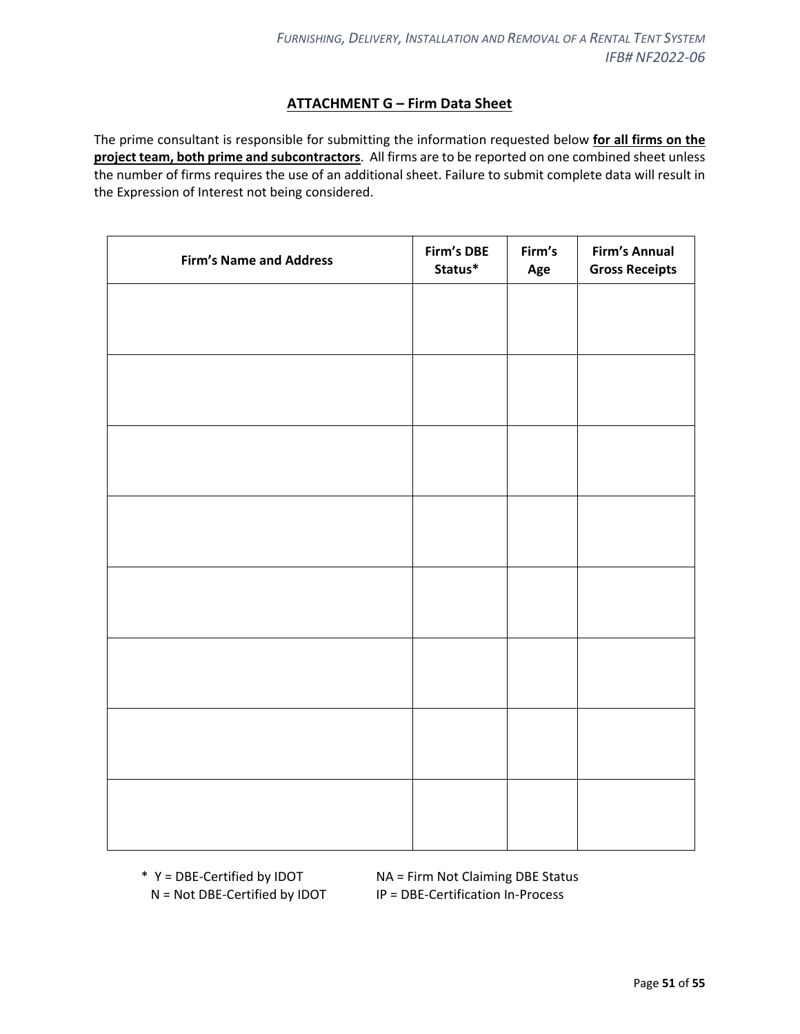## ATTACHMENT G – Firm Data Sheet

The prime consultant is responsible for submitting the information requested below **for all firms on the project team, both prime and subcontractors**. All firms are to be reported on one combined sheet unless the number of firms requires the use of an additional sheet. Failure to submit complete data will result in the Expression of Interest not being considered.

| Firm's Name and Address | Firm's DBE Status* | Firm's Age | Firm's Annual Gross Receipts |
|---|---|---|---|
| | | | |
| | | | |
| | | | |
| | | | |
| | | | |
| | | | |
| | | | |
| | | | |

\* Y = DBE-Certified by IDOT
N = Not DBE-Certified by IDOT
NA = Firm Not Claiming DBE Status
IP = DBE-Certification In-Process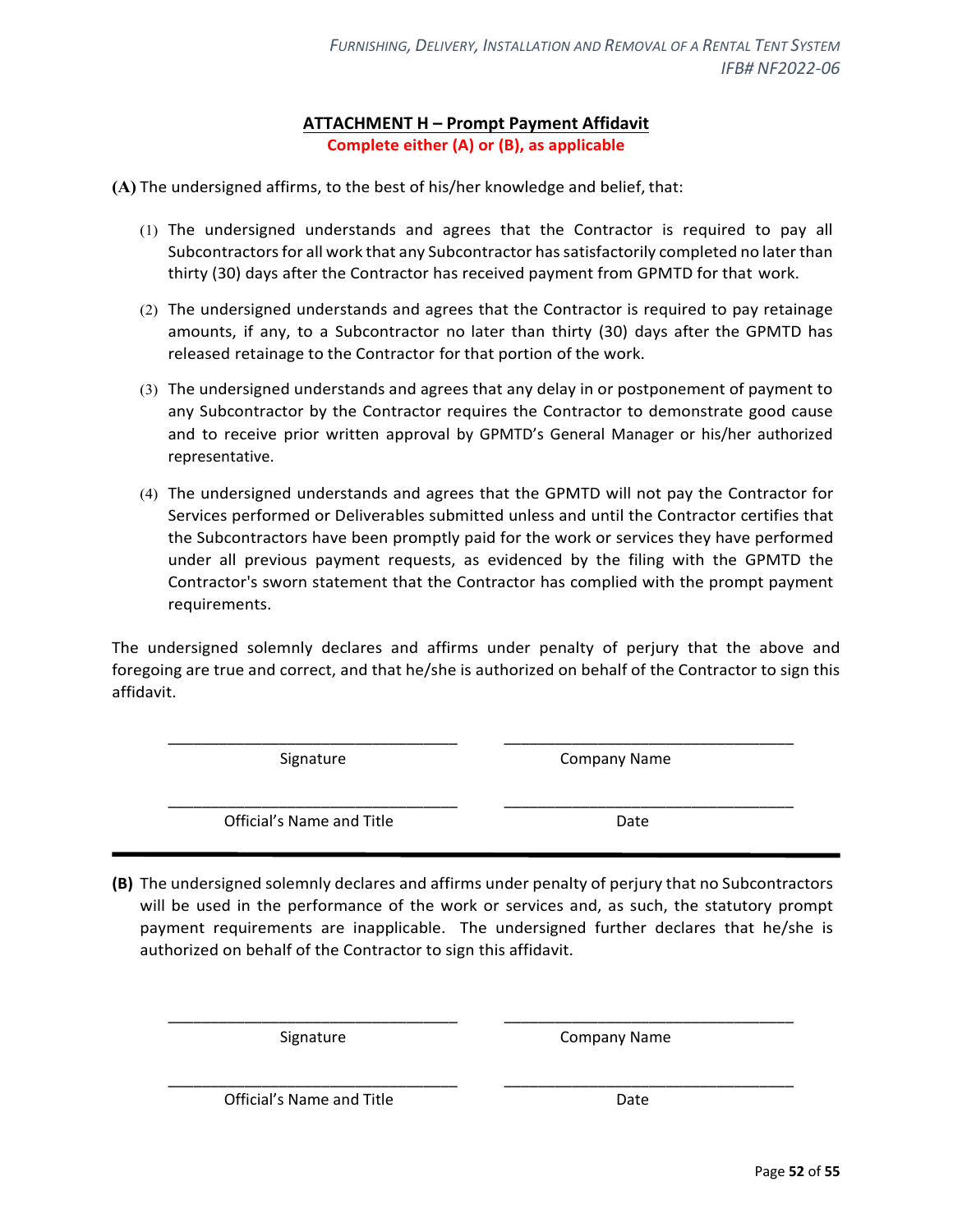## ATTACHMENT H – Prompt Payment Affidavit

**Complete either (A) or (B), as applicable**

**(A)** The undersigned affirms, to the best of his/her knowledge and belief, that:

(1) The undersigned understands and agrees that the Contractor is required to pay all Subcontractors for all work that any Subcontractor has satisfactorily completed no later than thirty (30) days after the Contractor has received payment from GPMTD for that work.

(2) The undersigned understands and agrees that the Contractor is required to pay retainage amounts, if any, to a Subcontractor no later than thirty (30) days after the GPMTD has released retainage to the Contractor for that portion of the work.

(3) The undersigned understands and agrees that any delay in or postponement of payment to any Subcontractor by the Contractor requires the Contractor to demonstrate good cause and to receive prior written approval by GPMTD's General Manager or his/her authorized representative.

(4) The undersigned understands and agrees that the GPMTD will not pay the Contractor for Services performed or Deliverables submitted unless and until the Contractor certifies that the Subcontractors have been promptly paid for the work or services they have performed under all previous payment requests, as evidenced by the filing with the GPMTD the Contractor's sworn statement that the Contractor has complied with the prompt payment requirements.

The undersigned solemnly declares and affirms under penalty of perjury that the above and foregoing are true and correct, and that he/she is authorized on behalf of the Contractor to sign this affidavit.

| | |
|---|---|
| ______________________________ | ______________________________ |
| Signature | Company Name |
| ______________________________ | ______________________________ |
| Official's Name and Title | Date |

---

**(B)** The undersigned solemnly declares and affirms under penalty of perjury that no Subcontractors will be used in the performance of the work or services and, as such, the statutory prompt payment requirements are inapplicable. The undersigned further declares that he/she is authorized on behalf of the Contractor to sign this affidavit.

| | |
|---|---|
| ______________________________ | ______________________________ |
| Signature | Company Name |
| ______________________________ | ______________________________ |
| Official's Name and Title | Date |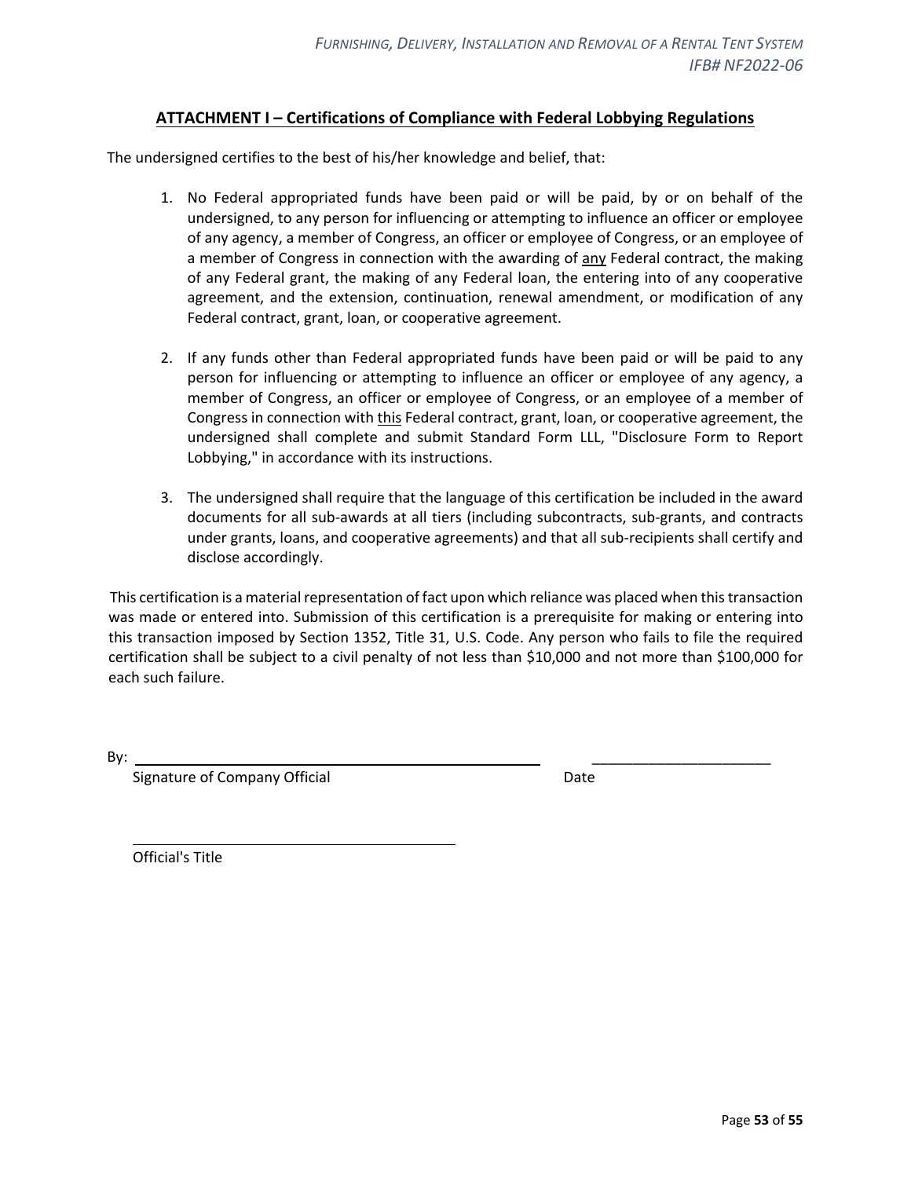## ATTACHMENT I – Certifications of Compliance with Federal Lobbying Regulations

The undersigned certifies to the best of his/her knowledge and belief, that:

1. No Federal appropriated funds have been paid or will be paid, by or on behalf of the undersigned, to any person for influencing or attempting to influence an officer or employee of any agency, a member of Congress, an officer or employee of Congress, or an employee of a member of Congress in connection with the awarding of <u>any</u> Federal contract, the making of any Federal grant, the making of any Federal loan, the entering into of any cooperative agreement, and the extension, continuation, renewal amendment, or modification of any Federal contract, grant, loan, or cooperative agreement.

2. If any funds other than Federal appropriated funds have been paid or will be paid to any person for influencing or attempting to influence an officer or employee of any agency, a member of Congress, an officer or employee of Congress, or an employee of a member of Congress in connection with <u>this</u> Federal contract, grant, loan, or cooperative agreement, the undersigned shall complete and submit Standard Form LLL, "Disclosure Form to Report Lobbying," in accordance with its instructions.

3. The undersigned shall require that the language of this certification be included in the award documents for all sub-awards at all tiers (including subcontracts, sub-grants, and contracts under grants, loans, and cooperative agreements) and that all sub-recipients shall certify and disclose accordingly.

This certification is a material representation of fact upon which reliance was placed when this transaction was made or entered into. Submission of this certification is a prerequisite for making or entering into this transaction imposed by Section 1352, Title 31, U.S. Code. Any person who fails to file the required certification shall be subject to a civil penalty of not less than $10,000 and not more than $100,000 for each such failure.

By: ______________________________________________ ______________________

Signature of Company Official Date

______________________________________

Official's Title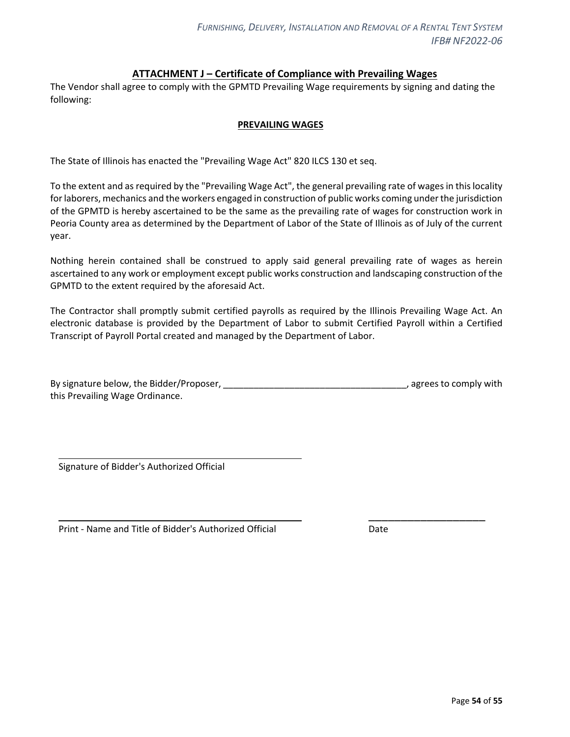## ATTACHMENT J – Certificate of Compliance with Prevailing Wages

The Vendor shall agree to comply with the GPMTD Prevailing Wage requirements by signing and dating the following:

**PREVAILING WAGES**

The State of Illinois has enacted the "Prevailing Wage Act" 820 ILCS 130 et seq.

To the extent and as required by the "Prevailing Wage Act", the general prevailing rate of wages in this locality for laborers, mechanics and the workers engaged in construction of public works coming under the jurisdiction of the GPMTD is hereby ascertained to be the same as the prevailing rate of wages for construction work in Peoria County area as determined by the Department of Labor of the State of Illinois as of July of the current year.

Nothing herein contained shall be construed to apply said general prevailing rate of wages as herein ascertained to any work or employment except public works construction and landscaping construction of the GPMTD to the extent required by the aforesaid Act.

The Contractor shall promptly submit certified payrolls as required by the Illinois Prevailing Wage Act. An electronic database is provided by the Department of Labor to submit Certified Payroll within a Certified Transcript of Payroll Portal created and managed by the Department of Labor.

By signature below, the Bidder/Proposer, ____________________________________, agrees to comply with this Prevailing Wage Ordinance.

______________________________________________
Signature of Bidder's Authorized Official

______________________________________________ ________________________
Print - Name and Title of Bidder's Authorized Official Date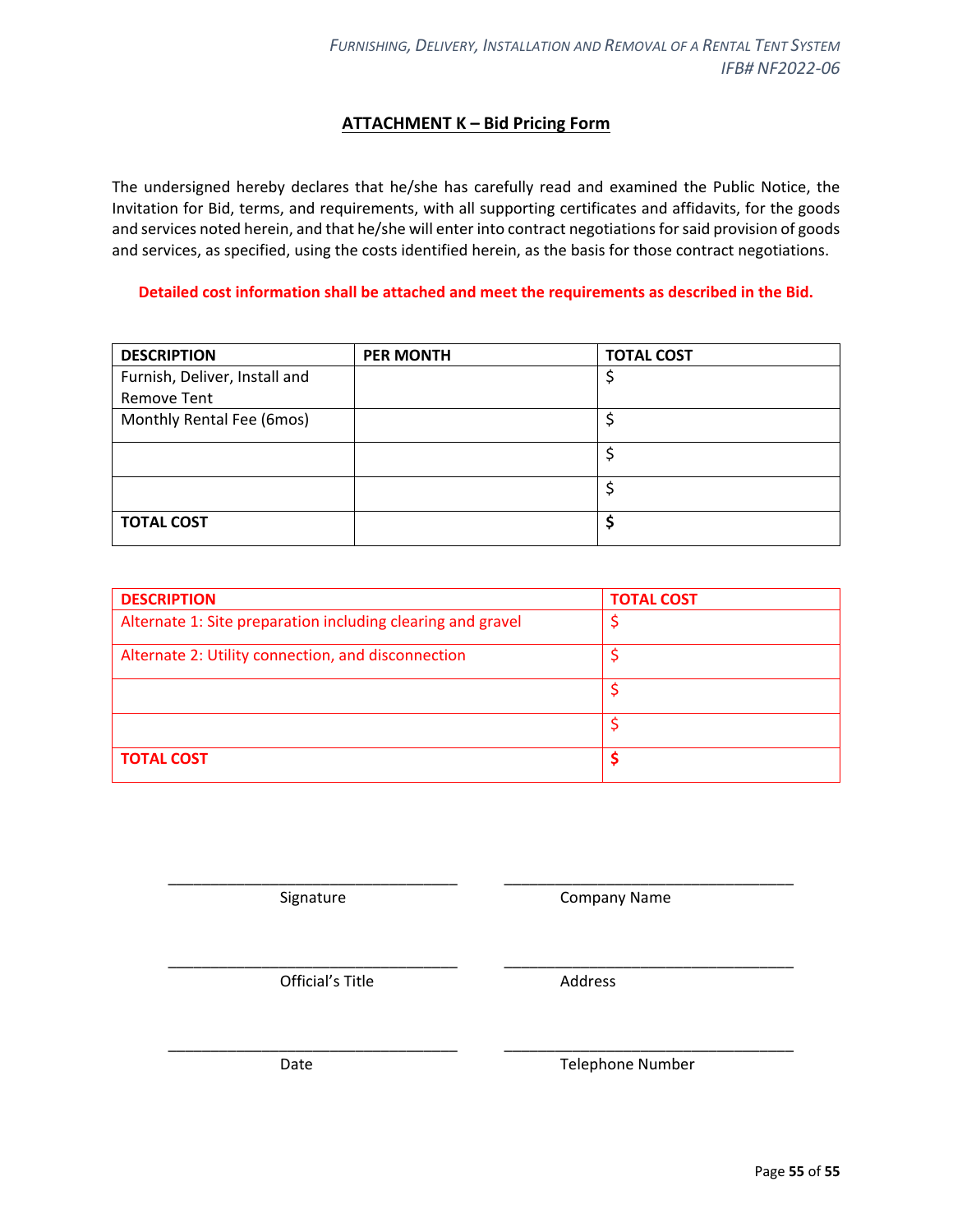## ATTACHMENT K – Bid Pricing Form

The undersigned hereby declares that he/she has carefully read and examined the Public Notice, the Invitation for Bid, terms, and requirements, with all supporting certificates and affidavits, for the goods and services noted herein, and that he/she will enter into contract negotiations for said provision of goods and services, as specified, using the costs identified herein, as the basis for those contract negotiations.

**Detailed cost information shall be attached and meet the requirements as described in the Bid.**

| DESCRIPTION | PER MONTH | TOTAL COST |
|---|---|---|
| Furnish, Deliver, Install and Remove Tent | | $ |
| Monthly Rental Fee (6mos) | | $ |
| | | $ |
| | | $ |
| **TOTAL COST** | | **$** |

| DESCRIPTION | TOTAL COST |
|---|---|
| Alternate 1: Site preparation including clearing and gravel | $ |
| Alternate 2: Utility connection, and disconnection | $ |
| | $ |
| | $ |
| **TOTAL COST** | **$** |

___________________________________ Signature

___________________________________ Company Name

___________________________________ Official's Title

___________________________________ Address

___________________________________ Date

___________________________________ Telephone Number